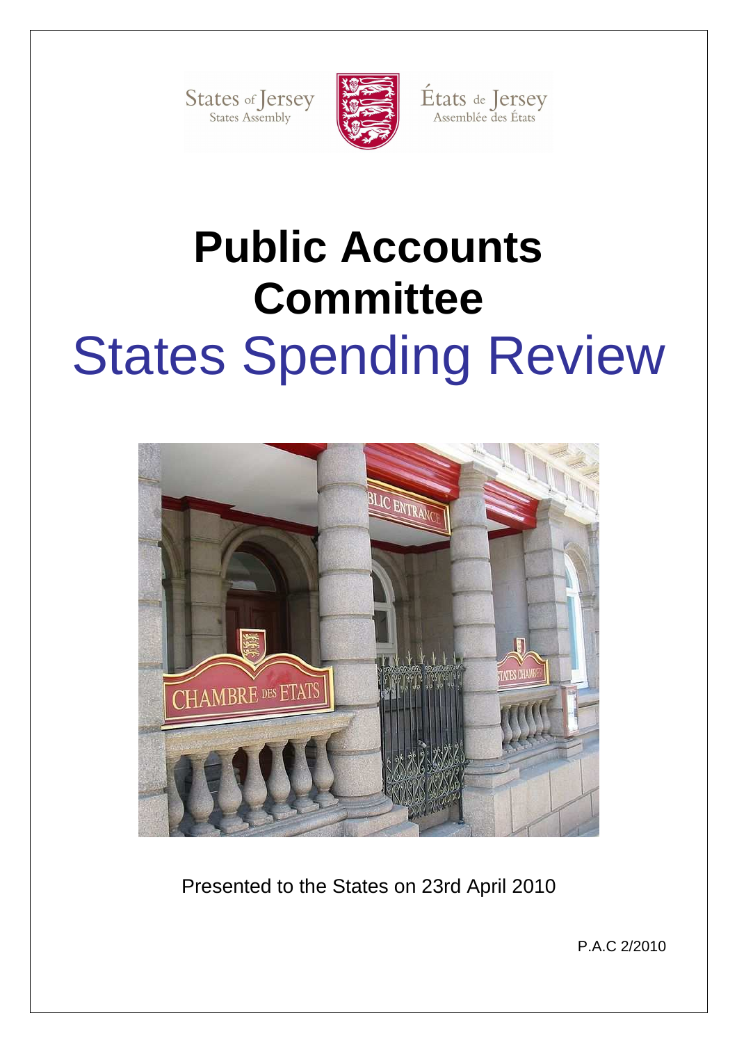States of Jersey
States Assembly

États de Jersey
Assemblée des États

# Public Accounts Committee

# States Spending Review

Presented to the States on 23rd April 2010

P.A.C 2/2010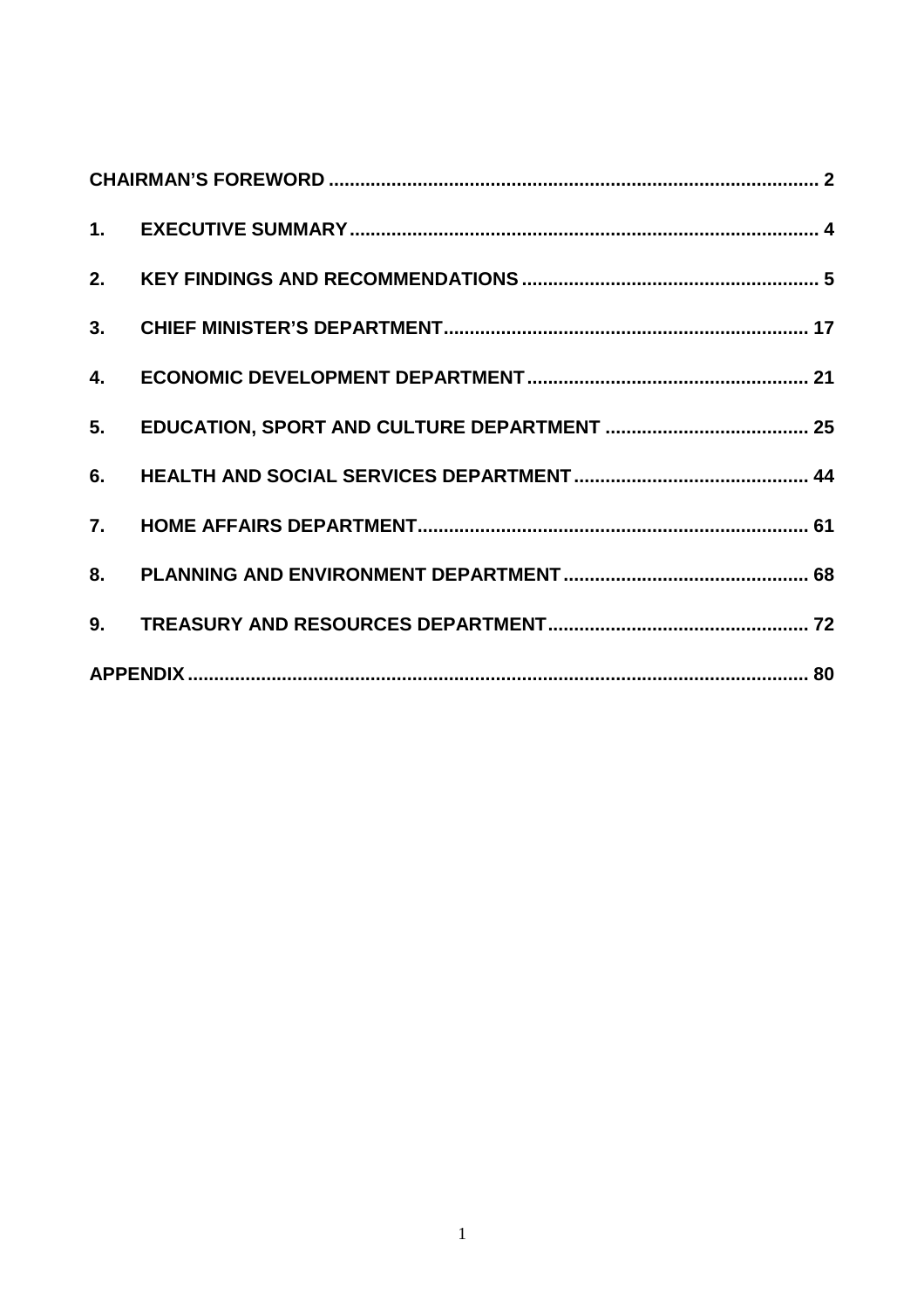CHAIRMAN'S FOREWORD ... 2

1. EXECUTIVE SUMMARY ... 4

2. KEY FINDINGS AND RECOMMENDATIONS ... 5

3. CHIEF MINISTER'S DEPARTMENT ... 17

4. ECONOMIC DEVELOPMENT DEPARTMENT ... 21

5. EDUCATION, SPORT AND CULTURE DEPARTMENT ... 25

6. HEALTH AND SOCIAL SERVICES DEPARTMENT ... 44

7. HOME AFFAIRS DEPARTMENT ... 61

8. PLANNING AND ENVIRONMENT DEPARTMENT ... 68

9. TREASURY AND RESOURCES DEPARTMENT ... 72

APPENDIX ... 80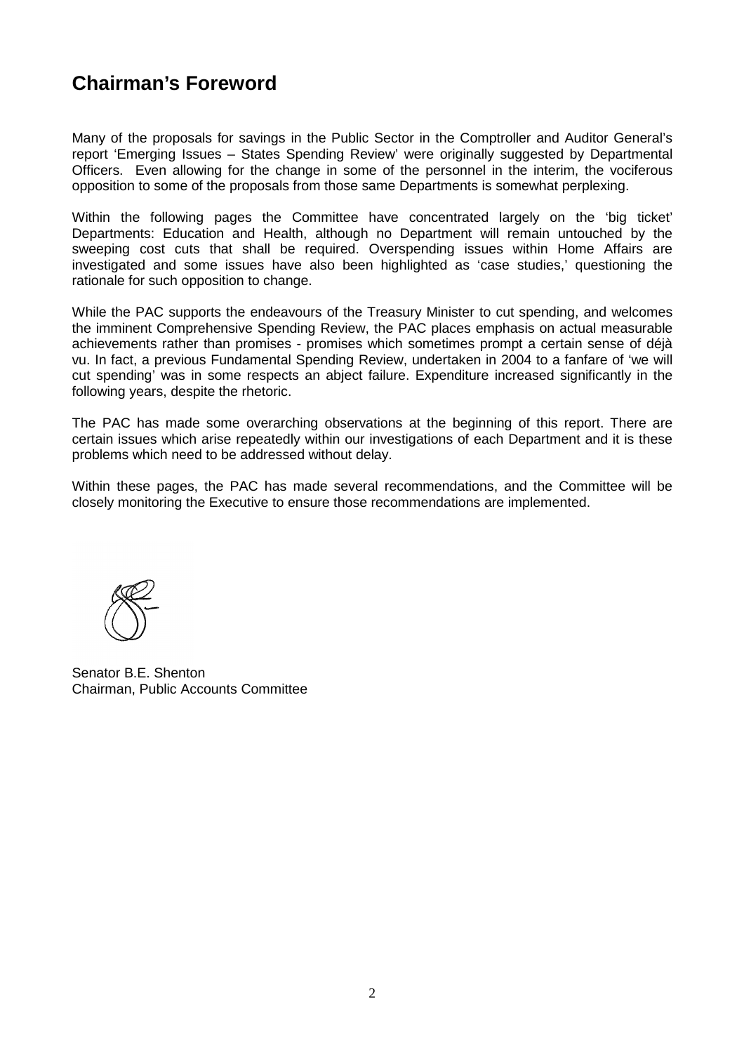## Chairman's Foreword

Many of the proposals for savings in the Public Sector in the Comptroller and Auditor General's report 'Emerging Issues – States Spending Review' were originally suggested by Departmental Officers. Even allowing for the change in some of the personnel in the interim, the vociferous opposition to some of the proposals from those same Departments is somewhat perplexing.

Within the following pages the Committee have concentrated largely on the 'big ticket' Departments: Education and Health, although no Department will remain untouched by the sweeping cost cuts that shall be required. Overspending issues within Home Affairs are investigated and some issues have also been highlighted as 'case studies,' questioning the rationale for such opposition to change.

While the PAC supports the endeavours of the Treasury Minister to cut spending, and welcomes the imminent Comprehensive Spending Review, the PAC places emphasis on actual measurable achievements rather than promises - promises which sometimes prompt a certain sense of déjà vu. In fact, a previous Fundamental Spending Review, undertaken in 2004 to a fanfare of 'we will cut spending' was in some respects an abject failure. Expenditure increased significantly in the following years, despite the rhetoric.

The PAC has made some overarching observations at the beginning of this report. There are certain issues which arise repeatedly within our investigations of each Department and it is these problems which need to be addressed without delay.

Within these pages, the PAC has made several recommendations, and the Committee will be closely monitoring the Executive to ensure those recommendations are implemented.

Senator B.E. Shenton
Chairman, Public Accounts Committee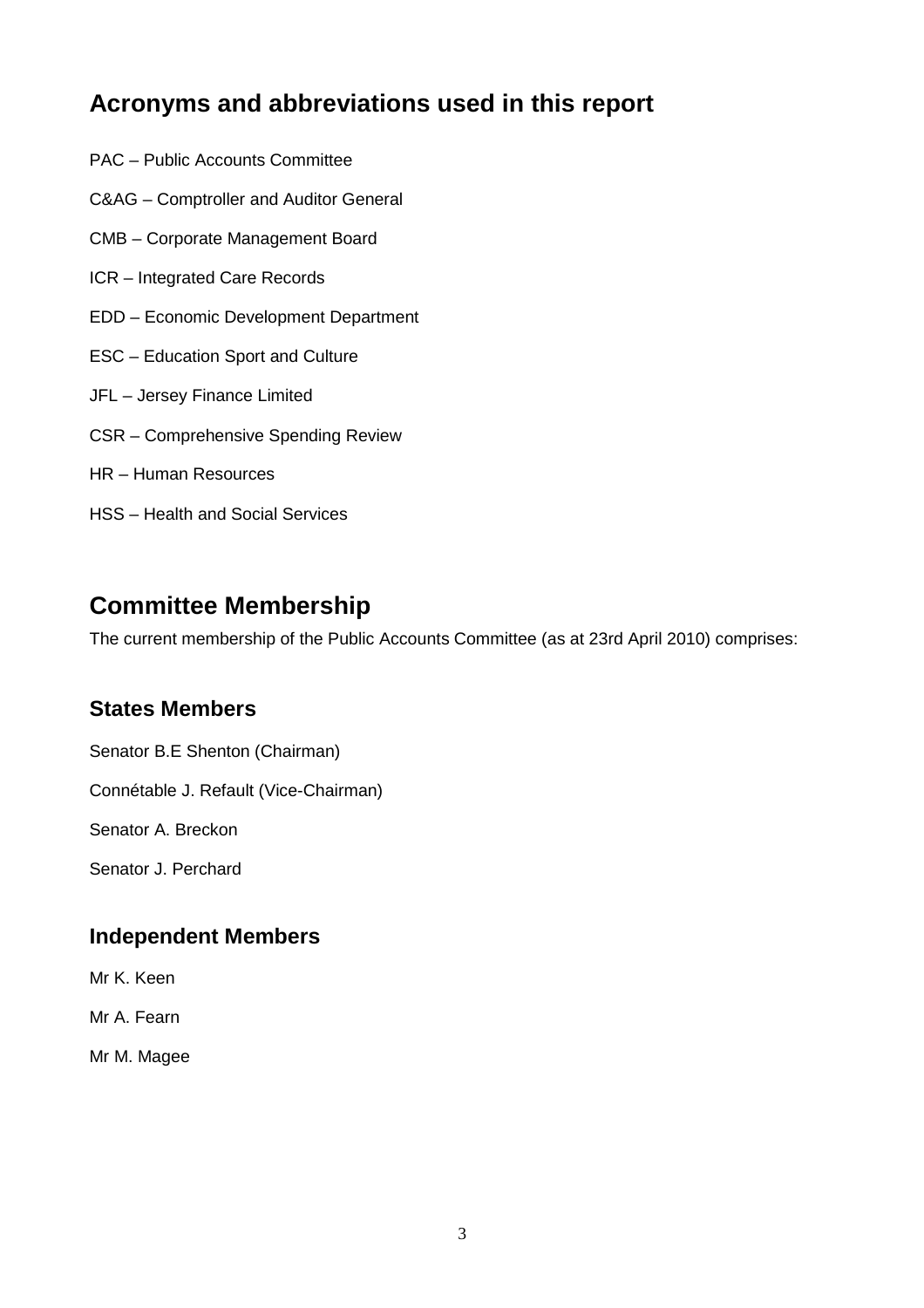## Acronyms and abbreviations used in this report

PAC – Public Accounts Committee

C&AG – Comptroller and Auditor General

CMB – Corporate Management Board

ICR – Integrated Care Records

EDD – Economic Development Department

ESC – Education Sport and Culture

JFL – Jersey Finance Limited

CSR – Comprehensive Spending Review

HR – Human Resources

HSS – Health and Social Services

## Committee Membership

The current membership of the Public Accounts Committee (as at 23rd April 2010) comprises:

### States Members

Senator B.E Shenton (Chairman)

Connétable J. Refault (Vice-Chairman)

Senator A. Breckon

Senator J. Perchard

### Independent Members

Mr K. Keen

Mr A. Fearn

Mr M. Magee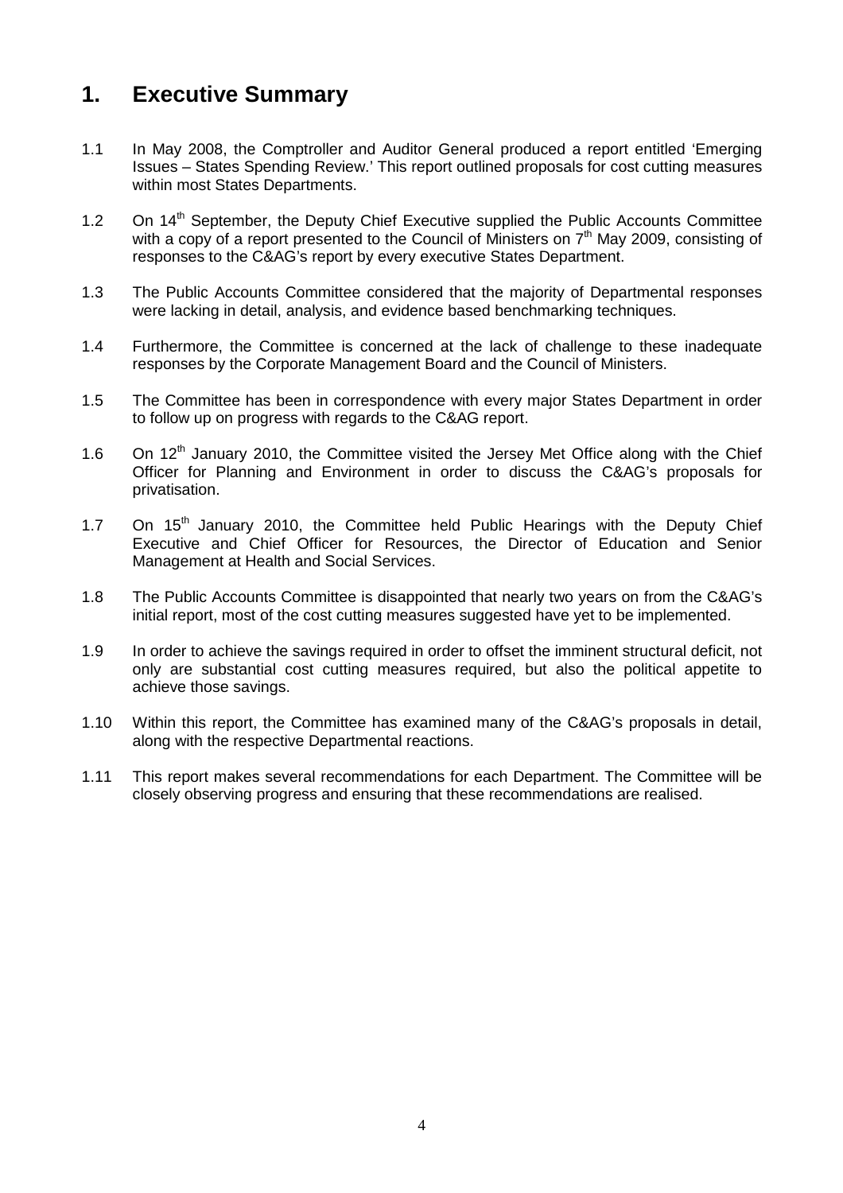# 1. Executive Summary

1.1 In May 2008, the Comptroller and Auditor General produced a report entitled 'Emerging Issues – States Spending Review.' This report outlined proposals for cost cutting measures within most States Departments.

1.2 On 14th September, the Deputy Chief Executive supplied the Public Accounts Committee with a copy of a report presented to the Council of Ministers on 7th May 2009, consisting of responses to the C&AG's report by every executive States Department.

1.3 The Public Accounts Committee considered that the majority of Departmental responses were lacking in detail, analysis, and evidence based benchmarking techniques.

1.4 Furthermore, the Committee is concerned at the lack of challenge to these inadequate responses by the Corporate Management Board and the Council of Ministers.

1.5 The Committee has been in correspondence with every major States Department in order to follow up on progress with regards to the C&AG report.

1.6 On 12th January 2010, the Committee visited the Jersey Met Office along with the Chief Officer for Planning and Environment in order to discuss the C&AG's proposals for privatisation.

1.7 On 15th January 2010, the Committee held Public Hearings with the Deputy Chief Executive and Chief Officer for Resources, the Director of Education and Senior Management at Health and Social Services.

1.8 The Public Accounts Committee is disappointed that nearly two years on from the C&AG's initial report, most of the cost cutting measures suggested have yet to be implemented.

1.9 In order to achieve the savings required in order to offset the imminent structural deficit, not only are substantial cost cutting measures required, but also the political appetite to achieve those savings.

1.10 Within this report, the Committee has examined many of the C&AG's proposals in detail, along with the respective Departmental reactions.

1.11 This report makes several recommendations for each Department. The Committee will be closely observing progress and ensuring that these recommendations are realised.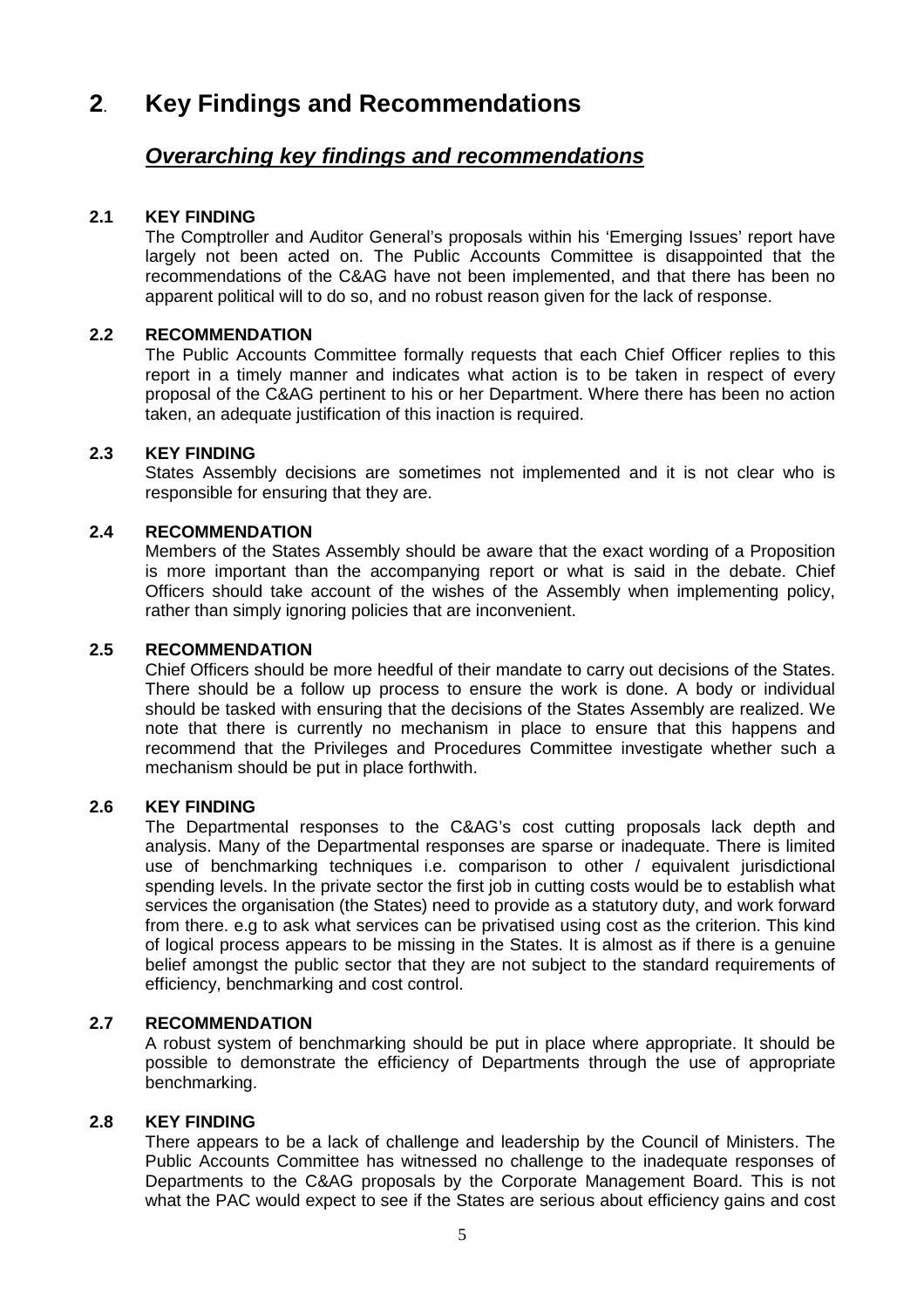# 2. Key Findings and Recommendations

## ***Overarching key findings and recommendations***

**2.1 KEY FINDING**

The Comptroller and Auditor General's proposals within his 'Emerging Issues' report have largely not been acted on. The Public Accounts Committee is disappointed that the recommendations of the C&AG have not been implemented, and that there has been no apparent political will to do so, and no robust reason given for the lack of response.

**2.2 RECOMMENDATION**

The Public Accounts Committee formally requests that each Chief Officer replies to this report in a timely manner and indicates what action is to be taken in respect of every proposal of the C&AG pertinent to his or her Department. Where there has been no action taken, an adequate justification of this inaction is required.

**2.3 KEY FINDING**

States Assembly decisions are sometimes not implemented and it is not clear who is responsible for ensuring that they are.

**2.4 RECOMMENDATION**

Members of the States Assembly should be aware that the exact wording of a Proposition is more important than the accompanying report or what is said in the debate. Chief Officers should take account of the wishes of the Assembly when implementing policy, rather than simply ignoring policies that are inconvenient.

**2.5 RECOMMENDATION**

Chief Officers should be more heedful of their mandate to carry out decisions of the States. There should be a follow up process to ensure the work is done. A body or individual should be tasked with ensuring that the decisions of the States Assembly are realized. We note that there is currently no mechanism in place to ensure that this happens and recommend that the Privileges and Procedures Committee investigate whether such a mechanism should be put in place forthwith.

**2.6 KEY FINDING**

The Departmental responses to the C&AG's cost cutting proposals lack depth and analysis. Many of the Departmental responses are sparse or inadequate. There is limited use of benchmarking techniques i.e. comparison to other / equivalent jurisdictional spending levels. In the private sector the first job in cutting costs would be to establish what services the organisation (the States) need to provide as a statutory duty, and work forward from there. e.g to ask what services can be privatised using cost as the criterion. This kind of logical process appears to be missing in the States. It is almost as if there is a genuine belief amongst the public sector that they are not subject to the standard requirements of efficiency, benchmarking and cost control.

**2.7 RECOMMENDATION**

A robust system of benchmarking should be put in place where appropriate. It should be possible to demonstrate the efficiency of Departments through the use of appropriate benchmarking.

**2.8 KEY FINDING**

There appears to be a lack of challenge and leadership by the Council of Ministers. The Public Accounts Committee has witnessed no challenge to the inadequate responses of Departments to the C&AG proposals by the Corporate Management Board. This is not what the PAC would expect to see if the States are serious about efficiency gains and cost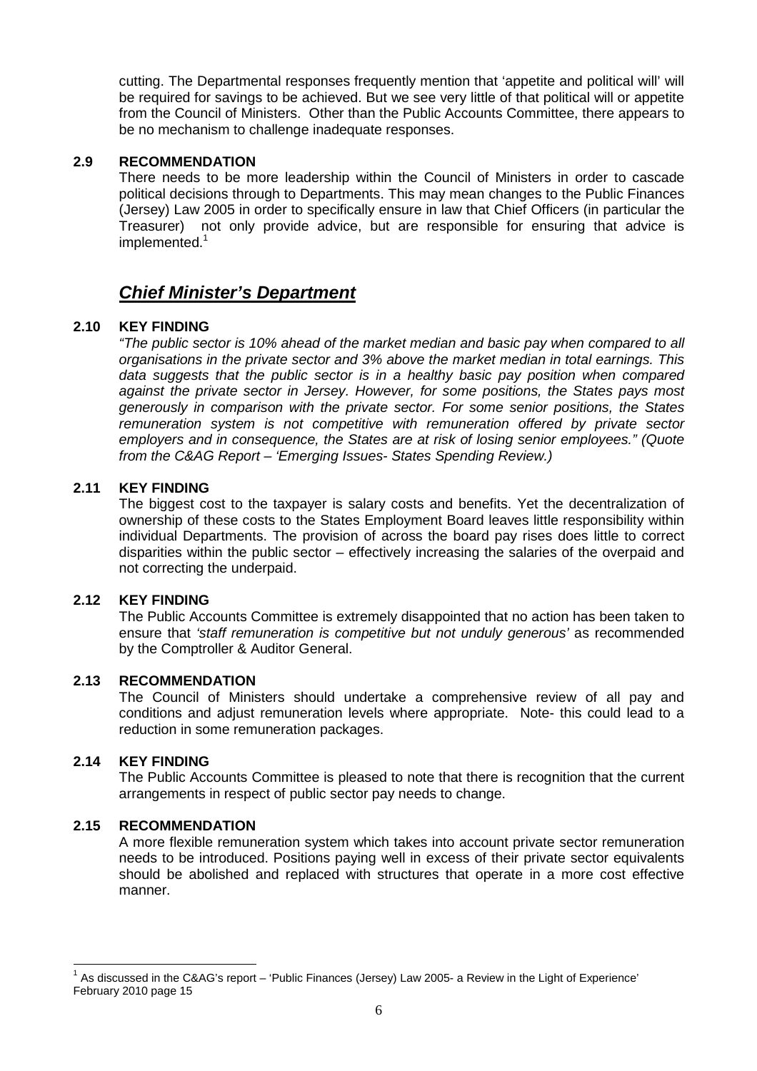cutting. The Departmental responses frequently mention that 'appetite and political will' will be required for savings to be achieved. But we see very little of that political will or appetite from the Council of Ministers. Other than the Public Accounts Committee, there appears to be no mechanism to challenge inadequate responses.

**2.9 RECOMMENDATION**

There needs to be more leadership within the Council of Ministers in order to cascade political decisions through to Departments. This may mean changes to the Public Finances (Jersey) Law 2005 in order to specifically ensure in law that Chief Officers (in particular the Treasurer) not only provide advice, but are responsible for ensuring that advice is implemented.[1]

## ***Chief Minister's Department***

**2.10 KEY FINDING**

*"The public sector is 10% ahead of the market median and basic pay when compared to all organisations in the private sector and 3% above the market median in total earnings. This data suggests that the public sector is in a healthy basic pay position when compared against the private sector in Jersey. However, for some positions, the States pays most generously in comparison with the private sector. For some senior positions, the States remuneration system is not competitive with remuneration offered by private sector employers and in consequence, the States are at risk of losing senior employees." (Quote from the C&AG Report – 'Emerging Issues- States Spending Review.)*

**2.11 KEY FINDING**

The biggest cost to the taxpayer is salary costs and benefits. Yet the decentralization of ownership of these costs to the States Employment Board leaves little responsibility within individual Departments. The provision of across the board pay rises does little to correct disparities within the public sector – effectively increasing the salaries of the overpaid and not correcting the underpaid.

**2.12 KEY FINDING**

The Public Accounts Committee is extremely disappointed that no action has been taken to ensure that *'staff remuneration is competitive but not unduly generous'* as recommended by the Comptroller & Auditor General.

**2.13 RECOMMENDATION**

The Council of Ministers should undertake a comprehensive review of all pay and conditions and adjust remuneration levels where appropriate. Note- this could lead to a reduction in some remuneration packages.

**2.14 KEY FINDING**

The Public Accounts Committee is pleased to note that there is recognition that the current arrangements in respect of public sector pay needs to change.

**2.15 RECOMMENDATION**

A more flexible remuneration system which takes into account private sector remuneration needs to be introduced. Positions paying well in excess of their private sector equivalents should be abolished and replaced with structures that operate in a more cost effective manner.

---

[1] As discussed in the C&AG's report – 'Public Finances (Jersey) Law 2005- a Review in the Light of Experience' February 2010 page 15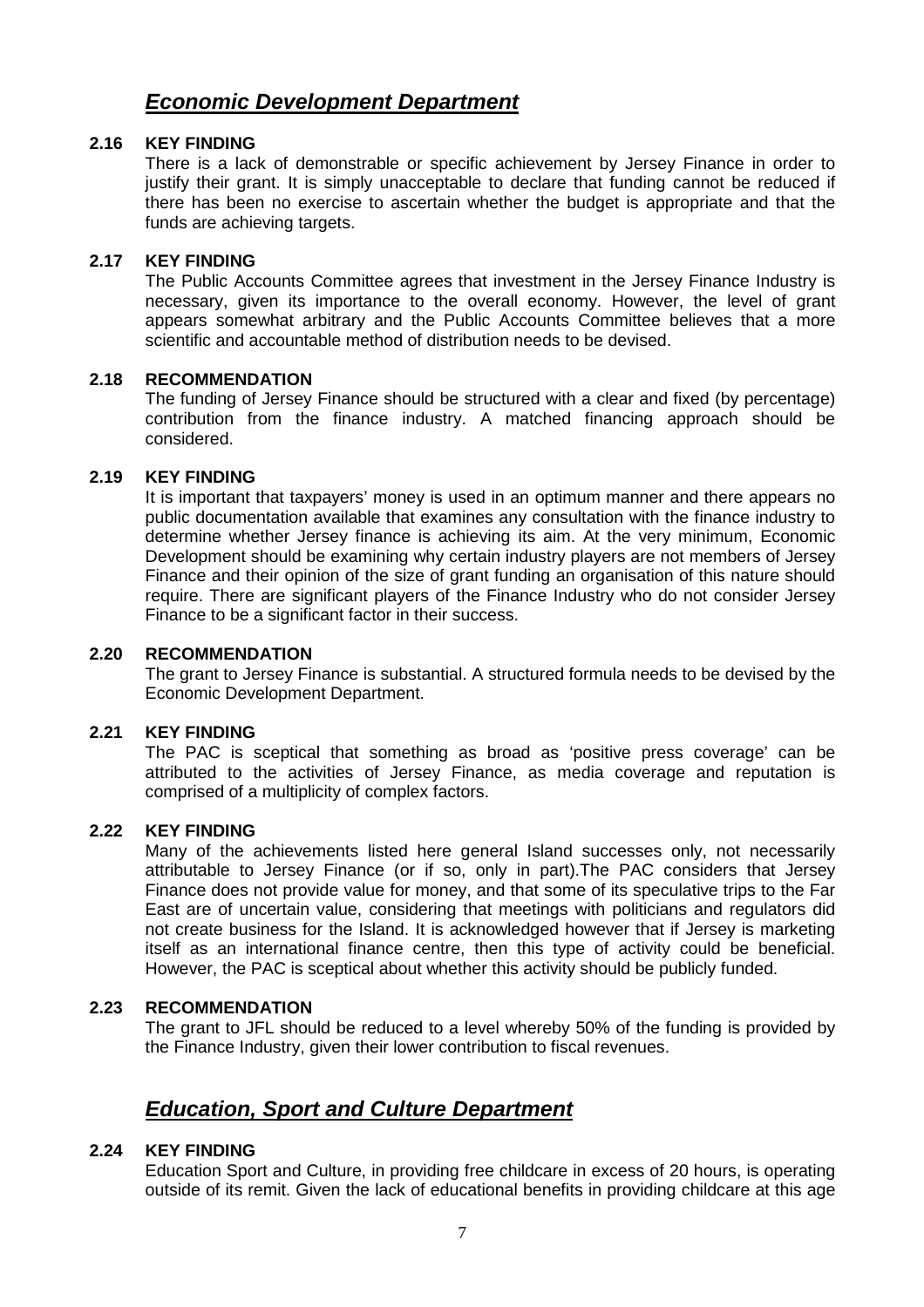## ***Economic Development Department***

**2.16 KEY FINDING**

There is a lack of demonstrable or specific achievement by Jersey Finance in order to justify their grant. It is simply unacceptable to declare that funding cannot be reduced if there has been no exercise to ascertain whether the budget is appropriate and that the funds are achieving targets.

**2.17 KEY FINDING**

The Public Accounts Committee agrees that investment in the Jersey Finance Industry is necessary, given its importance to the overall economy. However, the level of grant appears somewhat arbitrary and the Public Accounts Committee believes that a more scientific and accountable method of distribution needs to be devised.

**2.18 RECOMMENDATION**

The funding of Jersey Finance should be structured with a clear and fixed (by percentage) contribution from the finance industry. A matched financing approach should be considered.

**2.19 KEY FINDING**

It is important that taxpayers' money is used in an optimum manner and there appears no public documentation available that examines any consultation with the finance industry to determine whether Jersey finance is achieving its aim. At the very minimum, Economic Development should be examining why certain industry players are not members of Jersey Finance and their opinion of the size of grant funding an organisation of this nature should require. There are significant players of the Finance Industry who do not consider Jersey Finance to be a significant factor in their success.

**2.20 RECOMMENDATION**

The grant to Jersey Finance is substantial. A structured formula needs to be devised by the Economic Development Department.

**2.21 KEY FINDING**

The PAC is sceptical that something as broad as 'positive press coverage' can be attributed to the activities of Jersey Finance, as media coverage and reputation is comprised of a multiplicity of complex factors.

**2.22 KEY FINDING**

Many of the achievements listed here general Island successes only, not necessarily attributable to Jersey Finance (or if so, only in part).The PAC considers that Jersey Finance does not provide value for money, and that some of its speculative trips to the Far East are of uncertain value, considering that meetings with politicians and regulators did not create business for the Island. It is acknowledged however that if Jersey is marketing itself as an international finance centre, then this type of activity could be beneficial. However, the PAC is sceptical about whether this activity should be publicly funded.

**2.23 RECOMMENDATION**

The grant to JFL should be reduced to a level whereby 50% of the funding is provided by the Finance Industry, given their lower contribution to fiscal revenues.

## ***Education, Sport and Culture Department***

**2.24 KEY FINDING**

Education Sport and Culture, in providing free childcare in excess of 20 hours, is operating outside of its remit. Given the lack of educational benefits in providing childcare at this age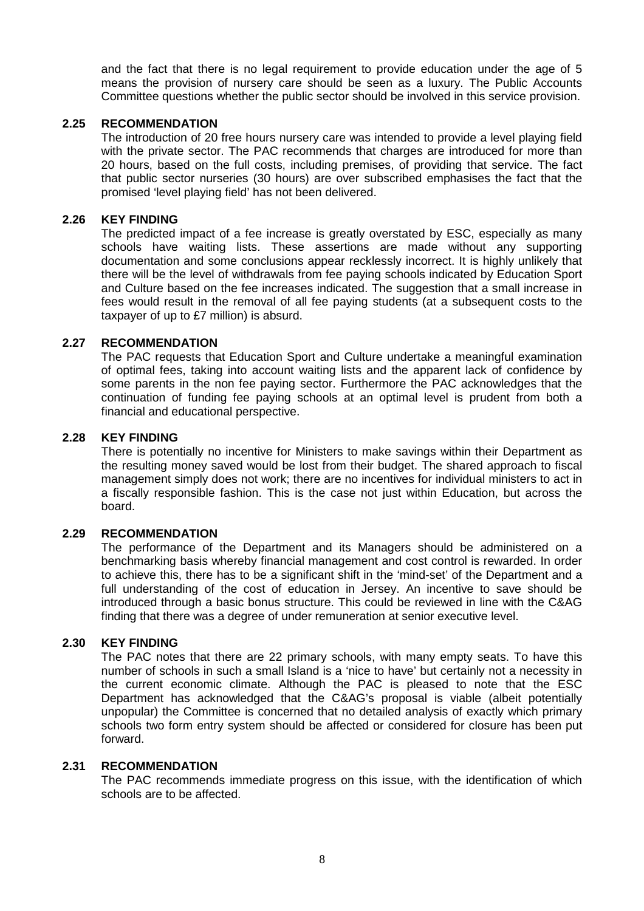and the fact that there is no legal requirement to provide education under the age of 5 means the provision of nursery care should be seen as a luxury. The Public Accounts Committee questions whether the public sector should be involved in this service provision.

**2.25 RECOMMENDATION**

The introduction of 20 free hours nursery care was intended to provide a level playing field with the private sector. The PAC recommends that charges are introduced for more than 20 hours, based on the full costs, including premises, of providing that service. The fact that public sector nurseries (30 hours) are over subscribed emphasises the fact that the promised 'level playing field' has not been delivered.

**2.26 KEY FINDING**

The predicted impact of a fee increase is greatly overstated by ESC, especially as many schools have waiting lists. These assertions are made without any supporting documentation and some conclusions appear recklessly incorrect. It is highly unlikely that there will be the level of withdrawals from fee paying schools indicated by Education Sport and Culture based on the fee increases indicated. The suggestion that a small increase in fees would result in the removal of all fee paying students (at a subsequent costs to the taxpayer of up to £7 million) is absurd.

**2.27 RECOMMENDATION**

The PAC requests that Education Sport and Culture undertake a meaningful examination of optimal fees, taking into account waiting lists and the apparent lack of confidence by some parents in the non fee paying sector. Furthermore the PAC acknowledges that the continuation of funding fee paying schools at an optimal level is prudent from both a financial and educational perspective.

**2.28 KEY FINDING**

There is potentially no incentive for Ministers to make savings within their Department as the resulting money saved would be lost from their budget. The shared approach to fiscal management simply does not work; there are no incentives for individual ministers to act in a fiscally responsible fashion. This is the case not just within Education, but across the board.

**2.29 RECOMMENDATION**

The performance of the Department and its Managers should be administered on a benchmarking basis whereby financial management and cost control is rewarded. In order to achieve this, there has to be a significant shift in the 'mind-set' of the Department and a full understanding of the cost of education in Jersey. An incentive to save should be introduced through a basic bonus structure. This could be reviewed in line with the C&AG finding that there was a degree of under remuneration at senior executive level.

**2.30 KEY FINDING**

The PAC notes that there are 22 primary schools, with many empty seats. To have this number of schools in such a small Island is a 'nice to have' but certainly not a necessity in the current economic climate. Although the PAC is pleased to note that the ESC Department has acknowledged that the C&AG's proposal is viable (albeit potentially unpopular) the Committee is concerned that no detailed analysis of exactly which primary schools two form entry system should be affected or considered for closure has been put forward.

**2.31 RECOMMENDATION**

The PAC recommends immediate progress on this issue, with the identification of which schools are to be affected.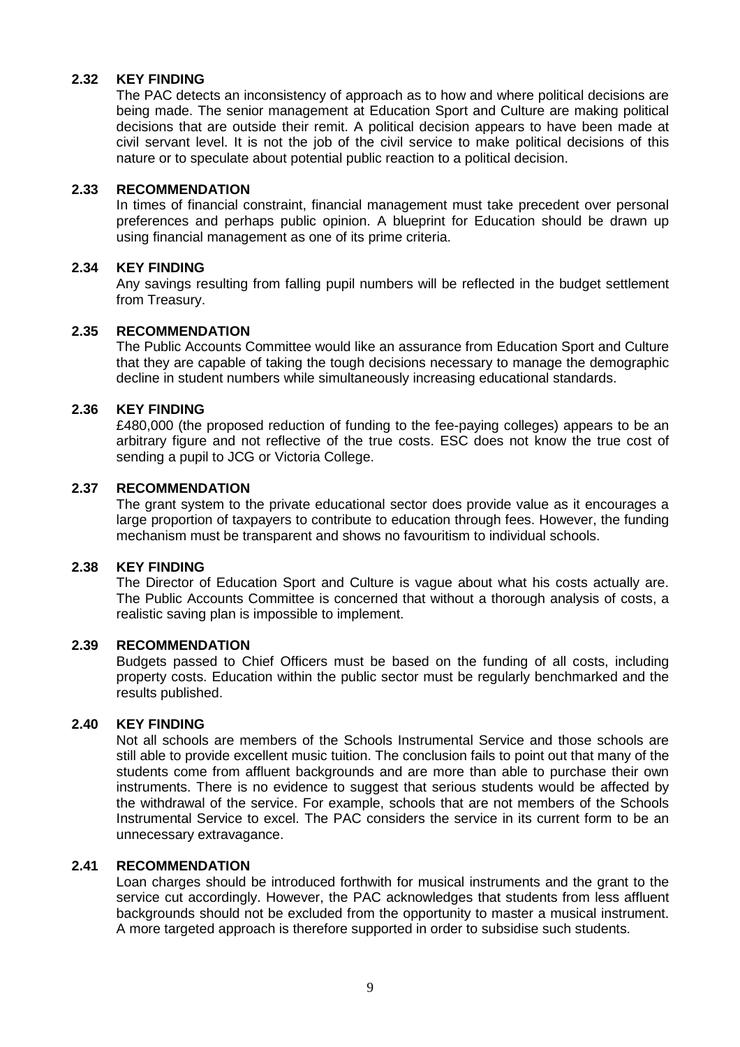**2.32 KEY FINDING**

The PAC detects an inconsistency of approach as to how and where political decisions are being made. The senior management at Education Sport and Culture are making political decisions that are outside their remit. A political decision appears to have been made at civil servant level. It is not the job of the civil service to make political decisions of this nature or to speculate about potential public reaction to a political decision.

**2.33 RECOMMENDATION**

In times of financial constraint, financial management must take precedent over personal preferences and perhaps public opinion. A blueprint for Education should be drawn up using financial management as one of its prime criteria.

**2.34 KEY FINDING**

Any savings resulting from falling pupil numbers will be reflected in the budget settlement from Treasury.

**2.35 RECOMMENDATION**

The Public Accounts Committee would like an assurance from Education Sport and Culture that they are capable of taking the tough decisions necessary to manage the demographic decline in student numbers while simultaneously increasing educational standards.

**2.36 KEY FINDING**

£480,000 (the proposed reduction of funding to the fee-paying colleges) appears to be an arbitrary figure and not reflective of the true costs. ESC does not know the true cost of sending a pupil to JCG or Victoria College.

**2.37 RECOMMENDATION**

The grant system to the private educational sector does provide value as it encourages a large proportion of taxpayers to contribute to education through fees. However, the funding mechanism must be transparent and shows no favouritism to individual schools.

**2.38 KEY FINDING**

The Director of Education Sport and Culture is vague about what his costs actually are. The Public Accounts Committee is concerned that without a thorough analysis of costs, a realistic saving plan is impossible to implement.

**2.39 RECOMMENDATION**

Budgets passed to Chief Officers must be based on the funding of all costs, including property costs. Education within the public sector must be regularly benchmarked and the results published.

**2.40 KEY FINDING**

Not all schools are members of the Schools Instrumental Service and those schools are still able to provide excellent music tuition. The conclusion fails to point out that many of the students come from affluent backgrounds and are more than able to purchase their own instruments. There is no evidence to suggest that serious students would be affected by the withdrawal of the service. For example, schools that are not members of the Schools Instrumental Service to excel. The PAC considers the service in its current form to be an unnecessary extravagance.

**2.41 RECOMMENDATION**

Loan charges should be introduced forthwith for musical instruments and the grant to the service cut accordingly. However, the PAC acknowledges that students from less affluent backgrounds should not be excluded from the opportunity to master a musical instrument. A more targeted approach is therefore supported in order to subsidise such students.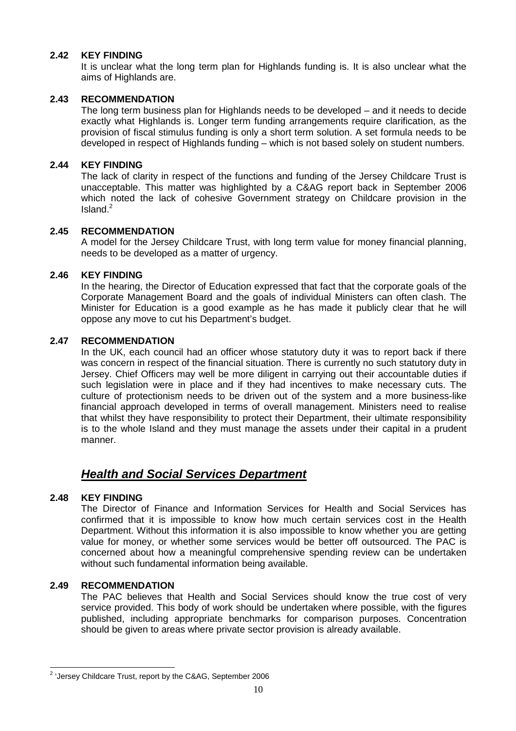**2.42 KEY FINDING**

It is unclear what the long term plan for Highlands funding is. It is also unclear what the aims of Highlands are.

**2.43 RECOMMENDATION**

The long term business plan for Highlands needs to be developed – and it needs to decide exactly what Highlands is. Longer term funding arrangements require clarification, as the provision of fiscal stimulus funding is only a short term solution. A set formula needs to be developed in respect of Highlands funding – which is not based solely on student numbers.

**2.44 KEY FINDING**

The lack of clarity in respect of the functions and funding of the Jersey Childcare Trust is unacceptable. This matter was highlighted by a C&AG report back in September 2006 which noted the lack of cohesive Government strategy on Childcare provision in the Island.[2]

**2.45 RECOMMENDATION**

A model for the Jersey Childcare Trust, with long term value for money financial planning, needs to be developed as a matter of urgency.

**2.46 KEY FINDING**

In the hearing, the Director of Education expressed that fact that the corporate goals of the Corporate Management Board and the goals of individual Ministers can often clash. The Minister for Education is a good example as he has made it publicly clear that he will oppose any move to cut his Department's budget.

**2.47 RECOMMENDATION**

In the UK, each council had an officer whose statutory duty it was to report back if there was concern in respect of the financial situation. There is currently no such statutory duty in Jersey. Chief Officers may well be more diligent in carrying out their accountable duties if such legislation were in place and if they had incentives to make necessary cuts. The culture of protectionism needs to be driven out of the system and a more business-like financial approach developed in terms of overall management. Ministers need to realise that whilst they have responsibility to protect their Department, their ultimate responsibility is to the whole Island and they must manage the assets under their capital in a prudent manner.

## ***Health and Social Services Department***

**2.48 KEY FINDING**

The Director of Finance and Information Services for Health and Social Services has confirmed that it is impossible to know how much certain services cost in the Health Department. Without this information it is also impossible to know whether you are getting value for money, or whether some services would be better off outsourced. The PAC is concerned about how a meaningful comprehensive spending review can be undertaken without such fundamental information being available.

**2.49 RECOMMENDATION**

The PAC believes that Health and Social Services should know the true cost of very service provided. This body of work should be undertaken where possible, with the figures published, including appropriate benchmarks for comparison purposes. Concentration should be given to areas where private sector provision is already available.

---

[2] 'Jersey Childcare Trust, report by the C&AG, September 2006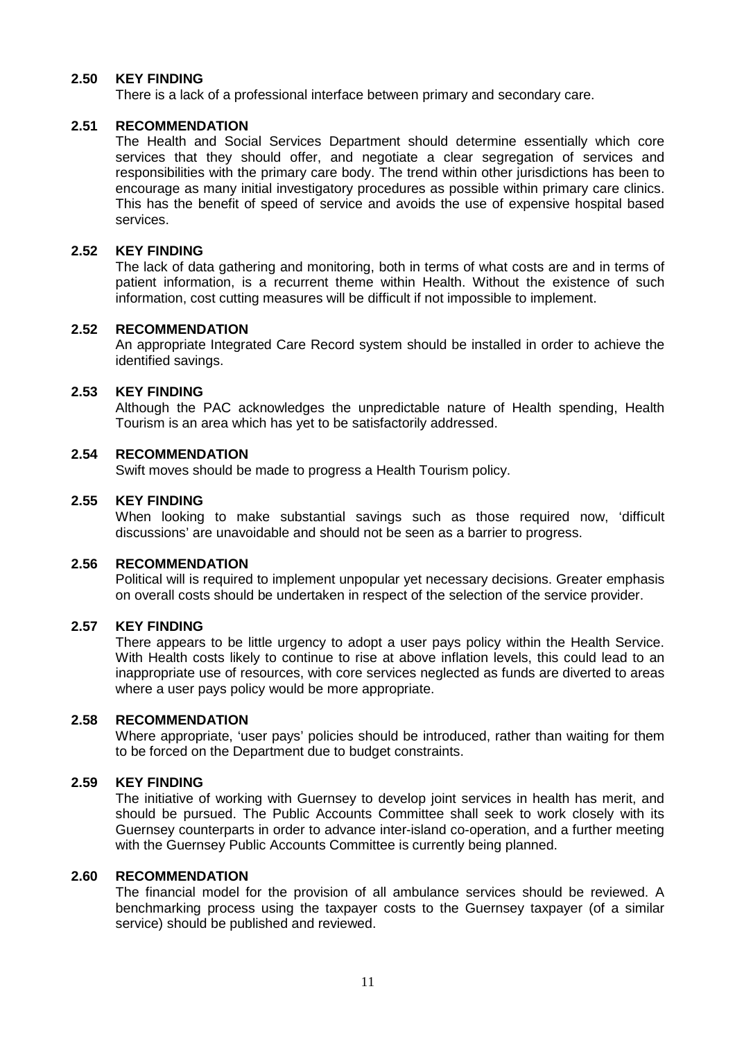**2.50 KEY FINDING**

There is a lack of a professional interface between primary and secondary care.

**2.51 RECOMMENDATION**

The Health and Social Services Department should determine essentially which core services that they should offer, and negotiate a clear segregation of services and responsibilities with the primary care body. The trend within other jurisdictions has been to encourage as many initial investigatory procedures as possible within primary care clinics. This has the benefit of speed of service and avoids the use of expensive hospital based services.

**2.52 KEY FINDING**

The lack of data gathering and monitoring, both in terms of what costs are and in terms of patient information, is a recurrent theme within Health. Without the existence of such information, cost cutting measures will be difficult if not impossible to implement.

**2.52 RECOMMENDATION**

An appropriate Integrated Care Record system should be installed in order to achieve the identified savings.

**2.53 KEY FINDING**

Although the PAC acknowledges the unpredictable nature of Health spending, Health Tourism is an area which has yet to be satisfactorily addressed.

**2.54 RECOMMENDATION**

Swift moves should be made to progress a Health Tourism policy.

**2.55 KEY FINDING**

When looking to make substantial savings such as those required now, 'difficult discussions' are unavoidable and should not be seen as a barrier to progress.

**2.56 RECOMMENDATION**

Political will is required to implement unpopular yet necessary decisions. Greater emphasis on overall costs should be undertaken in respect of the selection of the service provider.

**2.57 KEY FINDING**

There appears to be little urgency to adopt a user pays policy within the Health Service. With Health costs likely to continue to rise at above inflation levels, this could lead to an inappropriate use of resources, with core services neglected as funds are diverted to areas where a user pays policy would be more appropriate.

**2.58 RECOMMENDATION**

Where appropriate, 'user pays' policies should be introduced, rather than waiting for them to be forced on the Department due to budget constraints.

**2.59 KEY FINDING**

The initiative of working with Guernsey to develop joint services in health has merit, and should be pursued. The Public Accounts Committee shall seek to work closely with its Guernsey counterparts in order to advance inter-island co-operation, and a further meeting with the Guernsey Public Accounts Committee is currently being planned.

**2.60 RECOMMENDATION**

The financial model for the provision of all ambulance services should be reviewed. A benchmarking process using the taxpayer costs to the Guernsey taxpayer (of a similar service) should be published and reviewed.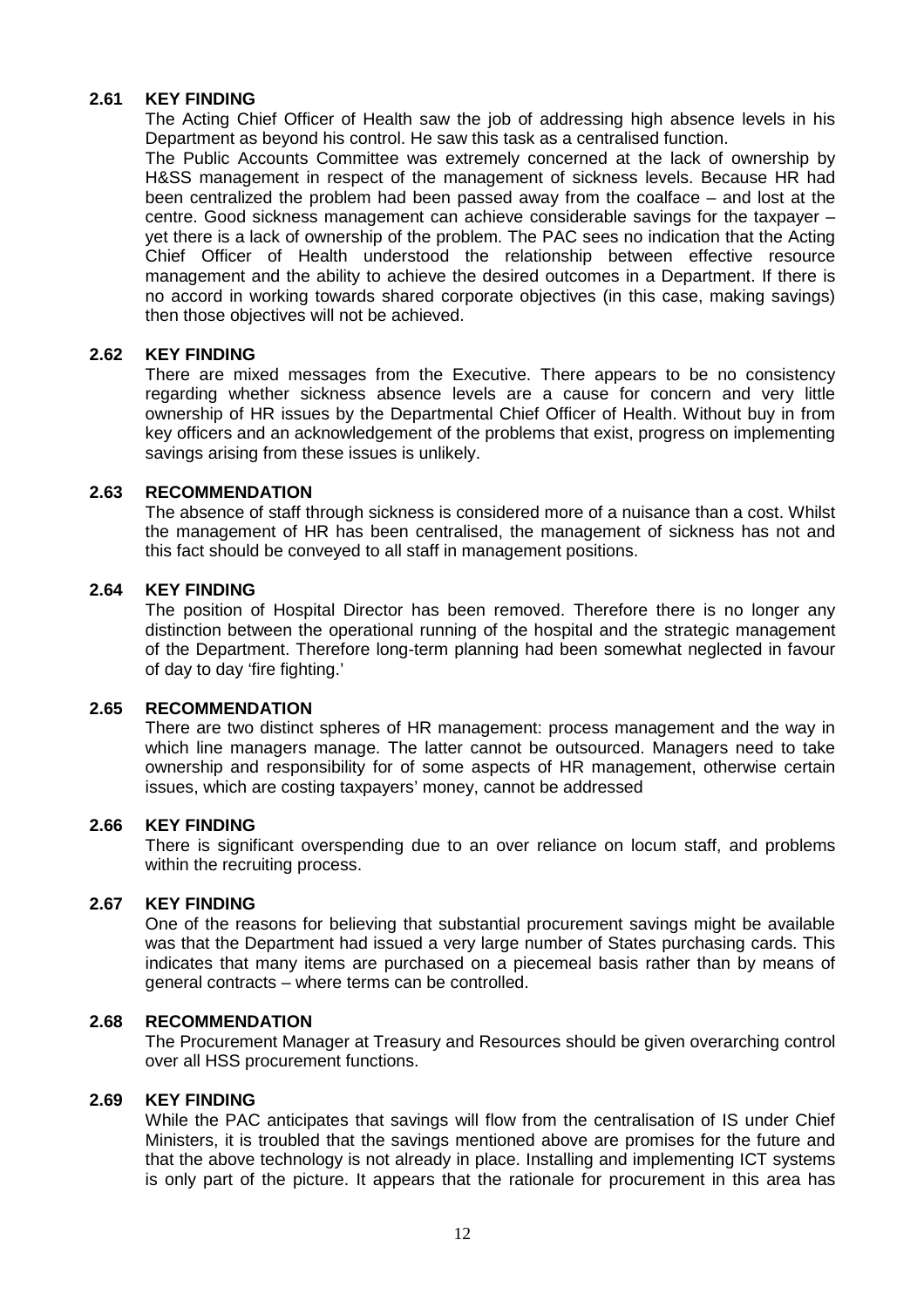**2.61 KEY FINDING**

The Acting Chief Officer of Health saw the job of addressing high absence levels in his Department as beyond his control. He saw this task as a centralised function.

The Public Accounts Committee was extremely concerned at the lack of ownership by H&SS management in respect of the management of sickness levels. Because HR had been centralized the problem had been passed away from the coalface – and lost at the centre. Good sickness management can achieve considerable savings for the taxpayer – yet there is a lack of ownership of the problem. The PAC sees no indication that the Acting Chief Officer of Health understood the relationship between effective resource management and the ability to achieve the desired outcomes in a Department. If there is no accord in working towards shared corporate objectives (in this case, making savings) then those objectives will not be achieved.

**2.62 KEY FINDING**

There are mixed messages from the Executive. There appears to be no consistency regarding whether sickness absence levels are a cause for concern and very little ownership of HR issues by the Departmental Chief Officer of Health. Without buy in from key officers and an acknowledgement of the problems that exist, progress on implementing savings arising from these issues is unlikely.

**2.63 RECOMMENDATION**

The absence of staff through sickness is considered more of a nuisance than a cost. Whilst the management of HR has been centralised, the management of sickness has not and this fact should be conveyed to all staff in management positions.

**2.64 KEY FINDING**

The position of Hospital Director has been removed. Therefore there is no longer any distinction between the operational running of the hospital and the strategic management of the Department. Therefore long-term planning had been somewhat neglected in favour of day to day 'fire fighting.'

**2.65 RECOMMENDATION**

There are two distinct spheres of HR management: process management and the way in which line managers manage. The latter cannot be outsourced. Managers need to take ownership and responsibility for of some aspects of HR management, otherwise certain issues, which are costing taxpayers' money, cannot be addressed

**2.66 KEY FINDING**

There is significant overspending due to an over reliance on locum staff, and problems within the recruiting process.

**2.67 KEY FINDING**

One of the reasons for believing that substantial procurement savings might be available was that the Department had issued a very large number of States purchasing cards. This indicates that many items are purchased on a piecemeal basis rather than by means of general contracts – where terms can be controlled.

**2.68 RECOMMENDATION**

The Procurement Manager at Treasury and Resources should be given overarching control over all HSS procurement functions.

**2.69 KEY FINDING**

While the PAC anticipates that savings will flow from the centralisation of IS under Chief Ministers, it is troubled that the savings mentioned above are promises for the future and that the above technology is not already in place. Installing and implementing ICT systems is only part of the picture. It appears that the rationale for procurement in this area has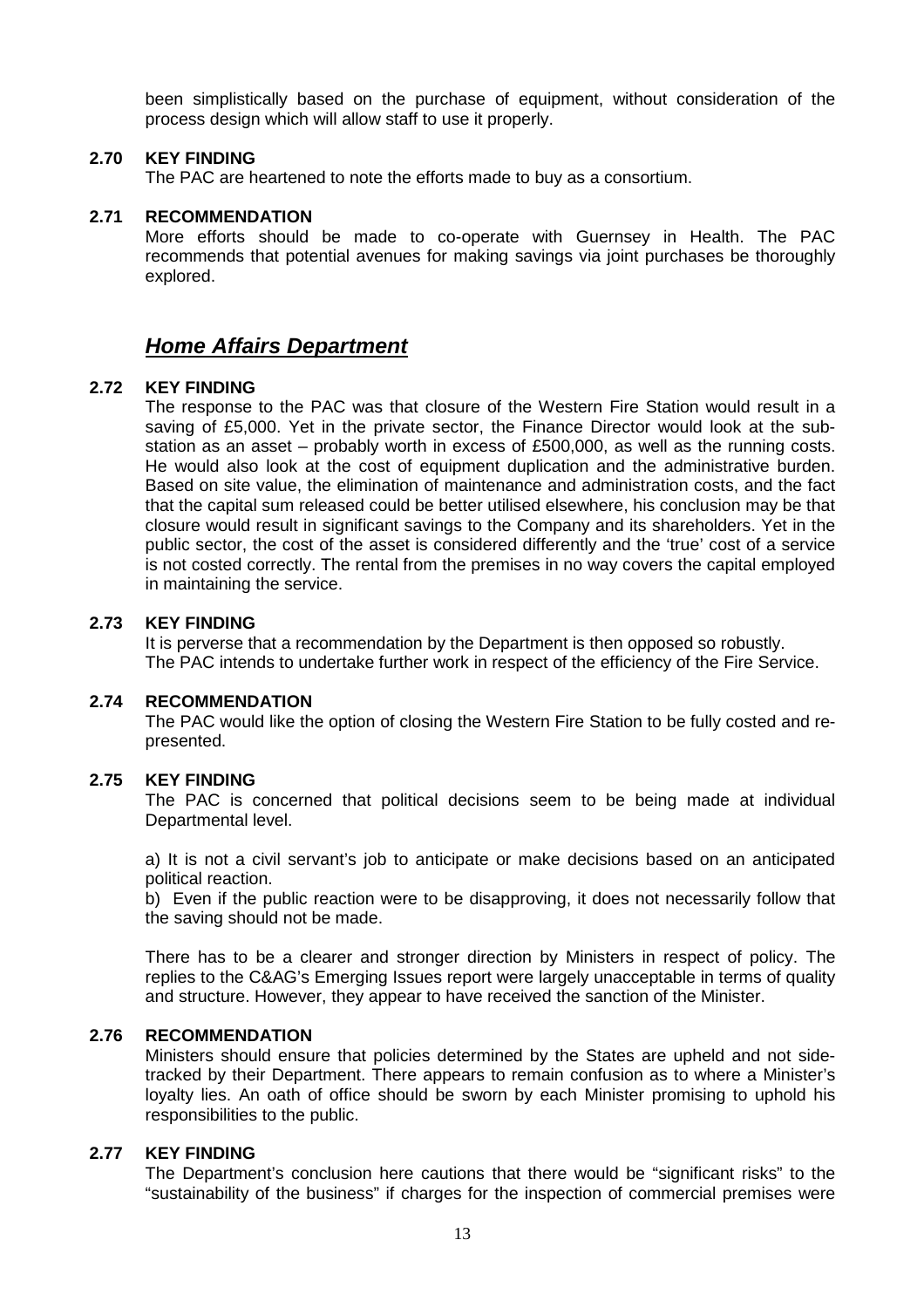been simplistically based on the purchase of equipment, without consideration of the process design which will allow staff to use it properly.

**2.70 KEY FINDING**

The PAC are heartened to note the efforts made to buy as a consortium.

**2.71 RECOMMENDATION**

More efforts should be made to co-operate with Guernsey in Health. The PAC recommends that potential avenues for making savings via joint purchases be thoroughly explored.

## ***Home Affairs Department***

**2.72 KEY FINDING**

The response to the PAC was that closure of the Western Fire Station would result in a saving of £5,000. Yet in the private sector, the Finance Director would look at the sub-station as an asset – probably worth in excess of £500,000, as well as the running costs. He would also look at the cost of equipment duplication and the administrative burden. Based on site value, the elimination of maintenance and administration costs, and the fact that the capital sum released could be better utilised elsewhere, his conclusion may be that closure would result in significant savings to the Company and its shareholders. Yet in the public sector, the cost of the asset is considered differently and the 'true' cost of a service is not costed correctly. The rental from the premises in no way covers the capital employed in maintaining the service.

**2.73 KEY FINDING**

It is perverse that a recommendation by the Department is then opposed so robustly.
The PAC intends to undertake further work in respect of the efficiency of the Fire Service.

**2.74 RECOMMENDATION**

The PAC would like the option of closing the Western Fire Station to be fully costed and re-presented.

**2.75 KEY FINDING**

The PAC is concerned that political decisions seem to be being made at individual Departmental level.

a) It is not a civil servant's job to anticipate or make decisions based on an anticipated political reaction.
b) Even if the public reaction were to be disapproving, it does not necessarily follow that the saving should not be made.

There has to be a clearer and stronger direction by Ministers in respect of policy. The replies to the C&AG's Emerging Issues report were largely unacceptable in terms of quality and structure. However, they appear to have received the sanction of the Minister.

**2.76 RECOMMENDATION**

Ministers should ensure that policies determined by the States are upheld and not side-tracked by their Department. There appears to remain confusion as to where a Minister's loyalty lies. An oath of office should be sworn by each Minister promising to uphold his responsibilities to the public.

**2.77 KEY FINDING**

The Department's conclusion here cautions that there would be "significant risks" to the "sustainability of the business" if charges for the inspection of commercial premises were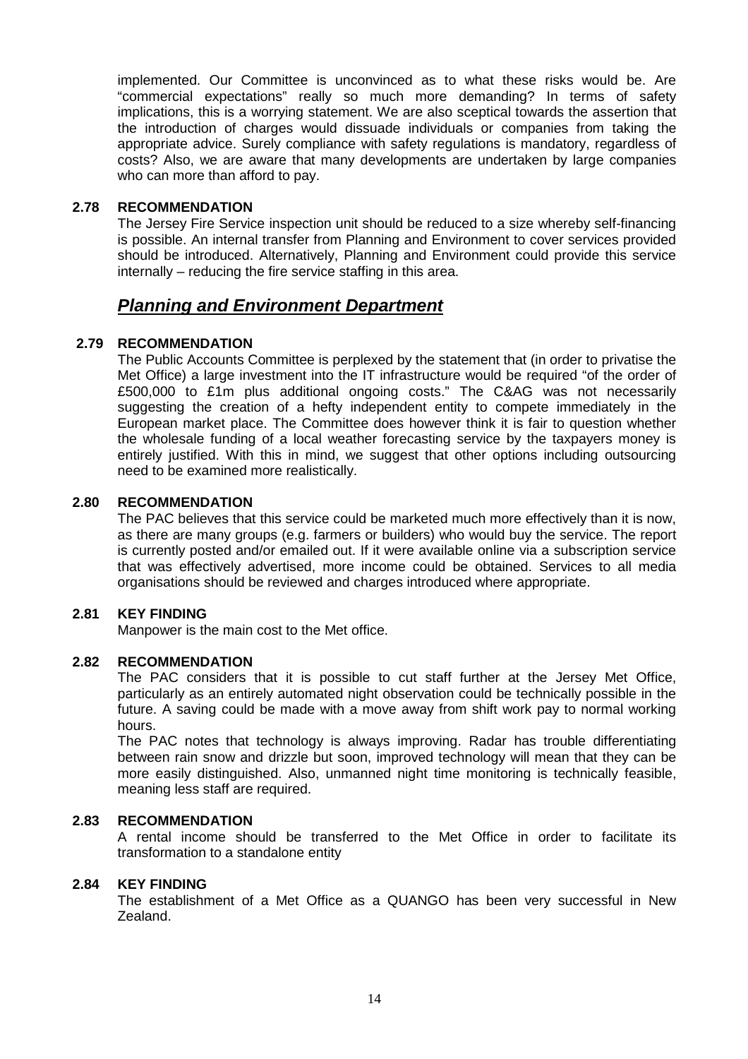implemented. Our Committee is unconvinced as to what these risks would be. Are "commercial expectations" really so much more demanding? In terms of safety implications, this is a worrying statement. We are also sceptical towards the assertion that the introduction of charges would dissuade individuals or companies from taking the appropriate advice. Surely compliance with safety regulations is mandatory, regardless of costs? Also, we are aware that many developments are undertaken by large companies who can more than afford to pay.

**2.78 RECOMMENDATION**

The Jersey Fire Service inspection unit should be reduced to a size whereby self-financing is possible. An internal transfer from Planning and Environment to cover services provided should be introduced. Alternatively, Planning and Environment could provide this service internally – reducing the fire service staffing in this area.

## ***Planning and Environment Department***

**2.79 RECOMMENDATION**

The Public Accounts Committee is perplexed by the statement that (in order to privatise the Met Office) a large investment into the IT infrastructure would be required "of the order of £500,000 to £1m plus additional ongoing costs." The C&AG was not necessarily suggesting the creation of a hefty independent entity to compete immediately in the European market place. The Committee does however think it is fair to question whether the wholesale funding of a local weather forecasting service by the taxpayers money is entirely justified. With this in mind, we suggest that other options including outsourcing need to be examined more realistically.

**2.80 RECOMMENDATION**

The PAC believes that this service could be marketed much more effectively than it is now, as there are many groups (e.g. farmers or builders) who would buy the service. The report is currently posted and/or emailed out. If it were available online via a subscription service that was effectively advertised, more income could be obtained. Services to all media organisations should be reviewed and charges introduced where appropriate.

**2.81 KEY FINDING**

Manpower is the main cost to the Met office.

**2.82 RECOMMENDATION**

The PAC considers that it is possible to cut staff further at the Jersey Met Office, particularly as an entirely automated night observation could be technically possible in the future. A saving could be made with a move away from shift work pay to normal working hours.

The PAC notes that technology is always improving. Radar has trouble differentiating between rain snow and drizzle but soon, improved technology will mean that they can be more easily distinguished. Also, unmanned night time monitoring is technically feasible, meaning less staff are required.

**2.83 RECOMMENDATION**

A rental income should be transferred to the Met Office in order to facilitate its transformation to a standalone entity

**2.84 KEY FINDING**

The establishment of a Met Office as a QUANGO has been very successful in New Zealand.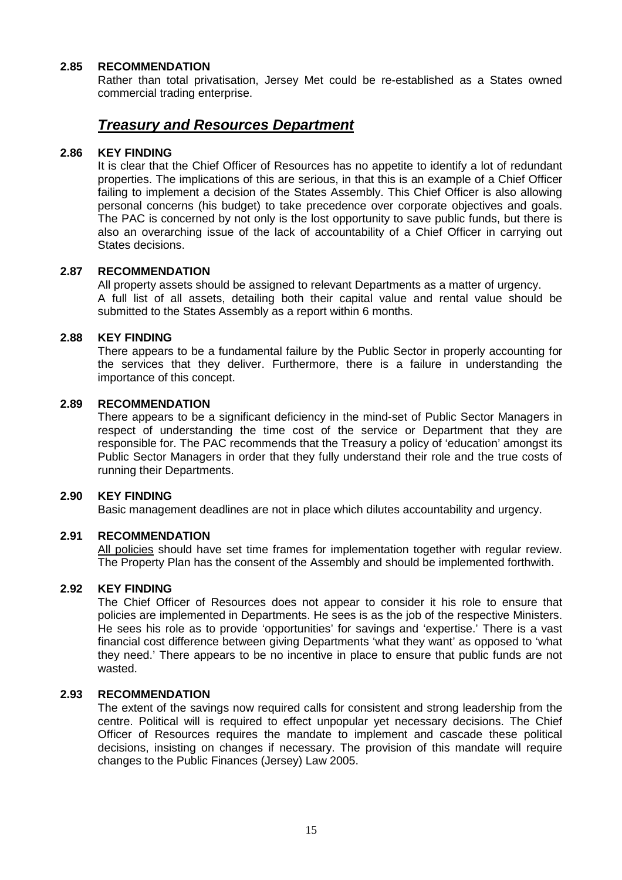**2.85 RECOMMENDATION**

Rather than total privatisation, Jersey Met could be re-established as a States owned commercial trading enterprise.

## ***Treasury and Resources Department***

**2.86 KEY FINDING**

It is clear that the Chief Officer of Resources has no appetite to identify a lot of redundant properties. The implications of this are serious, in that this is an example of a Chief Officer failing to implement a decision of the States Assembly. This Chief Officer is also allowing personal concerns (his budget) to take precedence over corporate objectives and goals. The PAC is concerned by not only is the lost opportunity to save public funds, but there is also an overarching issue of the lack of accountability of a Chief Officer in carrying out States decisions.

**2.87 RECOMMENDATION**

All property assets should be assigned to relevant Departments as a matter of urgency.
A full list of all assets, detailing both their capital value and rental value should be submitted to the States Assembly as a report within 6 months.

**2.88 KEY FINDING**

There appears to be a fundamental failure by the Public Sector in properly accounting for the services that they deliver. Furthermore, there is a failure in understanding the importance of this concept.

**2.89 RECOMMENDATION**

There appears to be a significant deficiency in the mind-set of Public Sector Managers in respect of understanding the time cost of the service or Department that they are responsible for. The PAC recommends that the Treasury a policy of 'education' amongst its Public Sector Managers in order that they fully understand their role and the true costs of running their Departments.

**2.90 KEY FINDING**

Basic management deadlines are not in place which dilutes accountability and urgency.

**2.91 RECOMMENDATION**

<u>All policies</u> should have set time frames for implementation together with regular review. The Property Plan has the consent of the Assembly and should be implemented forthwith.

**2.92 KEY FINDING**

The Chief Officer of Resources does not appear to consider it his role to ensure that policies are implemented in Departments. He sees is as the job of the respective Ministers. He sees his role as to provide 'opportunities' for savings and 'expertise.' There is a vast financial cost difference between giving Departments 'what they want' as opposed to 'what they need.' There appears to be no incentive in place to ensure that public funds are not wasted.

**2.93 RECOMMENDATION**

The extent of the savings now required calls for consistent and strong leadership from the centre. Political will is required to effect unpopular yet necessary decisions. The Chief Officer of Resources requires the mandate to implement and cascade these political decisions, insisting on changes if necessary. The provision of this mandate will require changes to the Public Finances (Jersey) Law 2005.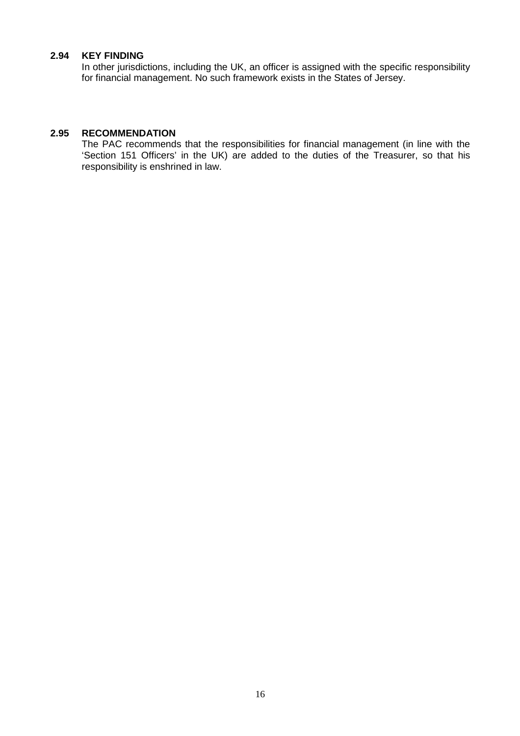**2.94 KEY FINDING**

In other jurisdictions, including the UK, an officer is assigned with the specific responsibility for financial management. No such framework exists in the States of Jersey.

**2.95 RECOMMENDATION**

The PAC recommends that the responsibilities for financial management (in line with the 'Section 151 Officers' in the UK) are added to the duties of the Treasurer, so that his responsibility is enshrined in law.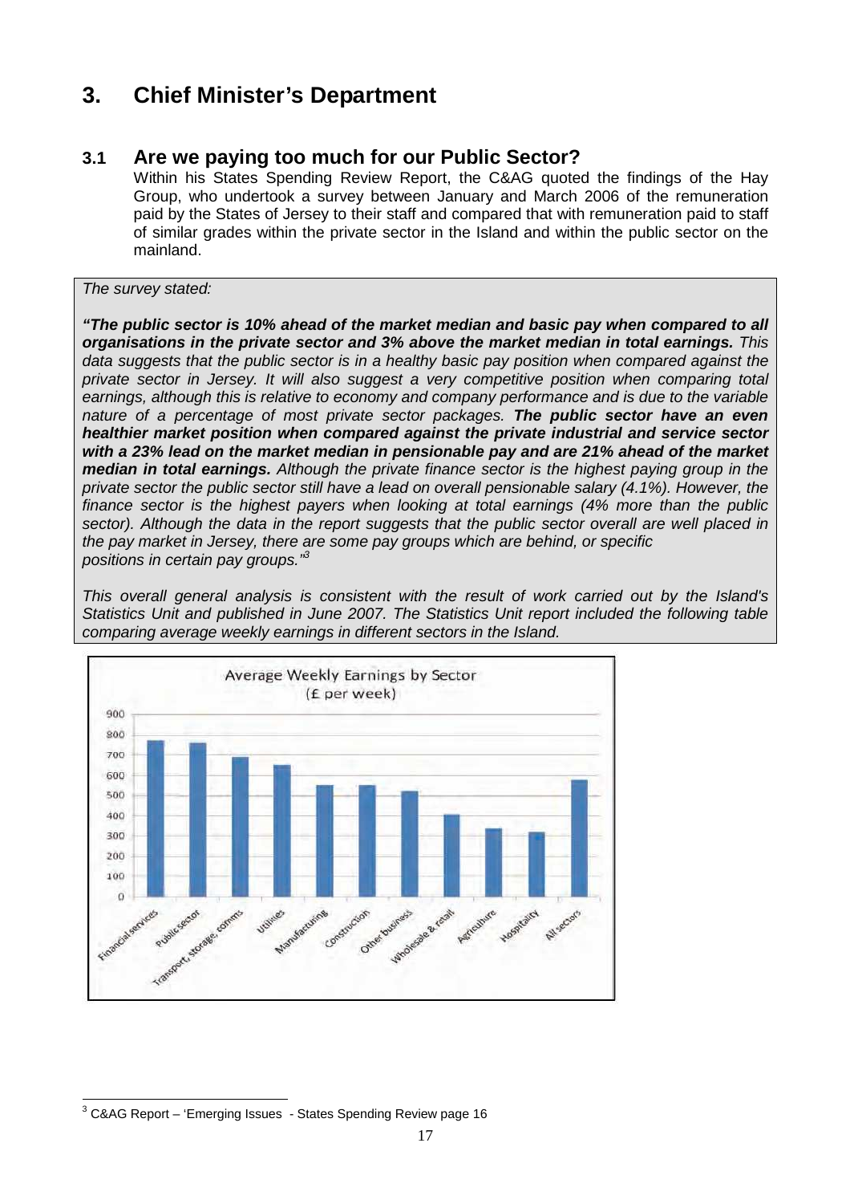# 3. Chief Minister's Department

## 3.1 Are we paying too much for our Public Sector?

Within his States Spending Review Report, the C&AG quoted the findings of the Hay Group, who undertook a survey between January and March 2006 of the remuneration paid by the States of Jersey to their staff and compared that with remuneration paid to staff of similar grades within the private sector in the Island and within the public sector on the mainland.

*The survey stated:*

***"The public sector is 10% ahead of the market median and basic pay when compared to all organisations in the private sector and 3% above the market median in total earnings.** This data suggests that the public sector is in a healthy basic pay position when compared against the private sector in Jersey. It will also suggest a very competitive position when comparing total earnings, although this is relative to economy and company performance and is due to the variable nature of a percentage of most private sector packages. **The public sector have an even healthier market position when compared against the private industrial and service sector with a 23% lead on the market median in pensionable pay and are 21% ahead of the market median in total earnings.** Although the private finance sector is the highest paying group in the private sector the public sector still have a lead on overall pensionable salary (4.1%). However, the finance sector is the highest payers when looking at total earnings (4% more than the public sector). Although the data in the report suggests that the public sector overall are well placed in the pay market in Jersey, there are some pay groups which are behind, or specific positions in certain pay groups."*[3]

*This overall general analysis is consistent with the result of work carried out by the Island's Statistics Unit and published in June 2007. The Statistics Unit report included the following table comparing average weekly earnings in different sectors in the Island.*

Average Weekly Earnings by Sector (£ per week)

[3] C&AG Report – 'Emerging Issues - States Spending Review page 16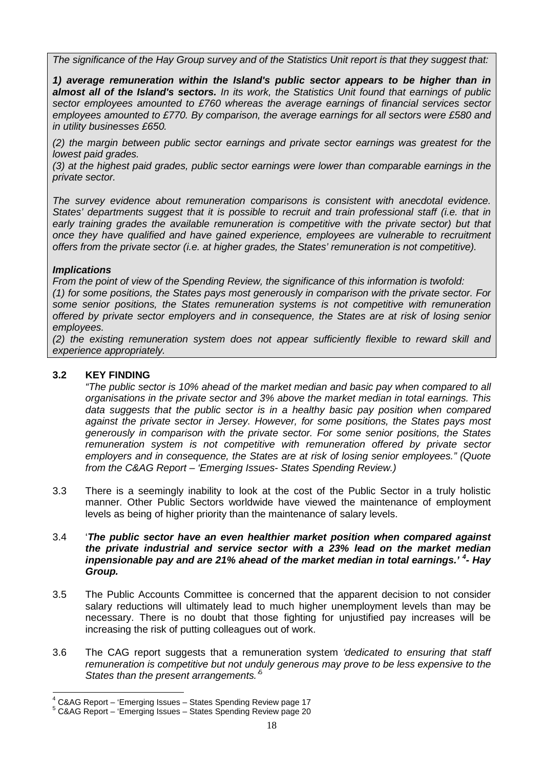*The significance of the Hay Group survey and of the Statistics Unit report is that they suggest that:*

***1) average remuneration within the Island's public sector appears to be higher than in almost all of the Island's sectors.*** *In its work, the Statistics Unit found that earnings of public sector employees amounted to £760 whereas the average earnings of financial services sector employees amounted to £770. By comparison, the average earnings for all sectors were £580 and in utility businesses £650.*

*(2) the margin between public sector earnings and private sector earnings was greatest for the lowest paid grades.*

*(3) at the highest paid grades, public sector earnings were lower than comparable earnings in the private sector.*

*The survey evidence about remuneration comparisons is consistent with anecdotal evidence. States' departments suggest that it is possible to recruit and train professional staff (i.e. that in early training grades the available remuneration is competitive with the private sector) but that once they have qualified and have gained experience, employees are vulnerable to recruitment offers from the private sector (i.e. at higher grades, the States' remuneration is not competitive).*

***Implications***

*From the point of view of the Spending Review, the significance of this information is twofold:*

*(1) for some positions, the States pays most generously in comparison with the private sector. For some senior positions, the States remuneration systems is not competitive with remuneration offered by private sector employers and in consequence, the States are at risk of losing senior employees.*

*(2) the existing remuneration system does not appear sufficiently flexible to reward skill and experience appropriately.*

**3.2 KEY FINDING**

*"The public sector is 10% ahead of the market median and basic pay when compared to all organisations in the private sector and 3% above the market median in total earnings. This data suggests that the public sector is in a healthy basic pay position when compared against the private sector in Jersey. However, for some positions, the States pays most generously in comparison with the private sector. For some senior positions, the States remuneration system is not competitive with remuneration offered by private sector employers and in consequence, the States are at risk of losing senior employees." (Quote from the C&AG Report – 'Emerging Issues- States Spending Review.)*

3.3 There is a seemingly inability to look at the cost of the Public Sector in a truly holistic manner. Other Public Sectors worldwide have viewed the maintenance of employment levels as being of higher priority than the maintenance of salary levels.

3.4 '***The public sector have an even healthier market position when compared against the private industrial and service sector with a 23% lead on the market median inpensionable pay and are 21% ahead of the market median in total earnings.' [4]- Hay Group.***

3.5 The Public Accounts Committee is concerned that the apparent decision to not consider salary reductions will ultimately lead to much higher unemployment levels than may be necessary. There is no doubt that those fighting for unjustified pay increases will be increasing the risk of putting colleagues out of work.

3.6 The CAG report suggests that a remuneration system *'dedicated to ensuring that staff remuneration is competitive but not unduly generous may prove to be less expensive to the States than the present arrangements.'*[5]

[4] C&AG Report – 'Emerging Issues – States Spending Review page 17

[5] C&AG Report – 'Emerging Issues – States Spending Review page 20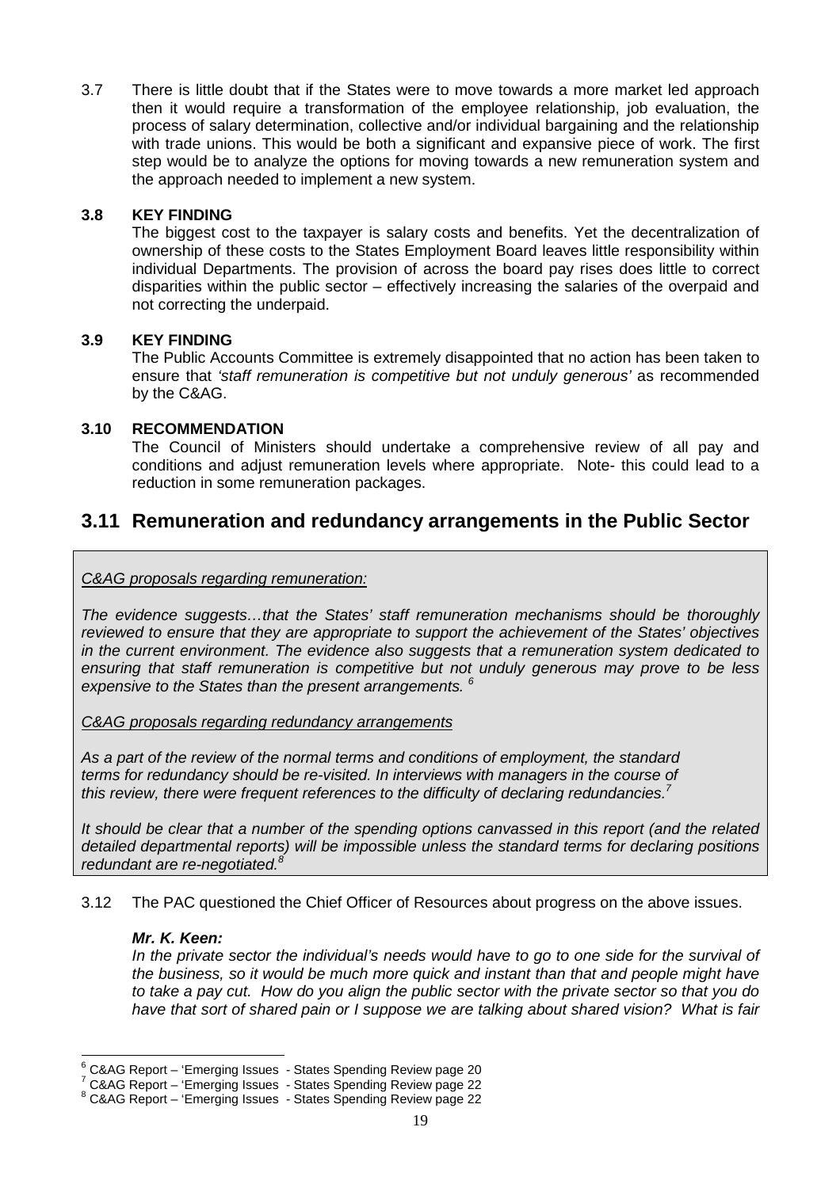3.7 There is little doubt that if the States were to move towards a more market led approach then it would require a transformation of the employee relationship, job evaluation, the process of salary determination, collective and/or individual bargaining and the relationship with trade unions. This would be both a significant and expansive piece of work. The first step would be to analyze the options for moving towards a new remuneration system and the approach needed to implement a new system.

**3.8 KEY FINDING**

The biggest cost to the taxpayer is salary costs and benefits. Yet the decentralization of ownership of these costs to the States Employment Board leaves little responsibility within individual Departments. The provision of across the board pay rises does little to correct disparities within the public sector – effectively increasing the salaries of the overpaid and not correcting the underpaid.

**3.9 KEY FINDING**

The Public Accounts Committee is extremely disappointed that no action has been taken to ensure that *'staff remuneration is competitive but not unduly generous'* as recommended by the C&AG.

**3.10 RECOMMENDATION**

The Council of Ministers should undertake a comprehensive review of all pay and conditions and adjust remuneration levels where appropriate. Note- this could lead to a reduction in some remuneration packages.

## 3.11 Remuneration and redundancy arrangements in the Public Sector

> *C&AG proposals regarding remuneration:*
>
> *The evidence suggests…that the States' staff remuneration mechanisms should be thoroughly reviewed to ensure that they are appropriate to support the achievement of the States' objectives in the current environment. The evidence also suggests that a remuneration system dedicated to ensuring that staff remuneration is competitive but not unduly generous may prove to be less expensive to the States than the present arrangements.* [6]
>
> *C&AG proposals regarding redundancy arrangements*
>
> *As a part of the review of the normal terms and conditions of employment, the standard terms for redundancy should be re-visited. In interviews with managers in the course of this review, there were frequent references to the difficulty of declaring redundancies.*[7]
>
> *It should be clear that a number of the spending options canvassed in this report (and the related detailed departmental reports) will be impossible unless the standard terms for declaring positions redundant are re-negotiated.*[8]

3.12 The PAC questioned the Chief Officer of Resources about progress on the above issues.

***Mr. K. Keen:***

*In the private sector the individual's needs would have to go to one side for the survival of the business, so it would be much more quick and instant than that and people might have to take a pay cut. How do you align the public sector with the private sector so that you do have that sort of shared pain or I suppose we are talking about shared vision? What is fair*

---

[6] C&AG Report – 'Emerging Issues - States Spending Review page 20

[7] C&AG Report – 'Emerging Issues - States Spending Review page 22

[8] C&AG Report – 'Emerging Issues - States Spending Review page 22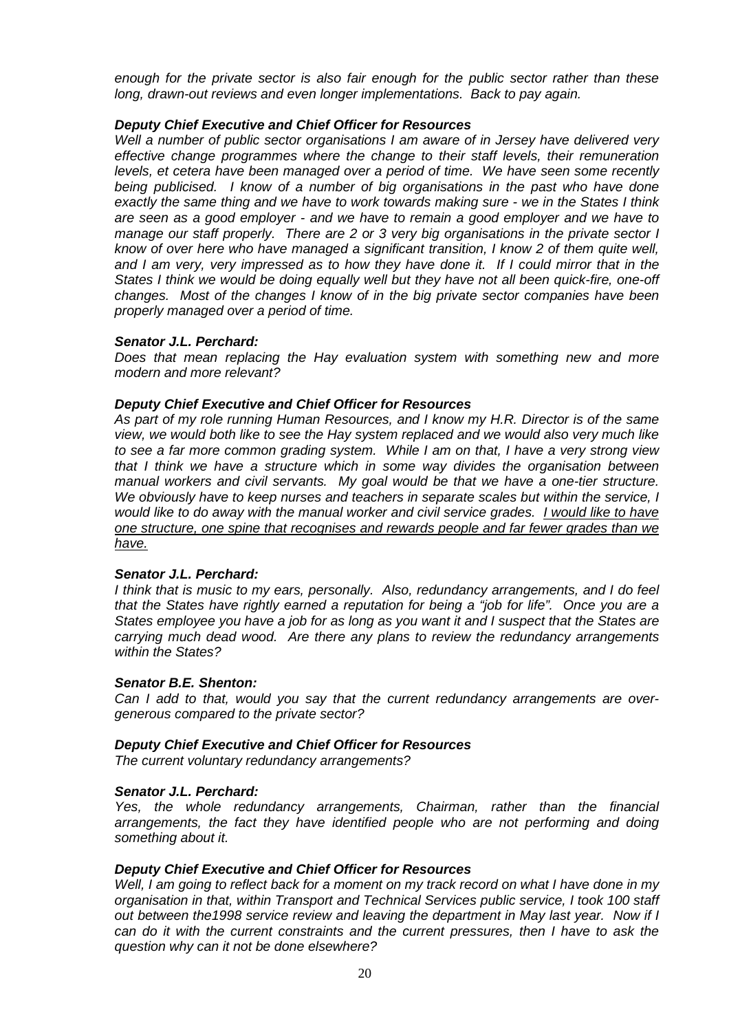*enough for the private sector is also fair enough for the public sector rather than these long, drawn-out reviews and even longer implementations. Back to pay again.*

***Deputy Chief Executive and Chief Officer for Resources***

*Well a number of public sector organisations I am aware of in Jersey have delivered very effective change programmes where the change to their staff levels, their remuneration levels, et cetera have been managed over a period of time. We have seen some recently being publicised. I know of a number of big organisations in the past who have done exactly the same thing and we have to work towards making sure - we in the States I think are seen as a good employer - and we have to remain a good employer and we have to manage our staff properly. There are 2 or 3 very big organisations in the private sector I know of over here who have managed a significant transition, I know 2 of them quite well, and I am very, very impressed as to how they have done it. If I could mirror that in the States I think we would be doing equally well but they have not all been quick-fire, one-off changes. Most of the changes I know of in the big private sector companies have been properly managed over a period of time.*

***Senator J.L. Perchard:***

*Does that mean replacing the Hay evaluation system with something new and more modern and more relevant?*

***Deputy Chief Executive and Chief Officer for Resources***

*As part of my role running Human Resources, and I know my H.R. Director is of the same view, we would both like to see the Hay system replaced and we would also very much like to see a far more common grading system. While I am on that, I have a very strong view that I think we have a structure which in some way divides the organisation between manual workers and civil servants. My goal would be that we have a one-tier structure. We obviously have to keep nurses and teachers in separate scales but within the service, I would like to do away with the manual worker and civil service grades. <u>I would like to have one structure, one spine that recognises and rewards people and far fewer grades than we have.</u>*

***Senator J.L. Perchard:***

*I think that is music to my ears, personally. Also, redundancy arrangements, and I do feel that the States have rightly earned a reputation for being a "job for life". Once you are a States employee you have a job for as long as you want it and I suspect that the States are carrying much dead wood. Are there any plans to review the redundancy arrangements within the States?*

***Senator B.E. Shenton:***

*Can I add to that, would you say that the current redundancy arrangements are over-generous compared to the private sector?*

***Deputy Chief Executive and Chief Officer for Resources***

*The current voluntary redundancy arrangements?*

***Senator J.L. Perchard:***

*Yes, the whole redundancy arrangements, Chairman, rather than the financial arrangements, the fact they have identified people who are not performing and doing something about it.*

***Deputy Chief Executive and Chief Officer for Resources***

*Well, I am going to reflect back for a moment on my track record on what I have done in my organisation in that, within Transport and Technical Services public service, I took 100 staff out between the1998 service review and leaving the department in May last year. Now if I can do it with the current constraints and the current pressures, then I have to ask the question why can it not be done elsewhere?*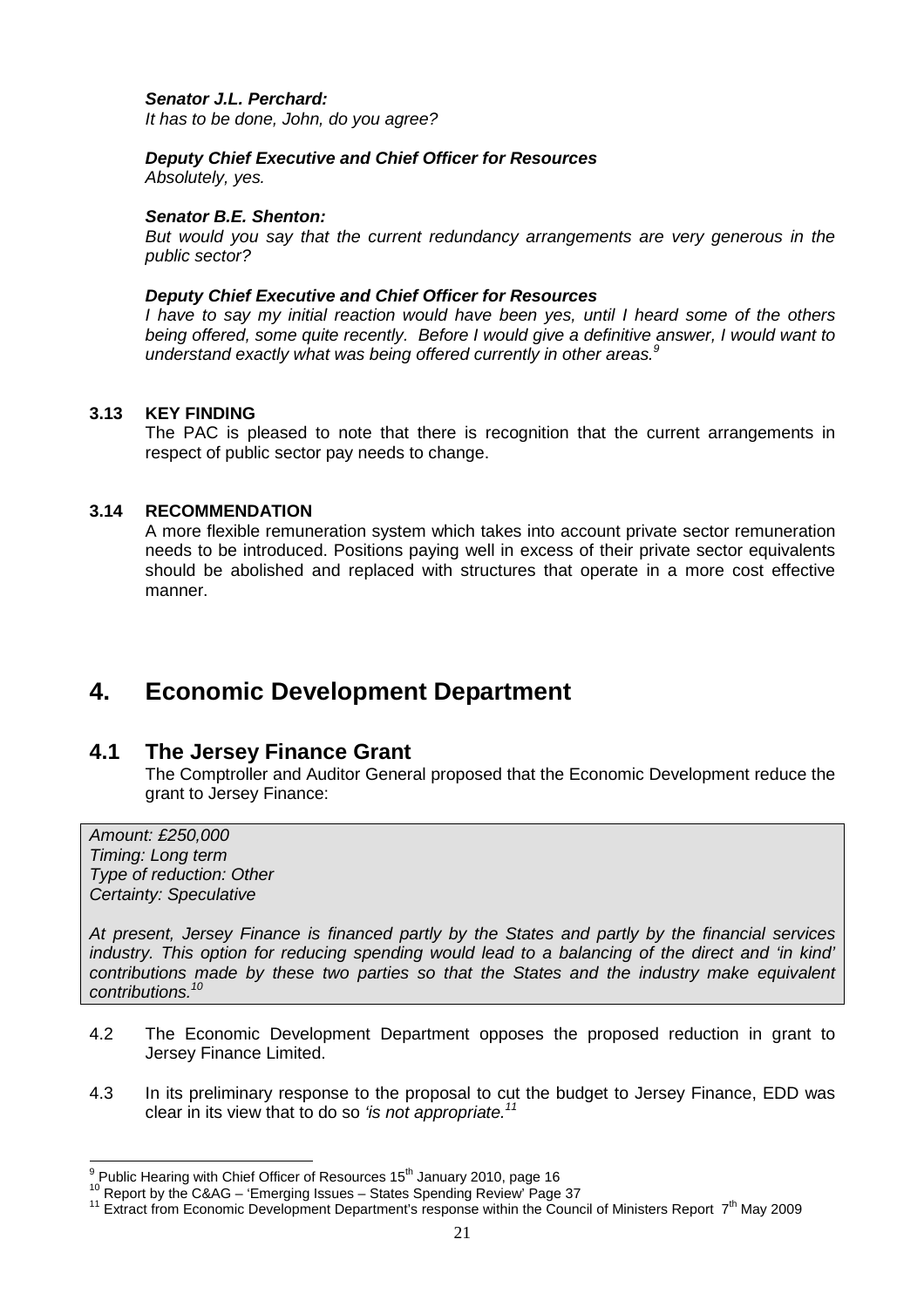***Senator J.L. Perchard:***
*It has to be done, John, do you agree?*

***Deputy Chief Executive and Chief Officer for Resources***
*Absolutely, yes.*

***Senator B.E. Shenton:***
*But would you say that the current redundancy arrangements are very generous in the public sector?*

***Deputy Chief Executive and Chief Officer for Resources***
*I have to say my initial reaction would have been yes, until I heard some of the others being offered, some quite recently. Before I would give a definitive answer, I would want to understand exactly what was being offered currently in other areas.*[9]

**3.13 KEY FINDING**

The PAC is pleased to note that there is recognition that the current arrangements in respect of public sector pay needs to change.

**3.14 RECOMMENDATION**

A more flexible remuneration system which takes into account private sector remuneration needs to be introduced. Positions paying well in excess of their private sector equivalents should be abolished and replaced with structures that operate in a more cost effective manner.

# 4. Economic Development Department

## 4.1 The Jersey Finance Grant

The Comptroller and Auditor General proposed that the Economic Development reduce the grant to Jersey Finance:

> *Amount: £250,000*
> *Timing: Long term*
> *Type of reduction: Other*
> *Certainty: Speculative*
>
> *At present, Jersey Finance is financed partly by the States and partly by the financial services industry. This option for reducing spending would lead to a balancing of the direct and 'in kind' contributions made by these two parties so that the States and the industry make equivalent contributions.*[10]

4.2 The Economic Development Department opposes the proposed reduction in grant to Jersey Finance Limited.

4.3 In its preliminary response to the proposal to cut the budget to Jersey Finance, EDD was clear in its view that to do so *'is not appropriate.*[11]

---

[9] Public Hearing with Chief Officer of Resources 15th January 2010, page 16
[10] Report by the C&AG – 'Emerging Issues – States Spending Review' Page 37
[11] Extract from Economic Development Department's response within the Council of Ministers Report 7th May 2009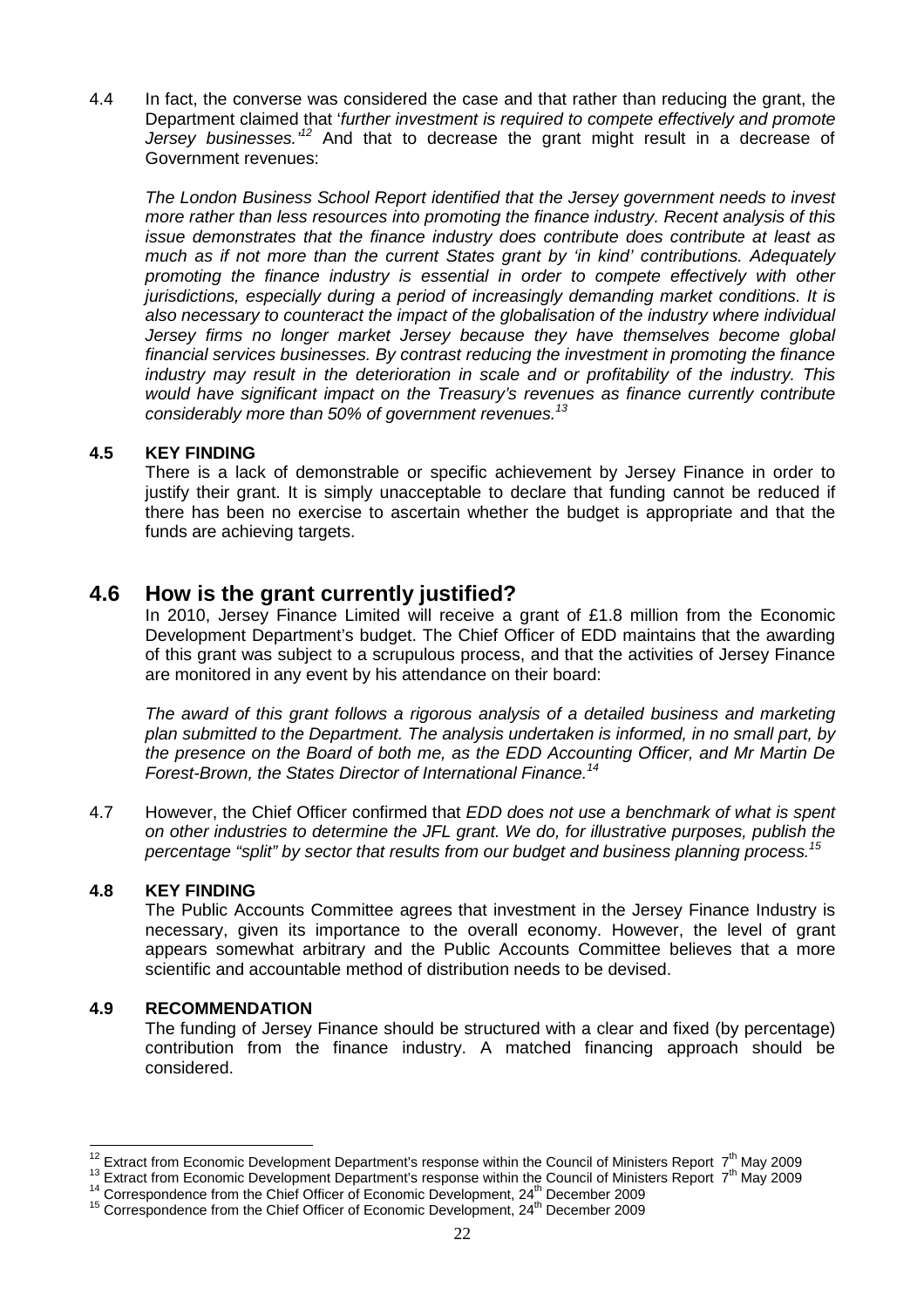4.4 In fact, the converse was considered the case and that rather than reducing the grant, the Department claimed that '*further investment is required to compete effectively and promote Jersey businesses.*'[12] And that to decrease the grant might result in a decrease of Government revenues:

*The London Business School Report identified that the Jersey government needs to invest more rather than less resources into promoting the finance industry. Recent analysis of this issue demonstrates that the finance industry does contribute does contribute at least as much as if not more than the current States grant by 'in kind' contributions. Adequately promoting the finance industry is essential in order to compete effectively with other jurisdictions, especially during a period of increasingly demanding market conditions. It is also necessary to counteract the impact of the globalisation of the industry where individual Jersey firms no longer market Jersey because they have themselves become global financial services businesses. By contrast reducing the investment in promoting the finance industry may result in the deterioration in scale and or profitability of the industry. This would have significant impact on the Treasury's revenues as finance currently contribute considerably more than 50% of government revenues.*[13]

**4.5 KEY FINDING**

There is a lack of demonstrable or specific achievement by Jersey Finance in order to justify their grant. It is simply unacceptable to declare that funding cannot be reduced if there has been no exercise to ascertain whether the budget is appropriate and that the funds are achieving targets.

## 4.6 How is the grant currently justified?

In 2010, Jersey Finance Limited will receive a grant of £1.8 million from the Economic Development Department's budget. The Chief Officer of EDD maintains that the awarding of this grant was subject to a scrupulous process, and that the activities of Jersey Finance are monitored in any event by his attendance on their board:

*The award of this grant follows a rigorous analysis of a detailed business and marketing plan submitted to the Department. The analysis undertaken is informed, in no small part, by the presence on the Board of both me, as the EDD Accounting Officer, and Mr Martin De Forest-Brown, the States Director of International Finance.*[14]

4.7 However, the Chief Officer confirmed that *EDD does not use a benchmark of what is spent on other industries to determine the JFL grant. We do, for illustrative purposes, publish the percentage "split" by sector that results from our budget and business planning process.*[15]

**4.8 KEY FINDING**

The Public Accounts Committee agrees that investment in the Jersey Finance Industry is necessary, given its importance to the overall economy. However, the level of grant appears somewhat arbitrary and the Public Accounts Committee believes that a more scientific and accountable method of distribution needs to be devised.

**4.9 RECOMMENDATION**

The funding of Jersey Finance should be structured with a clear and fixed (by percentage) contribution from the finance industry. A matched financing approach should be considered.

---

[12] Extract from Economic Development Department's response within the Council of Ministers Report 7th May 2009

[13] Extract from Economic Development Department's response within the Council of Ministers Report 7th May 2009

[14] Correspondence from the Chief Officer of Economic Development, 24th December 2009

[15] Correspondence from the Chief Officer of Economic Development, 24th December 2009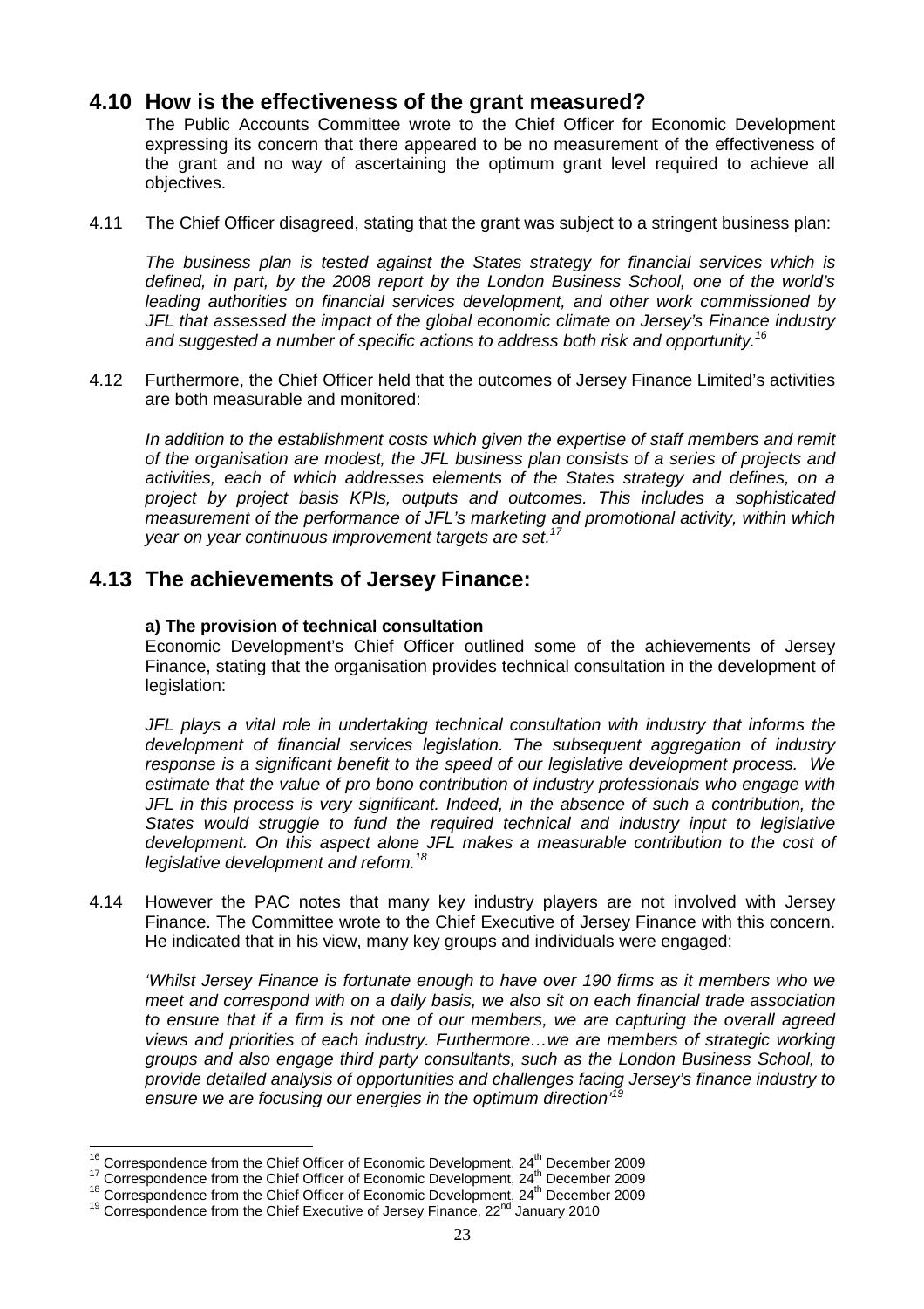## 4.10 How is the effectiveness of the grant measured?

The Public Accounts Committee wrote to the Chief Officer for Economic Development expressing its concern that there appeared to be no measurement of the effectiveness of the grant and no way of ascertaining the optimum grant level required to achieve all objectives.

4.11 The Chief Officer disagreed, stating that the grant was subject to a stringent business plan:

*The business plan is tested against the States strategy for financial services which is defined, in part, by the 2008 report by the London Business School, one of the world's leading authorities on financial services development, and other work commissioned by JFL that assessed the impact of the global economic climate on Jersey's Finance industry and suggested a number of specific actions to address both risk and opportunity.*[16]

4.12 Furthermore, the Chief Officer held that the outcomes of Jersey Finance Limited's activities are both measurable and monitored:

*In addition to the establishment costs which given the expertise of staff members and remit of the organisation are modest, the JFL business plan consists of a series of projects and activities, each of which addresses elements of the States strategy and defines, on a project by project basis KPIs, outputs and outcomes. This includes a sophisticated measurement of the performance of JFL's marketing and promotional activity, within which year on year continuous improvement targets are set.*[17]

## 4.13 The achievements of Jersey Finance:

**a) The provision of technical consultation**

Economic Development's Chief Officer outlined some of the achievements of Jersey Finance, stating that the organisation provides technical consultation in the development of legislation:

*JFL plays a vital role in undertaking technical consultation with industry that informs the development of financial services legislation. The subsequent aggregation of industry response is a significant benefit to the speed of our legislative development process. We estimate that the value of pro bono contribution of industry professionals who engage with JFL in this process is very significant. Indeed, in the absence of such a contribution, the States would struggle to fund the required technical and industry input to legislative development. On this aspect alone JFL makes a measurable contribution to the cost of legislative development and reform.*[18]

4.14 However the PAC notes that many key industry players are not involved with Jersey Finance. The Committee wrote to the Chief Executive of Jersey Finance with this concern. He indicated that in his view, many key groups and individuals were engaged:

*'Whilst Jersey Finance is fortunate enough to have over 190 firms as it members who we meet and correspond with on a daily basis, we also sit on each financial trade association to ensure that if a firm is not one of our members, we are capturing the overall agreed views and priorities of each industry. Furthermore…we are members of strategic working groups and also engage third party consultants, such as the London Business School, to provide detailed analysis of opportunities and challenges facing Jersey's finance industry to ensure we are focusing our energies in the optimum direction'*[19]

---

[16] Correspondence from the Chief Officer of Economic Development, 24th December 2009
[17] Correspondence from the Chief Officer of Economic Development, 24th December 2009
[18] Correspondence from the Chief Officer of Economic Development, 24th December 2009
[19] Correspondence from the Chief Executive of Jersey Finance, 22nd January 2010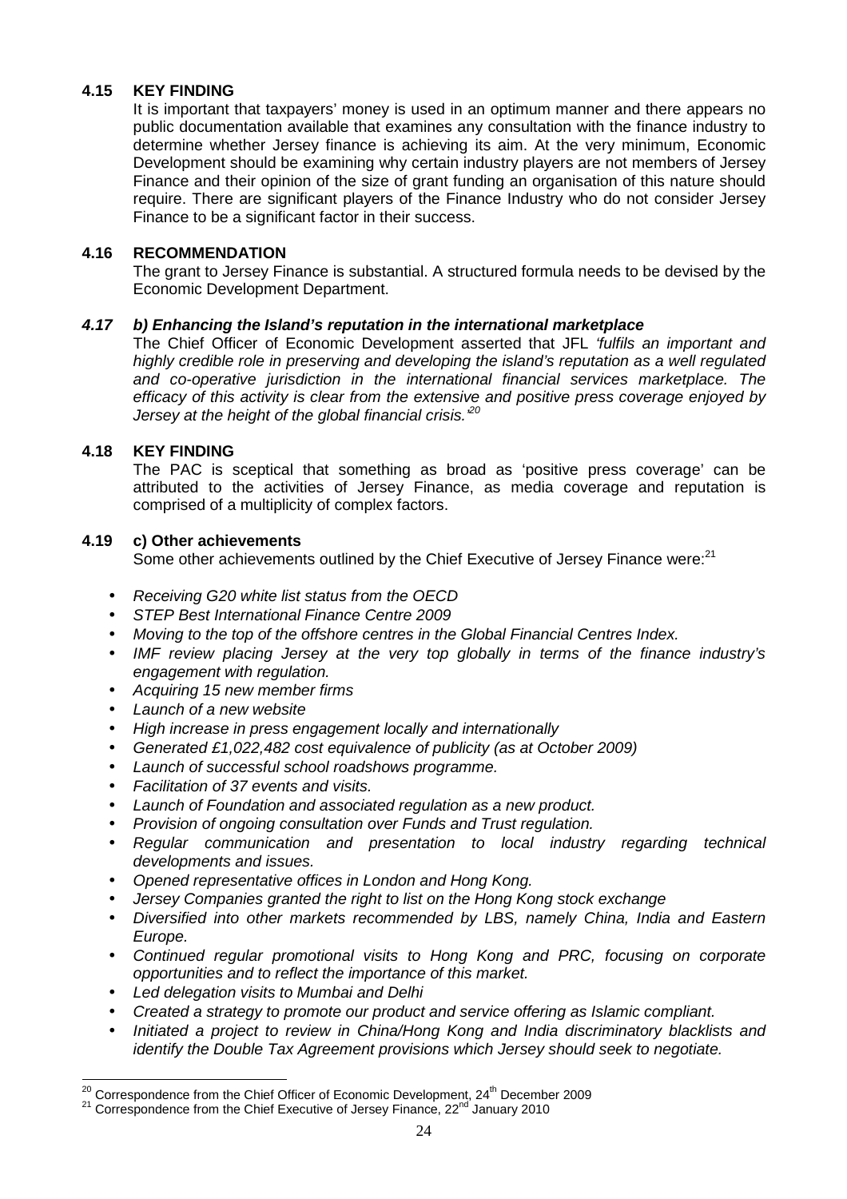**4.15 KEY FINDING**

It is important that taxpayers' money is used in an optimum manner and there appears no public documentation available that examines any consultation with the finance industry to determine whether Jersey finance is achieving its aim. At the very minimum, Economic Development should be examining why certain industry players are not members of Jersey Finance and their opinion of the size of grant funding an organisation of this nature should require. There are significant players of the Finance Industry who do not consider Jersey Finance to be a significant factor in their success.

**4.16 RECOMMENDATION**

The grant to Jersey Finance is substantial. A structured formula needs to be devised by the Economic Development Department.

***4.17 b) Enhancing the Island's reputation in the international marketplace***

The Chief Officer of Economic Development asserted that JFL *'fulfils an important and highly credible role in preserving and developing the island's reputation as a well regulated and co-operative jurisdiction in the international financial services marketplace. The efficacy of this activity is clear from the extensive and positive press coverage enjoyed by Jersey at the height of the global financial crisis.'*[20]

**4.18 KEY FINDING**

The PAC is sceptical that something as broad as 'positive press coverage' can be attributed to the activities of Jersey Finance, as media coverage and reputation is comprised of a multiplicity of complex factors.

**4.19 c) Other achievements**

Some other achievements outlined by the Chief Executive of Jersey Finance were:[21]

- *Receiving G20 white list status from the OECD*
- *STEP Best International Finance Centre 2009*
- *Moving to the top of the offshore centres in the Global Financial Centres Index.*
- *IMF review placing Jersey at the very top globally in terms of the finance industry's engagement with regulation.*
- *Acquiring 15 new member firms*
- *Launch of a new website*
- *High increase in press engagement locally and internationally*
- *Generated £1,022,482 cost equivalence of publicity (as at October 2009)*
- *Launch of successful school roadshows programme.*
- *Facilitation of 37 events and visits.*
- *Launch of Foundation and associated regulation as a new product.*
- *Provision of ongoing consultation over Funds and Trust regulation.*
- *Regular communication and presentation to local industry regarding technical developments and issues.*
- *Opened representative offices in London and Hong Kong.*
- *Jersey Companies granted the right to list on the Hong Kong stock exchange*
- *Diversified into other markets recommended by LBS, namely China, India and Eastern Europe.*
- *Continued regular promotional visits to Hong Kong and PRC, focusing on corporate opportunities and to reflect the importance of this market.*
- *Led delegation visits to Mumbai and Delhi*
- *Created a strategy to promote our product and service offering as Islamic compliant.*
- *Initiated a project to review in China/Hong Kong and India discriminatory blacklists and identify the Double Tax Agreement provisions which Jersey should seek to negotiate.*

---

[20] Correspondence from the Chief Officer of Economic Development, 24th December 2009

[21] Correspondence from the Chief Executive of Jersey Finance, 22nd January 2010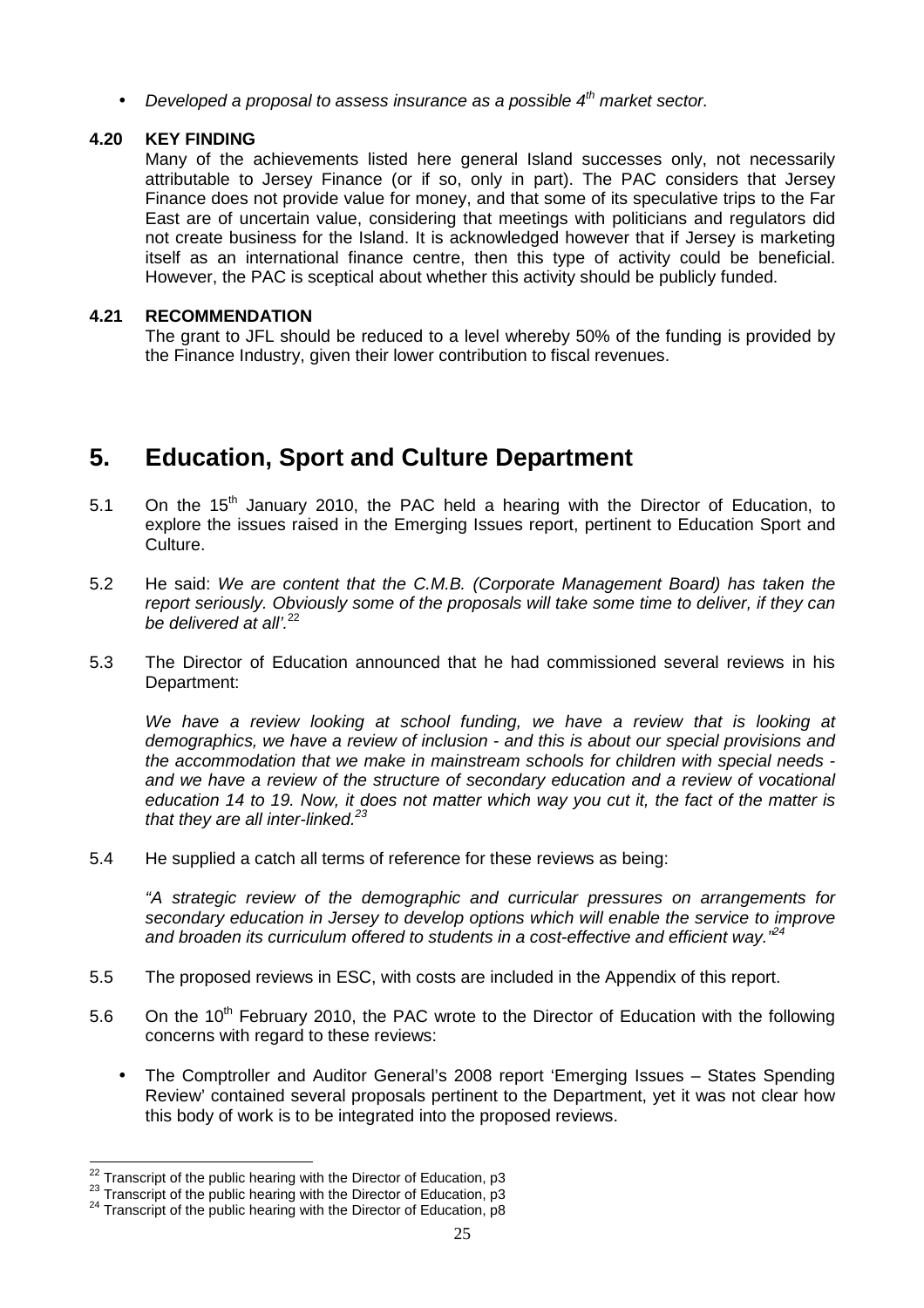- *Developed a proposal to assess insurance as a possible 4th market sector.*

**4.20 KEY FINDING**

Many of the achievements listed here general Island successes only, not necessarily attributable to Jersey Finance (or if so, only in part). The PAC considers that Jersey Finance does not provide value for money, and that some of its speculative trips to the Far East are of uncertain value, considering that meetings with politicians and regulators did not create business for the Island. It is acknowledged however that if Jersey is marketing itself as an international finance centre, then this type of activity could be beneficial. However, the PAC is sceptical about whether this activity should be publicly funded.

**4.21 RECOMMENDATION**

The grant to JFL should be reduced to a level whereby 50% of the funding is provided by the Finance Industry, given their lower contribution to fiscal revenues.

## 5. Education, Sport and Culture Department

5.1 On the 15th January 2010, the PAC held a hearing with the Director of Education, to explore the issues raised in the Emerging Issues report, pertinent to Education Sport and Culture.

5.2 He said: *We are content that the C.M.B. (Corporate Management Board) has taken the report seriously. Obviously some of the proposals will take some time to deliver, if they can be delivered at all'.*[22]

5.3 The Director of Education announced that he had commissioned several reviews in his Department:

*We have a review looking at school funding, we have a review that is looking at demographics, we have a review of inclusion - and this is about our special provisions and the accommodation that we make in mainstream schools for children with special needs - and we have a review of the structure of secondary education and a review of vocational education 14 to 19. Now, it does not matter which way you cut it, the fact of the matter is that they are all inter-linked.*[23]

5.4 He supplied a catch all terms of reference for these reviews as being:

*"A strategic review of the demographic and curricular pressures on arrangements for secondary education in Jersey to develop options which will enable the service to improve and broaden its curriculum offered to students in a cost-effective and efficient way."*[24]

5.5 The proposed reviews in ESC, with costs are included in the Appendix of this report.

5.6 On the 10th February 2010, the PAC wrote to the Director of Education with the following concerns with regard to these reviews:

- The Comptroller and Auditor General's 2008 report 'Emerging Issues – States Spending Review' contained several proposals pertinent to the Department, yet it was not clear how this body of work is to be integrated into the proposed reviews.

---

[22] Transcript of the public hearing with the Director of Education, p3
[23] Transcript of the public hearing with the Director of Education, p3
[24] Transcript of the public hearing with the Director of Education, p8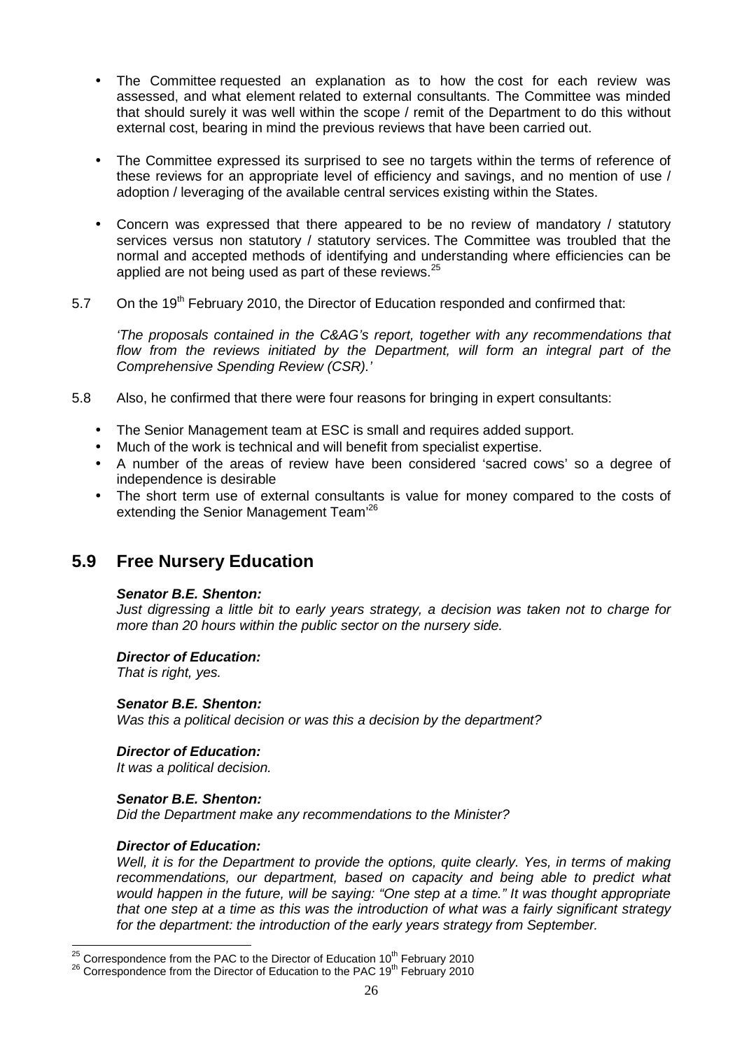- The Committee requested an explanation as to how the cost for each review was assessed, and what element related to external consultants. The Committee was minded that should surely it was well within the scope / remit of the Department to do this without external cost, bearing in mind the previous reviews that have been carried out.

- The Committee expressed its surprised to see no targets within the terms of reference of these reviews for an appropriate level of efficiency and savings, and no mention of use / adoption / leveraging of the available central services existing within the States.

- Concern was expressed that there appeared to be no review of mandatory / statutory services versus non statutory / statutory services. The Committee was troubled that the normal and accepted methods of identifying and understanding where efficiencies can be applied are not being used as part of these reviews.[25]

5.7 On the 19th February 2010, the Director of Education responded and confirmed that:

*'The proposals contained in the C&AG's report, together with any recommendations that flow from the reviews initiated by the Department, will form an integral part of the Comprehensive Spending Review (CSR).'*

5.8 Also, he confirmed that there were four reasons for bringing in expert consultants:

- The Senior Management team at ESC is small and requires added support.
- Much of the work is technical and will benefit from specialist expertise.
- A number of the areas of review have been considered 'sacred cows' so a degree of independence is desirable
- The short term use of external consultants is value for money compared to the costs of extending the Senior Management Team'[26]

## 5.9 Free Nursery Education

***Senator B.E. Shenton:***
*Just digressing a little bit to early years strategy, a decision was taken not to charge for more than 20 hours within the public sector on the nursery side.*

***Director of Education:***
*That is right, yes.*

***Senator B.E. Shenton:***
*Was this a political decision or was this a decision by the department?*

***Director of Education:***
*It was a political decision.*

***Senator B.E. Shenton:***
*Did the Department make any recommendations to the Minister?*

***Director of Education:***
*Well, it is for the Department to provide the options, quite clearly. Yes, in terms of making recommendations, our department, based on capacity and being able to predict what would happen in the future, will be saying: "One step at a time." It was thought appropriate that one step at a time as this was the introduction of what was a fairly significant strategy for the department: the introduction of the early years strategy from September.*

---

[25] Correspondence from the PAC to the Director of Education 10th February 2010
[26] Correspondence from the Director of Education to the PAC 19th February 2010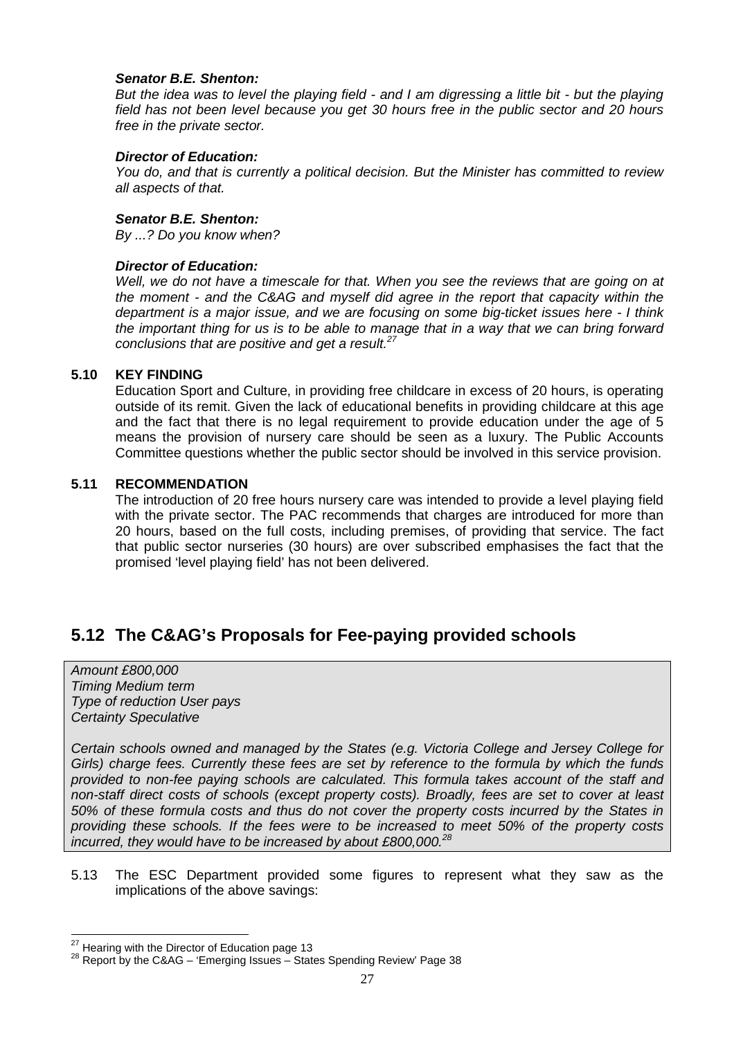***Senator B.E. Shenton:***

*But the idea was to level the playing field - and I am digressing a little bit - but the playing field has not been level because you get 30 hours free in the public sector and 20 hours free in the private sector.*

***Director of Education:***

*You do, and that is currently a political decision. But the Minister has committed to review all aspects of that.*

***Senator B.E. Shenton:***

*By ...? Do you know when?*

***Director of Education:***

*Well, we do not have a timescale for that. When you see the reviews that are going on at the moment - and the C&AG and myself did agree in the report that capacity within the department is a major issue, and we are focusing on some big-ticket issues here - I think the important thing for us is to be able to manage that in a way that we can bring forward conclusions that are positive and get a result.*[27]

**5.10 KEY FINDING**

Education Sport and Culture, in providing free childcare in excess of 20 hours, is operating outside of its remit. Given the lack of educational benefits in providing childcare at this age and the fact that there is no legal requirement to provide education under the age of 5 means the provision of nursery care should be seen as a luxury. The Public Accounts Committee questions whether the public sector should be involved in this service provision.

**5.11 RECOMMENDATION**

The introduction of 20 free hours nursery care was intended to provide a level playing field with the private sector. The PAC recommends that charges are introduced for more than 20 hours, based on the full costs, including premises, of providing that service. The fact that public sector nurseries (30 hours) are over subscribed emphasises the fact that the promised 'level playing field' has not been delivered.

## 5.12 The C&AG's Proposals for Fee-paying provided schools

*Amount £800,000*
*Timing Medium term*
*Type of reduction User pays*
*Certainty Speculative*

*Certain schools owned and managed by the States (e.g. Victoria College and Jersey College for Girls) charge fees. Currently these fees are set by reference to the formula by which the funds provided to non-fee paying schools are calculated. This formula takes account of the staff and non-staff direct costs of schools (except property costs). Broadly, fees are set to cover at least 50% of these formula costs and thus do not cover the property costs incurred by the States in providing these schools. If the fees were to be increased to meet 50% of the property costs incurred, they would have to be increased by about £800,000.*[28]

5.13 The ESC Department provided some figures to represent what they saw as the implications of the above savings:

---

[27] Hearing with the Director of Education page 13

[28] Report by the C&AG – 'Emerging Issues – States Spending Review' Page 38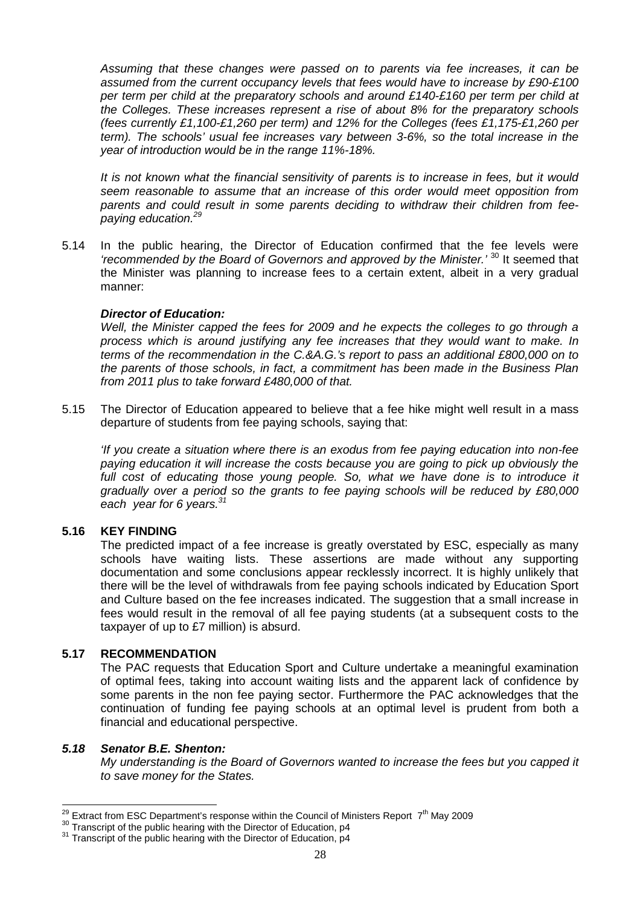*Assuming that these changes were passed on to parents via fee increases, it can be assumed from the current occupancy levels that fees would have to increase by £90-£100 per term per child at the preparatory schools and around £140-£160 per term per child at the Colleges. These increases represent a rise of about 8% for the preparatory schools (fees currently £1,100-£1,260 per term) and 12% for the Colleges (fees £1,175-£1,260 per term). The schools' usual fee increases vary between 3-6%, so the total increase in the year of introduction would be in the range 11%-18%.*

*It is not known what the financial sensitivity of parents is to increase in fees, but it would seem reasonable to assume that an increase of this order would meet opposition from parents and could result in some parents deciding to withdraw their children from fee-paying education.*[29]

5.14 In the public hearing, the Director of Education confirmed that the fee levels were *'recommended by the Board of Governors and approved by the Minister.'* [30] It seemed that the Minister was planning to increase fees to a certain extent, albeit in a very gradual manner:

***Director of Education:***
*Well, the Minister capped the fees for 2009 and he expects the colleges to go through a process which is around justifying any fee increases that they would want to make. In terms of the recommendation in the C.&A.G.'s report to pass an additional £800,000 on to the parents of those schools, in fact, a commitment has been made in the Business Plan from 2011 plus to take forward £480,000 of that.*

5.15 The Director of Education appeared to believe that a fee hike might well result in a mass departure of students from fee paying schools, saying that:

*'If you create a situation where there is an exodus from fee paying education into non-fee paying education it will increase the costs because you are going to pick up obviously the full cost of educating those young people. So, what we have done is to introduce it gradually over a period so the grants to fee paying schools will be reduced by £80,000 each year for 6 years.*[31]

**5.16 KEY FINDING**

The predicted impact of a fee increase is greatly overstated by ESC, especially as many schools have waiting lists. These assertions are made without any supporting documentation and some conclusions appear recklessly incorrect. It is highly unlikely that there will be the level of withdrawals from fee paying schools indicated by Education Sport and Culture based on the fee increases indicated. The suggestion that a small increase in fees would result in the removal of all fee paying students (at a subsequent costs to the taxpayer of up to £7 million) is absurd.

**5.17 RECOMMENDATION**

The PAC requests that Education Sport and Culture undertake a meaningful examination of optimal fees, taking into account waiting lists and the apparent lack of confidence by some parents in the non fee paying sector. Furthermore the PAC acknowledges that the continuation of funding fee paying schools at an optimal level is prudent from both a financial and educational perspective.

***5.18 Senator B.E. Shenton:***
*My understanding is the Board of Governors wanted to increase the fees but you capped it to save money for the States.*

---

[29] Extract from ESC Department's response within the Council of Ministers Report 7th May 2009
[30] Transcript of the public hearing with the Director of Education, p4
[31] Transcript of the public hearing with the Director of Education, p4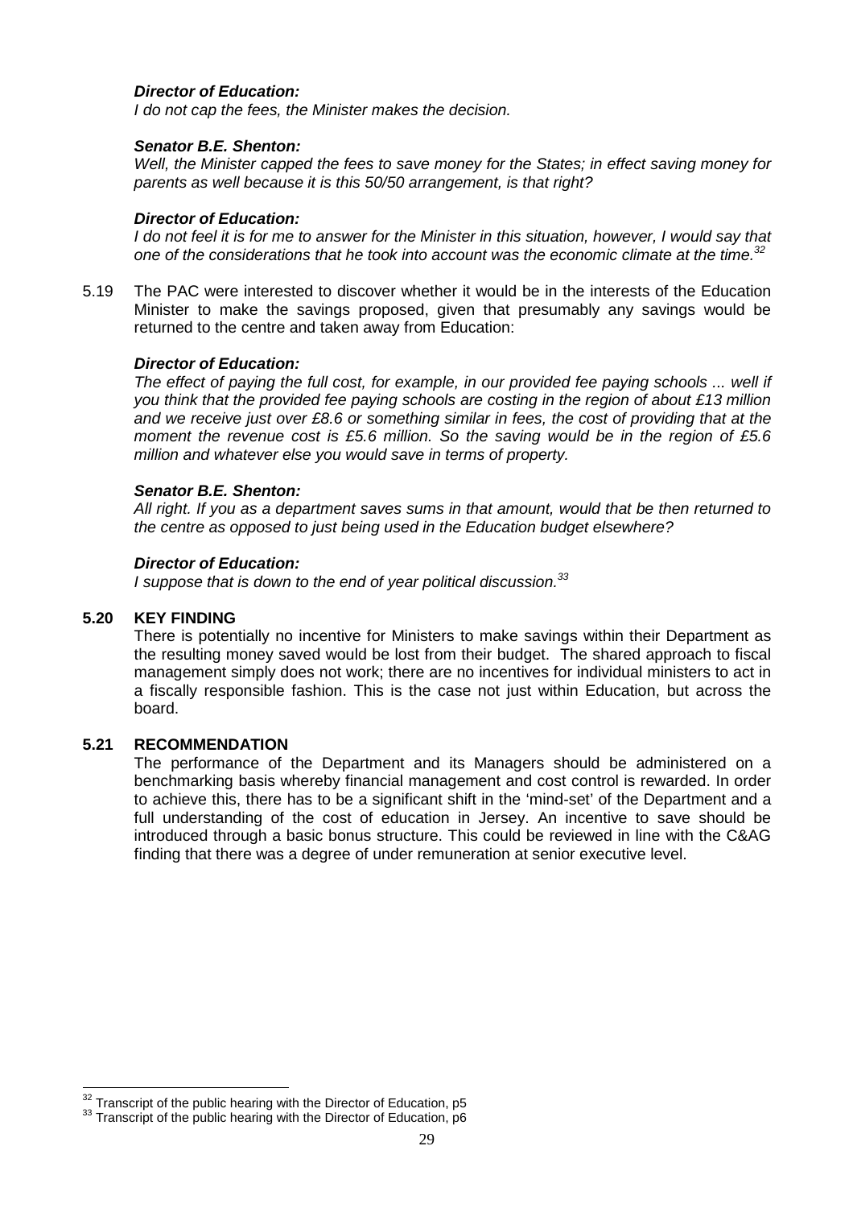***Director of Education:***
*I do not cap the fees, the Minister makes the decision.*

***Senator B.E. Shenton:***
*Well, the Minister capped the fees to save money for the States; in effect saving money for parents as well because it is this 50/50 arrangement, is that right?*

***Director of Education:***
*I do not feel it is for me to answer for the Minister in this situation, however, I would say that one of the considerations that he took into account was the economic climate at the time.*[32]

5.19 The PAC were interested to discover whether it would be in the interests of the Education Minister to make the savings proposed, given that presumably any savings would be returned to the centre and taken away from Education:

***Director of Education:***
*The effect of paying the full cost, for example, in our provided fee paying schools ... well if you think that the provided fee paying schools are costing in the region of about £13 million and we receive just over £8.6 or something similar in fees, the cost of providing that at the moment the revenue cost is £5.6 million. So the saving would be in the region of £5.6 million and whatever else you would save in terms of property.*

***Senator B.E. Shenton:***
*All right. If you as a department saves sums in that amount, would that be then returned to the centre as opposed to just being used in the Education budget elsewhere?*

***Director of Education:***
*I suppose that is down to the end of year political discussion.*[33]

**5.20 KEY FINDING**

There is potentially no incentive for Ministers to make savings within their Department as the resulting money saved would be lost from their budget. The shared approach to fiscal management simply does not work; there are no incentives for individual ministers to act in a fiscally responsible fashion. This is the case not just within Education, but across the board.

**5.21 RECOMMENDATION**

The performance of the Department and its Managers should be administered on a benchmarking basis whereby financial management and cost control is rewarded. In order to achieve this, there has to be a significant shift in the 'mind-set' of the Department and a full understanding of the cost of education in Jersey. An incentive to save should be introduced through a basic bonus structure. This could be reviewed in line with the C&AG finding that there was a degree of under remuneration at senior executive level.

---

[32] Transcript of the public hearing with the Director of Education, p5
[33] Transcript of the public hearing with the Director of Education, p6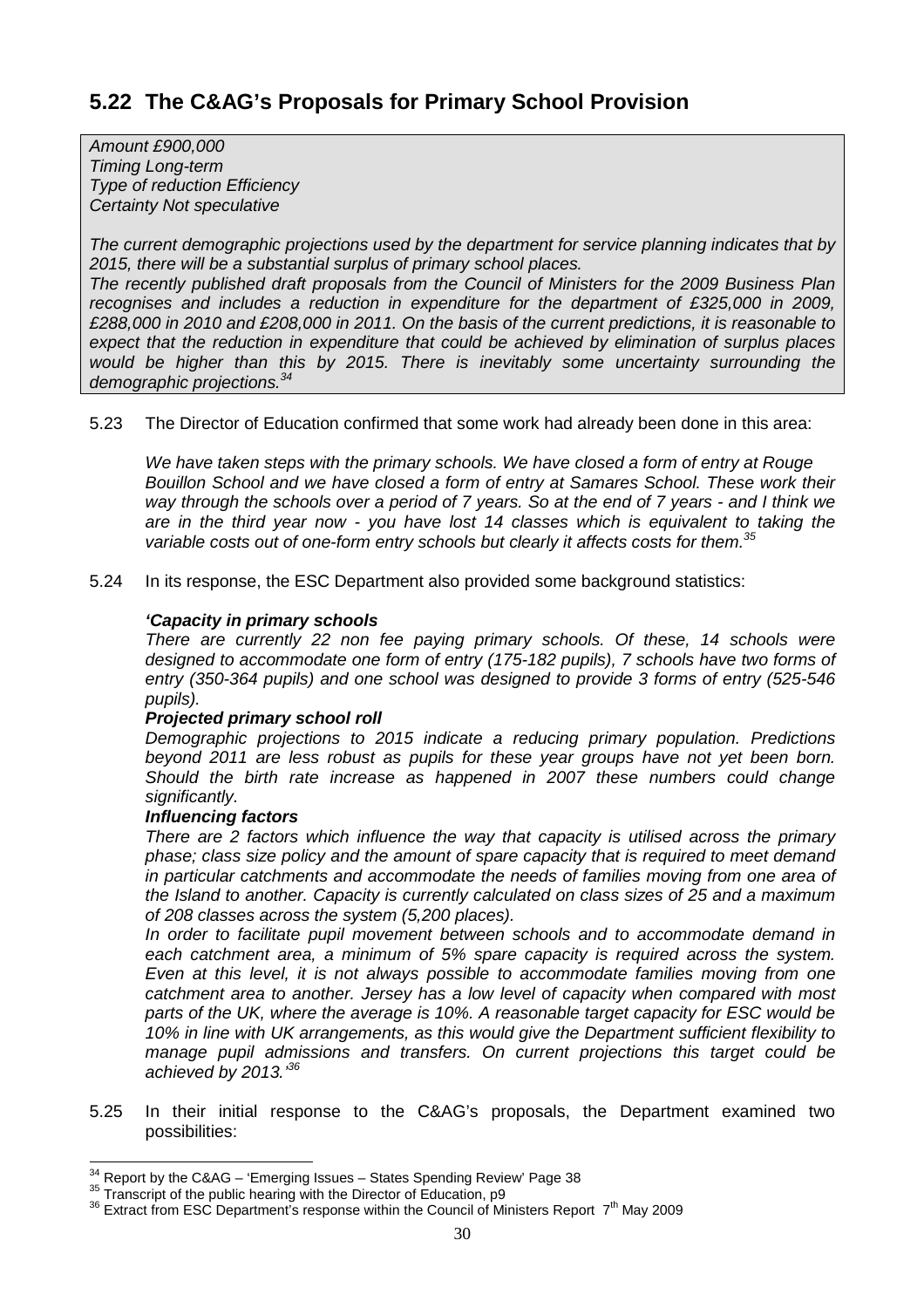## 5.22 The C&AG's Proposals for Primary School Provision

*Amount £900,000*
*Timing Long-term*
*Type of reduction Efficiency*
*Certainty Not speculative*

*The current demographic projections used by the department for service planning indicates that by 2015, there will be a substantial surplus of primary school places.*
*The recently published draft proposals from the Council of Ministers for the 2009 Business Plan recognises and includes a reduction in expenditure for the department of £325,000 in 2009, £288,000 in 2010 and £208,000 in 2011. On the basis of the current predictions, it is reasonable to expect that the reduction in expenditure that could be achieved by elimination of surplus places would be higher than this by 2015. There is inevitably some uncertainty surrounding the demographic projections.*[34]

5.23 The Director of Education confirmed that some work had already been done in this area:

> *We have taken steps with the primary schools. We have closed a form of entry at Rouge Bouillon School and we have closed a form of entry at Samares School. These work their way through the schools over a period of 7 years. So at the end of 7 years - and I think we are in the third year now - you have lost 14 classes which is equivalent to taking the variable costs out of one-form entry schools but clearly it affects costs for them.*[35]

5.24 In its response, the ESC Department also provided some background statistics:

> ***'Capacity in primary schools***
> *There are currently 22 non fee paying primary schools. Of these, 14 schools were designed to accommodate one form of entry (175-182 pupils), 7 schools have two forms of entry (350-364 pupils) and one school was designed to provide 3 forms of entry (525-546 pupils).*
>
> ***Projected primary school roll***
> *Demographic projections to 2015 indicate a reducing primary population. Predictions beyond 2011 are less robust as pupils for these year groups have not yet been born. Should the birth rate increase as happened in 2007 these numbers could change significantly.*
>
> ***Influencing factors***
> *There are 2 factors which influence the way that capacity is utilised across the primary phase; class size policy and the amount of spare capacity that is required to meet demand in particular catchments and accommodate the needs of families moving from one area of the Island to another. Capacity is currently calculated on class sizes of 25 and a maximum of 208 classes across the system (5,200 places).*
> *In order to facilitate pupil movement between schools and to accommodate demand in each catchment area, a minimum of 5% spare capacity is required across the system. Even at this level, it is not always possible to accommodate families moving from one catchment area to another. Jersey has a low level of capacity when compared with most parts of the UK, where the average is 10%. A reasonable target capacity for ESC would be 10% in line with UK arrangements, as this would give the Department sufficient flexibility to manage pupil admissions and transfers. On current projections this target could be achieved by 2013.'*[36]

5.25 In their initial response to the C&AG's proposals, the Department examined two possibilities:

---

[34] Report by the C&AG – 'Emerging Issues – States Spending Review' Page 38
[35] Transcript of the public hearing with the Director of Education, p9
[36] Extract from ESC Department's response within the Council of Ministers Report 7th May 2009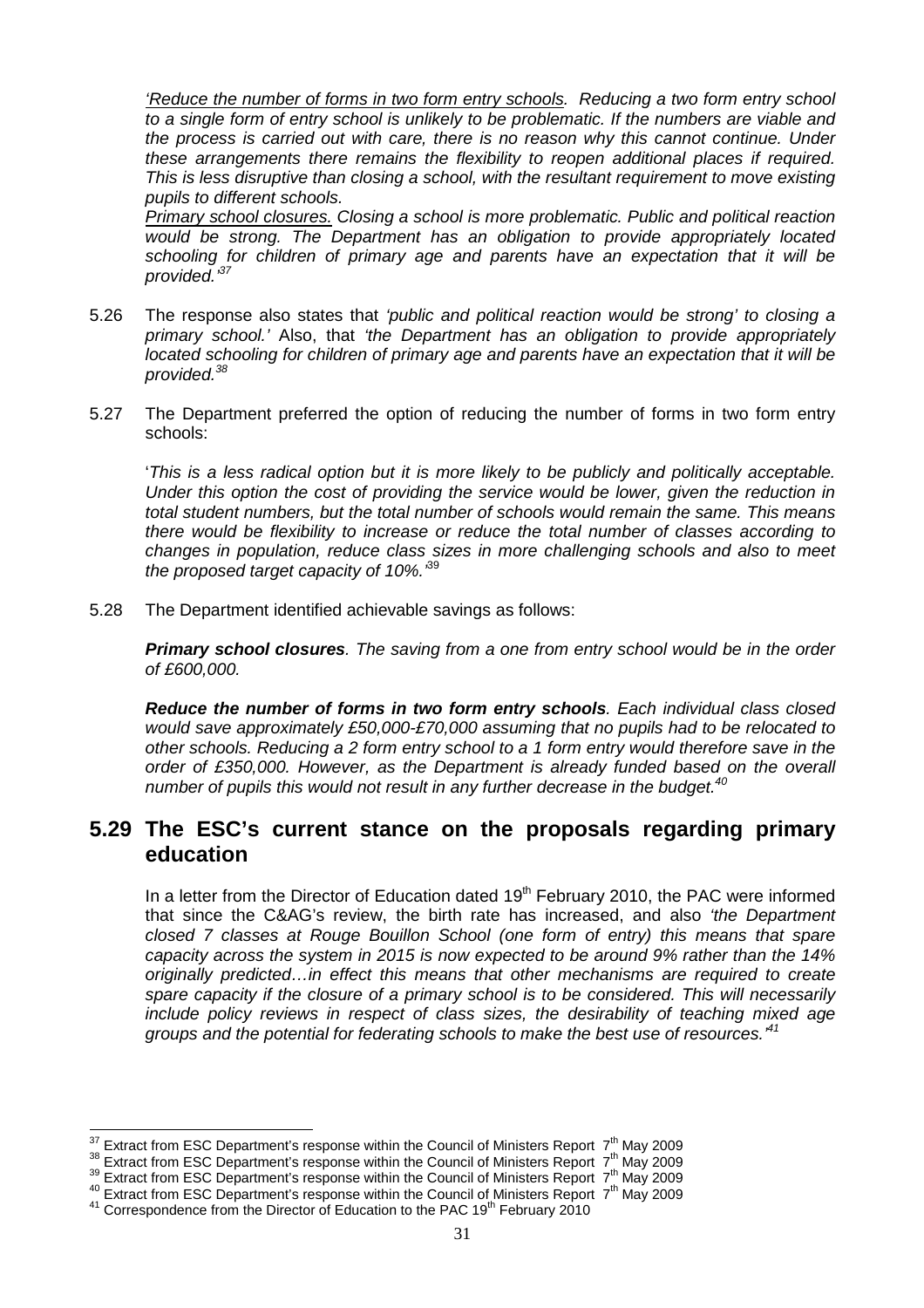*<u>'Reduce the number of forms in two form entry schools.</u> Reducing a two form entry school to a single form of entry school is unlikely to be problematic. If the numbers are viable and the process is carried out with care, there is no reason why this cannot continue. Under these arrangements there remains the flexibility to reopen additional places if required. This is less disruptive than closing a school, with the resultant requirement to move existing pupils to different schools.*

*<u>Primary school closures.</u> Closing a school is more problematic. Public and political reaction would be strong. The Department has an obligation to provide appropriately located schooling for children of primary age and parents have an expectation that it will be provided.'*[37]

5.26 The response also states that *'public and political reaction would be strong' to closing a primary school.'* Also, that *'the Department has an obligation to provide appropriately located schooling for children of primary age and parents have an expectation that it will be provided.*[38]

5.27 The Department preferred the option of reducing the number of forms in two form entry schools:

'*This is a less radical option but it is more likely to be publicly and politically acceptable. Under this option the cost of providing the service would be lower, given the reduction in total student numbers, but the total number of schools would remain the same. This means there would be flexibility to increase or reduce the total number of classes according to changes in population, reduce class sizes in more challenging schools and also to meet the proposed target capacity of 10%.'*[39]

5.28 The Department identified achievable savings as follows:

***Primary school closures**. The saving from a one from entry school would be in the order of £600,000.*

***Reduce the number of forms in two form entry schools**. Each individual class closed would save approximately £50,000-£70,000 assuming that no pupils had to be relocated to other schools. Reducing a 2 form entry school to a 1 form entry would therefore save in the order of £350,000. However, as the Department is already funded based on the overall number of pupils this would not result in any further decrease in the budget.*[40]

## 5.29 The ESC's current stance on the proposals regarding primary education

In a letter from the Director of Education dated 19th February 2010, the PAC were informed that since the C&AG's review, the birth rate has increased, and also *'the Department closed 7 classes at Rouge Bouillon School (one form of entry) this means that spare capacity across the system in 2015 is now expected to be around 9% rather than the 14% originally predicted…in effect this means that other mechanisms are required to create spare capacity if the closure of a primary school is to be considered. This will necessarily include policy reviews in respect of class sizes, the desirability of teaching mixed age groups and the potential for federating schools to make the best use of resources.'*[41]

---

[37] Extract from ESC Department's response within the Council of Ministers Report 7th May 2009
[38] Extract from ESC Department's response within the Council of Ministers Report 7th May 2009
[39] Extract from ESC Department's response within the Council of Ministers Report 7th May 2009
[40] Extract from ESC Department's response within the Council of Ministers Report 7th May 2009
[41] Correspondence from the Director of Education to the PAC 19th February 2010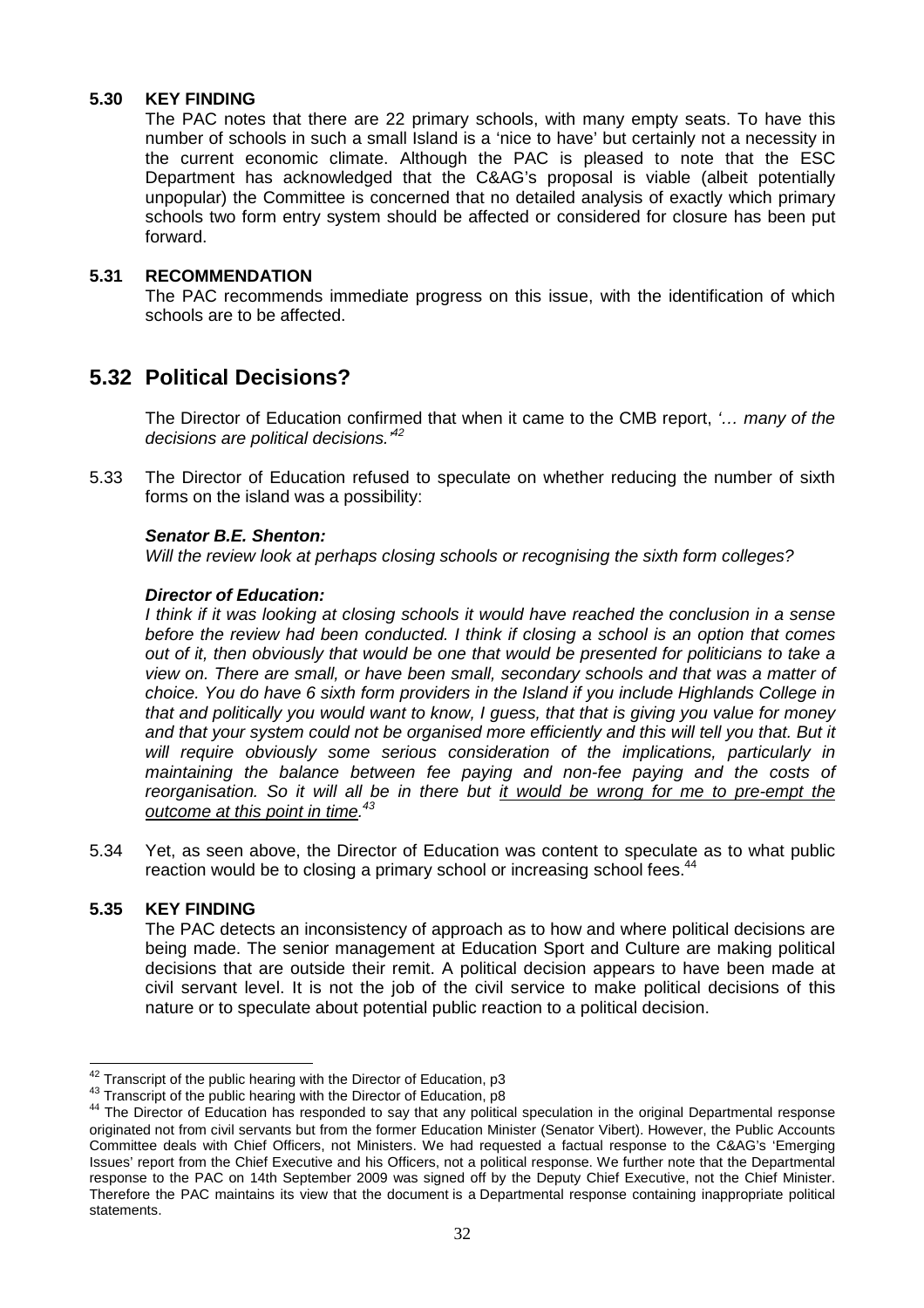**5.30 KEY FINDING**

The PAC notes that there are 22 primary schools, with many empty seats. To have this number of schools in such a small Island is a 'nice to have' but certainly not a necessity in the current economic climate. Although the PAC is pleased to note that the ESC Department has acknowledged that the C&AG's proposal is viable (albeit potentially unpopular) the Committee is concerned that no detailed analysis of exactly which primary schools two form entry system should be affected or considered for closure has been put forward.

**5.31 RECOMMENDATION**

The PAC recommends immediate progress on this issue, with the identification of which schools are to be affected.

## 5.32 Political Decisions?

The Director of Education confirmed that when it came to the CMB report, *'… many of the decisions are political decisions.'*[42]

5.33 The Director of Education refused to speculate on whether reducing the number of sixth forms on the island was a possibility:

***Senator B.E. Shenton:***

*Will the review look at perhaps closing schools or recognising the sixth form colleges?*

***Director of Education:***

*I think if it was looking at closing schools it would have reached the conclusion in a sense before the review had been conducted. I think if closing a school is an option that comes out of it, then obviously that would be one that would be presented for politicians to take a view on. There are small, or have been small, secondary schools and that was a matter of choice. You do have 6 sixth form providers in the Island if you include Highlands College in that and politically you would want to know, I guess, that that is giving you value for money and that your system could not be organised more efficiently and this will tell you that. But it will require obviously some serious consideration of the implications, particularly in maintaining the balance between fee paying and non-fee paying and the costs of reorganisation. So it will all be in there but <u>it would be wrong for me to pre-empt the outcome at this point in time</u>.*[43]

5.34 Yet, as seen above, the Director of Education was content to speculate as to what public reaction would be to closing a primary school or increasing school fees.[44]

**5.35 KEY FINDING**

The PAC detects an inconsistency of approach as to how and where political decisions are being made. The senior management at Education Sport and Culture are making political decisions that are outside their remit. A political decision appears to have been made at civil servant level. It is not the job of the civil service to make political decisions of this nature or to speculate about potential public reaction to a political decision.

---

[42] Transcript of the public hearing with the Director of Education, p3

[43] Transcript of the public hearing with the Director of Education, p8

[44] The Director of Education has responded to say that any political speculation in the original Departmental response originated not from civil servants but from the former Education Minister (Senator Vibert). However, the Public Accounts Committee deals with Chief Officers, not Ministers. We had requested a factual response to the C&AG's 'Emerging Issues' report from the Chief Executive and his Officers, not a political response. We further note that the Departmental response to the PAC on 14th September 2009 was signed off by the Deputy Chief Executive, not the Chief Minister. Therefore the PAC maintains its view that the document is a Departmental response containing inappropriate political statements.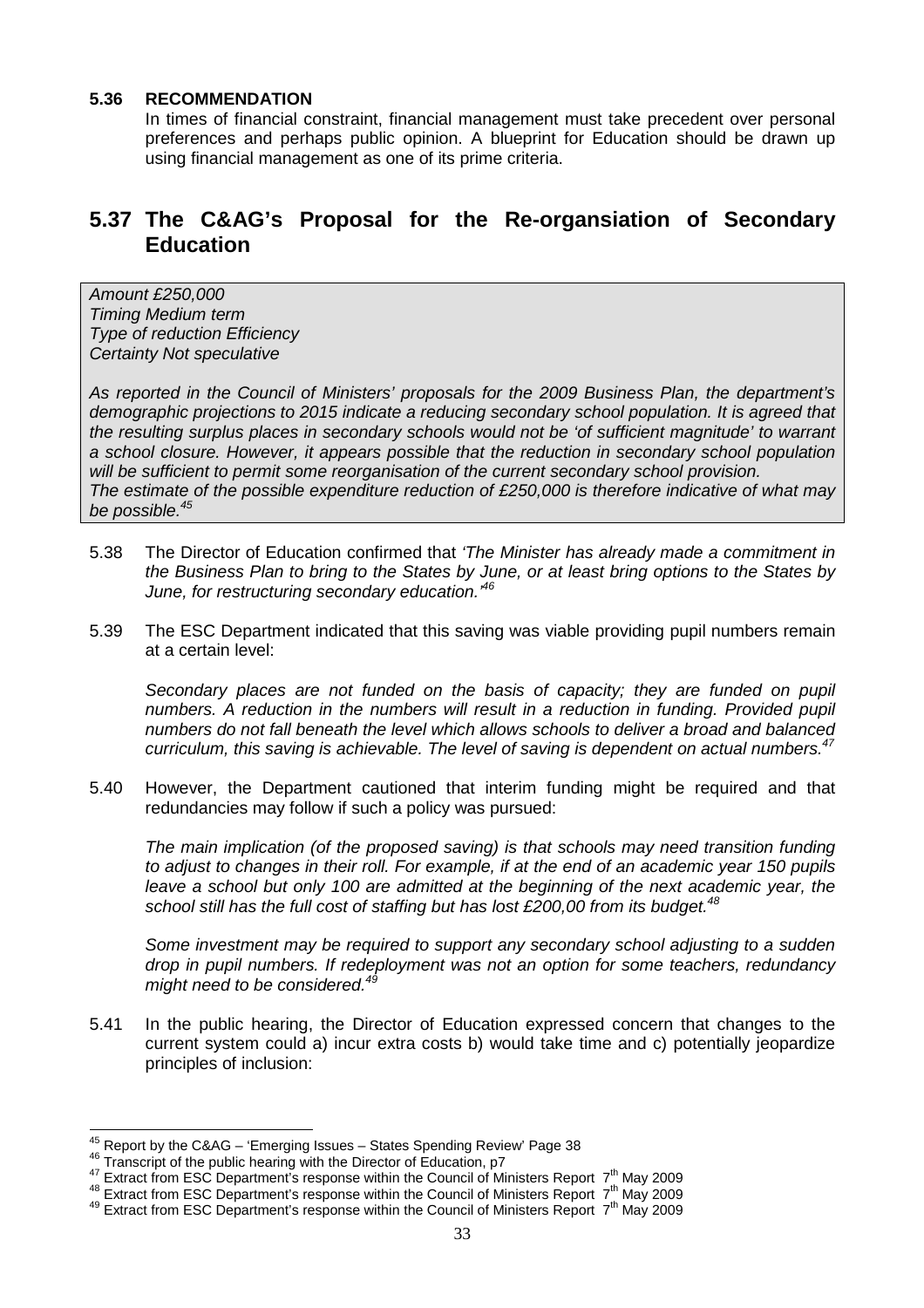**5.36 RECOMMENDATION**

In times of financial constraint, financial management must take precedent over personal preferences and perhaps public opinion. A blueprint for Education should be drawn up using financial management as one of its prime criteria.

## 5.37 The C&AG's Proposal for the Re-organsiation of Secondary Education

*Amount £250,000*
*Timing Medium term*
*Type of reduction Efficiency*
*Certainty Not speculative*

*As reported in the Council of Ministers' proposals for the 2009 Business Plan, the department's demographic projections to 2015 indicate a reducing secondary school population. It is agreed that the resulting surplus places in secondary schools would not be 'of sufficient magnitude' to warrant a school closure. However, it appears possible that the reduction in secondary school population will be sufficient to permit some reorganisation of the current secondary school provision.*
*The estimate of the possible expenditure reduction of £250,000 is therefore indicative of what may be possible.*[45]

5.38 The Director of Education confirmed that *'The Minister has already made a commitment in the Business Plan to bring to the States by June, or at least bring options to the States by June, for restructuring secondary education.'*[46]

5.39 The ESC Department indicated that this saving was viable providing pupil numbers remain at a certain level:

*Secondary places are not funded on the basis of capacity; they are funded on pupil numbers. A reduction in the numbers will result in a reduction in funding. Provided pupil numbers do not fall beneath the level which allows schools to deliver a broad and balanced curriculum, this saving is achievable. The level of saving is dependent on actual numbers.*[47]

5.40 However, the Department cautioned that interim funding might be required and that redundancies may follow if such a policy was pursued:

*The main implication (of the proposed saving) is that schools may need transition funding to adjust to changes in their roll. For example, if at the end of an academic year 150 pupils leave a school but only 100 are admitted at the beginning of the next academic year, the school still has the full cost of staffing but has lost £200,00 from its budget.*[48]

*Some investment may be required to support any secondary school adjusting to a sudden drop in pupil numbers. If redeployment was not an option for some teachers, redundancy might need to be considered.*[49]

5.41 In the public hearing, the Director of Education expressed concern that changes to the current system could a) incur extra costs b) would take time and c) potentially jeopardize principles of inclusion:

---

[45] Report by the C&AG – 'Emerging Issues – States Spending Review' Page 38
[46] Transcript of the public hearing with the Director of Education, p7
[47] Extract from ESC Department's response within the Council of Ministers Report 7th May 2009
[48] Extract from ESC Department's response within the Council of Ministers Report 7th May 2009
[49] Extract from ESC Department's response within the Council of Ministers Report 7th May 2009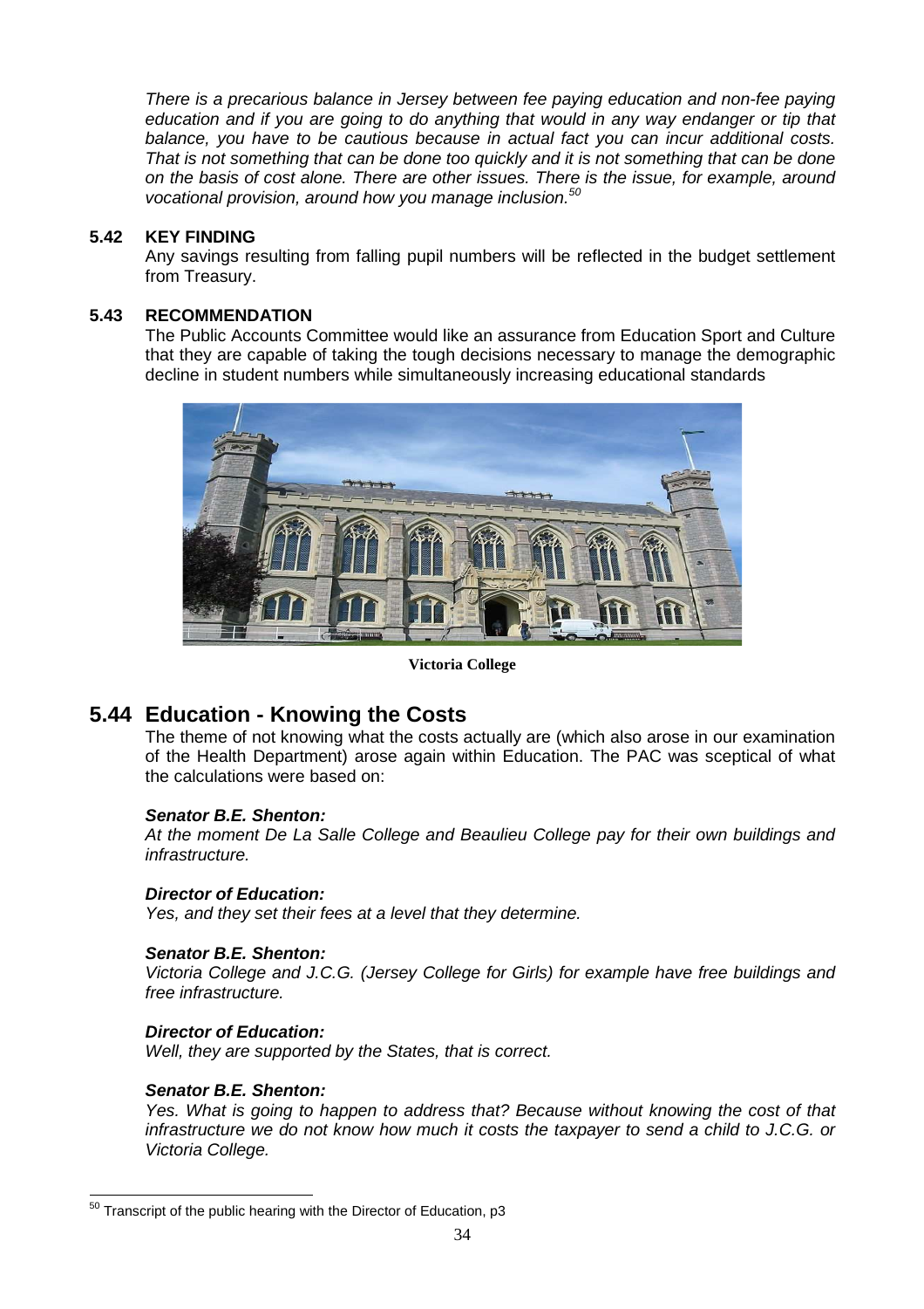*There is a precarious balance in Jersey between fee paying education and non-fee paying education and if you are going to do anything that would in any way endanger or tip that balance, you have to be cautious because in actual fact you can incur additional costs. That is not something that can be done too quickly and it is not something that can be done on the basis of cost alone. There are other issues. There is the issue, for example, around vocational provision, around how you manage inclusion.*[50]

**5.42 KEY FINDING**

Any savings resulting from falling pupil numbers will be reflected in the budget settlement from Treasury.

**5.43 RECOMMENDATION**

The Public Accounts Committee would like an assurance from Education Sport and Culture that they are capable of taking the tough decisions necessary to manage the demographic decline in student numbers while simultaneously increasing educational standards

**Victoria College**

## 5.44 Education - Knowing the Costs

The theme of not knowing what the costs actually are (which also arose in our examination of the Health Department) arose again within Education. The PAC was sceptical of what the calculations were based on:

***Senator B.E. Shenton:***
*At the moment De La Salle College and Beaulieu College pay for their own buildings and infrastructure.*

***Director of Education:***
*Yes, and they set their fees at a level that they determine.*

***Senator B.E. Shenton:***
*Victoria College and J.C.G. (Jersey College for Girls) for example have free buildings and free infrastructure.*

***Director of Education:***
*Well, they are supported by the States, that is correct.*

***Senator B.E. Shenton:***
*Yes. What is going to happen to address that? Because without knowing the cost of that infrastructure we do not know how much it costs the taxpayer to send a child to J.C.G. or Victoria College.*

---

[50] Transcript of the public hearing with the Director of Education, p3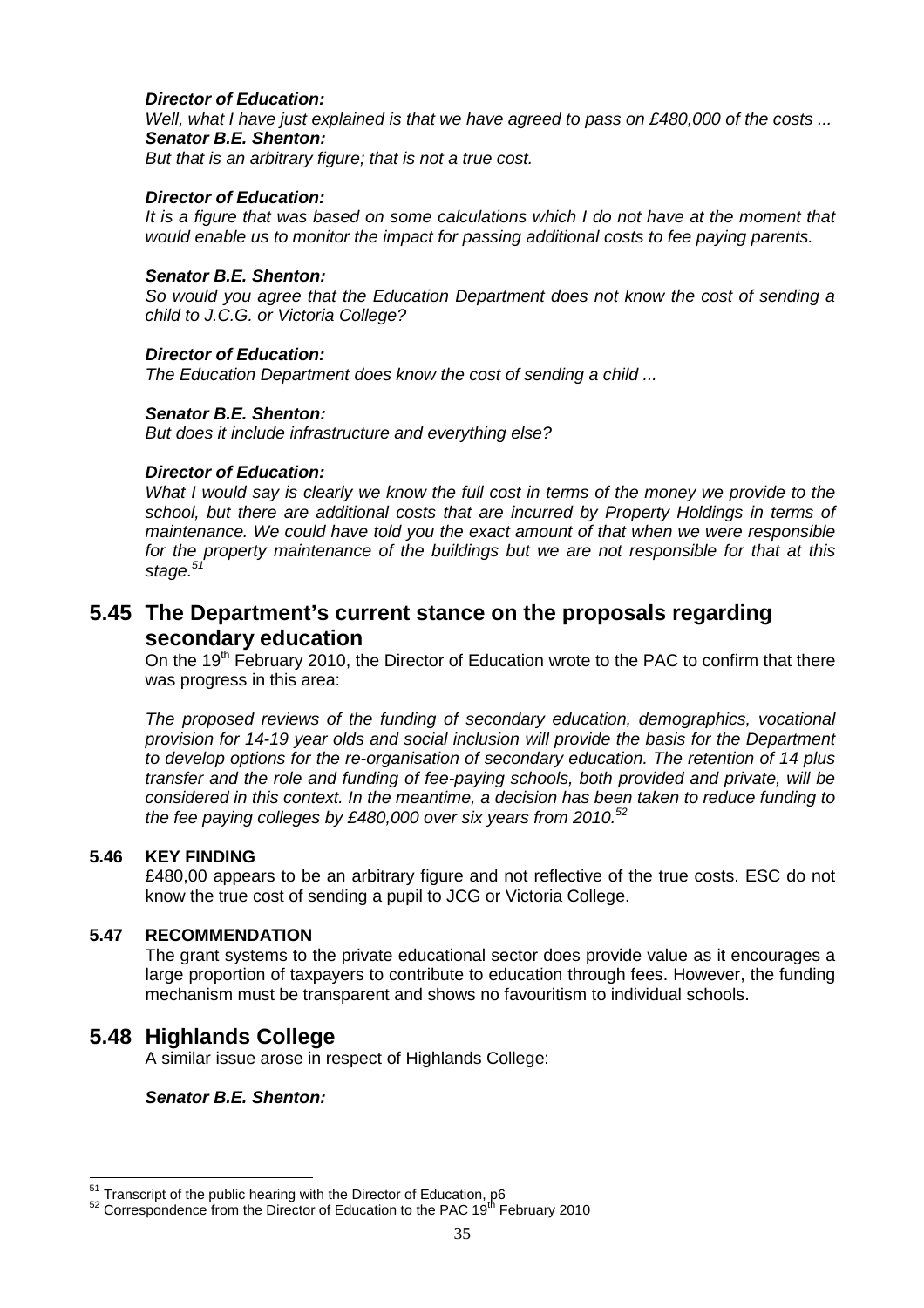***Director of Education:***
*Well, what I have just explained is that we have agreed to pass on £480,000 of the costs ...*
***Senator B.E. Shenton:***
*But that is an arbitrary figure; that is not a true cost.*

***Director of Education:***
*It is a figure that was based on some calculations which I do not have at the moment that would enable us to monitor the impact for passing additional costs to fee paying parents.*

***Senator B.E. Shenton:***
*So would you agree that the Education Department does not know the cost of sending a child to J.C.G. or Victoria College?*

***Director of Education:***
*The Education Department does know the cost of sending a child ...*

***Senator B.E. Shenton:***
*But does it include infrastructure and everything else?*

***Director of Education:***
*What I would say is clearly we know the full cost in terms of the money we provide to the school, but there are additional costs that are incurred by Property Holdings in terms of maintenance. We could have told you the exact amount of that when we were responsible for the property maintenance of the buildings but we are not responsible for that at this stage.*[51]

## 5.45 The Department's current stance on the proposals regarding secondary education

On the 19th February 2010, the Director of Education wrote to the PAC to confirm that there was progress in this area:

*The proposed reviews of the funding of secondary education, demographics, vocational provision for 14-19 year olds and social inclusion will provide the basis for the Department to develop options for the re-organisation of secondary education. The retention of 14 plus transfer and the role and funding of fee-paying schools, both provided and private, will be considered in this context. In the meantime, a decision has been taken to reduce funding to the fee paying colleges by £480,000 over six years from 2010.*[52]

### 5.46 KEY FINDING

£480,00 appears to be an arbitrary figure and not reflective of the true costs. ESC do not know the true cost of sending a pupil to JCG or Victoria College.

### 5.47 RECOMMENDATION

The grant systems to the private educational sector does provide value as it encourages a large proportion of taxpayers to contribute to education through fees. However, the funding mechanism must be transparent and shows no favouritism to individual schools.

## 5.48 Highlands College

A similar issue arose in respect of Highlands College:

***Senator B.E. Shenton:***

[51] Transcript of the public hearing with the Director of Education, p6
[52] Correspondence from the Director of Education to the PAC 19th February 2010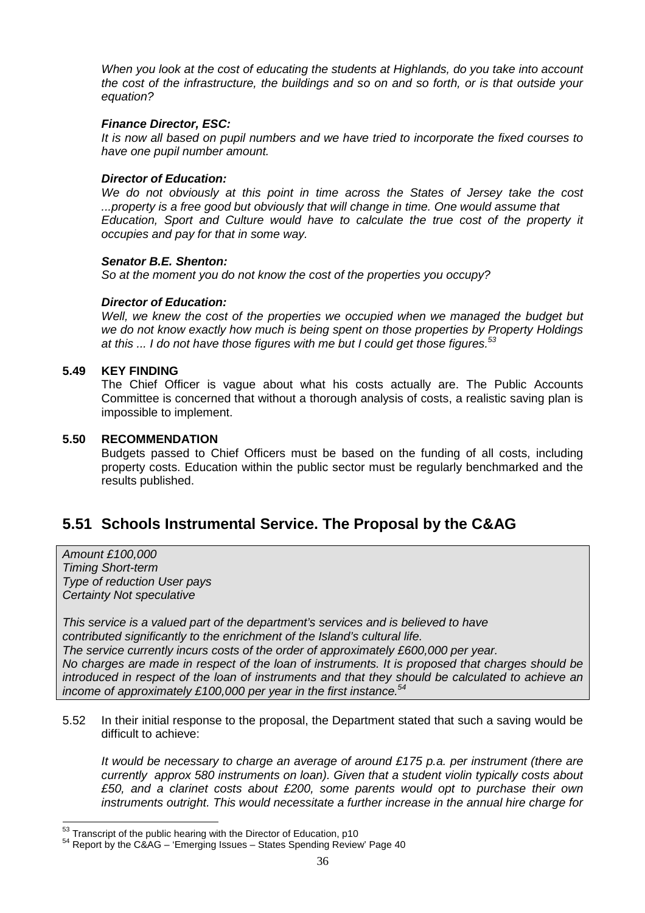*When you look at the cost of educating the students at Highlands, do you take into account the cost of the infrastructure, the buildings and so on and so forth, or is that outside your equation?*

***Finance Director, ESC:***
*It is now all based on pupil numbers and we have tried to incorporate the fixed courses to have one pupil number amount.*

***Director of Education:***
*We do not obviously at this point in time across the States of Jersey take the cost ...property is a free good but obviously that will change in time. One would assume that Education, Sport and Culture would have to calculate the true cost of the property it occupies and pay for that in some way.*

***Senator B.E. Shenton:***
*So at the moment you do not know the cost of the properties you occupy?*

***Director of Education:***
*Well, we knew the cost of the properties we occupied when we managed the budget but we do not know exactly how much is being spent on those properties by Property Holdings at this ... I do not have those figures with me but I could get those figures.*[53]

**5.49 KEY FINDING**

The Chief Officer is vague about what his costs actually are. The Public Accounts Committee is concerned that without a thorough analysis of costs, a realistic saving plan is impossible to implement.

**5.50 RECOMMENDATION**

Budgets passed to Chief Officers must be based on the funding of all costs, including property costs. Education within the public sector must be regularly benchmarked and the results published.

## 5.51 Schools Instrumental Service. The Proposal by the C&AG

*Amount £100,000*
*Timing Short-term*
*Type of reduction User pays*
*Certainty Not speculative*

*This service is a valued part of the department's services and is believed to have contributed significantly to the enrichment of the Island's cultural life.*
*The service currently incurs costs of the order of approximately £600,000 per year.*
*No charges are made in respect of the loan of instruments. It is proposed that charges should be introduced in respect of the loan of instruments and that they should be calculated to achieve an income of approximately £100,000 per year in the first instance.*[54]

5.52 In their initial response to the proposal, the Department stated that such a saving would be difficult to achieve:

*It would be necessary to charge an average of around £175 p.a. per instrument (there are currently approx 580 instruments on loan). Given that a student violin typically costs about £50, and a clarinet costs about £200, some parents would opt to purchase their own instruments outright. This would necessitate a further increase in the annual hire charge for*

---

[53] Transcript of the public hearing with the Director of Education, p10
[54] Report by the C&AG – 'Emerging Issues – States Spending Review' Page 40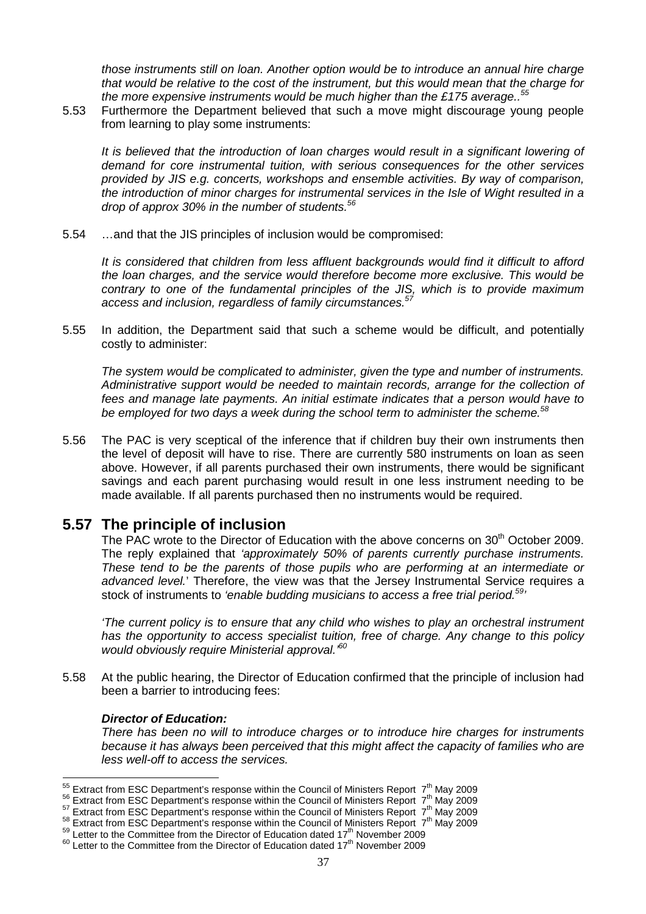*those instruments still on loan. Another option would be to introduce an annual hire charge that would be relative to the cost of the instrument, but this would mean that the charge for the more expensive instruments would be much higher than the £175 average..*[55]

5.53 Furthermore the Department believed that such a move might discourage young people from learning to play some instruments:

*It is believed that the introduction of loan charges would result in a significant lowering of demand for core instrumental tuition, with serious consequences for the other services provided by JIS e.g. concerts, workshops and ensemble activities. By way of comparison, the introduction of minor charges for instrumental services in the Isle of Wight resulted in a drop of approx 30% in the number of students.*[56]

5.54 …and that the JIS principles of inclusion would be compromised:

*It is considered that children from less affluent backgrounds would find it difficult to afford the loan charges, and the service would therefore become more exclusive. This would be contrary to one of the fundamental principles of the JIS, which is to provide maximum access and inclusion, regardless of family circumstances.*[57]

5.55 In addition, the Department said that such a scheme would be difficult, and potentially costly to administer:

*The system would be complicated to administer, given the type and number of instruments. Administrative support would be needed to maintain records, arrange for the collection of fees and manage late payments. An initial estimate indicates that a person would have to be employed for two days a week during the school term to administer the scheme.*[58]

5.56 The PAC is very sceptical of the inference that if children buy their own instruments then the level of deposit will have to rise. There are currently 580 instruments on loan as seen above. However, if all parents purchased their own instruments, there would be significant savings and each parent purchasing would result in one less instrument needing to be made available. If all parents purchased then no instruments would be required.

## 5.57 The principle of inclusion

The PAC wrote to the Director of Education with the above concerns on 30th October 2009. The reply explained that *'approximately 50% of parents currently purchase instruments. These tend to be the parents of those pupils who are performing at an intermediate or advanced level.*' Therefore, the view was that the Jersey Instrumental Service requires a stock of instruments to *'enable budding musicians to access a free trial period.*[59]*'*

*'The current policy is to ensure that any child who wishes to play an orchestral instrument has the opportunity to access specialist tuition, free of charge. Any change to this policy would obviously require Ministerial approval.'*[60]

5.58 At the public hearing, the Director of Education confirmed that the principle of inclusion had been a barrier to introducing fees:

***Director of Education:***
*There has been no will to introduce charges or to introduce hire charges for instruments because it has always been perceived that this might affect the capacity of families who are less well-off to access the services.*

---

[55] Extract from ESC Department's response within the Council of Ministers Report 7th May 2009
[56] Extract from ESC Department's response within the Council of Ministers Report 7th May 2009
[57] Extract from ESC Department's response within the Council of Ministers Report 7th May 2009
[58] Extract from ESC Department's response within the Council of Ministers Report 7th May 2009
[59] Letter to the Committee from the Director of Education dated 17th November 2009
[60] Letter to the Committee from the Director of Education dated 17th November 2009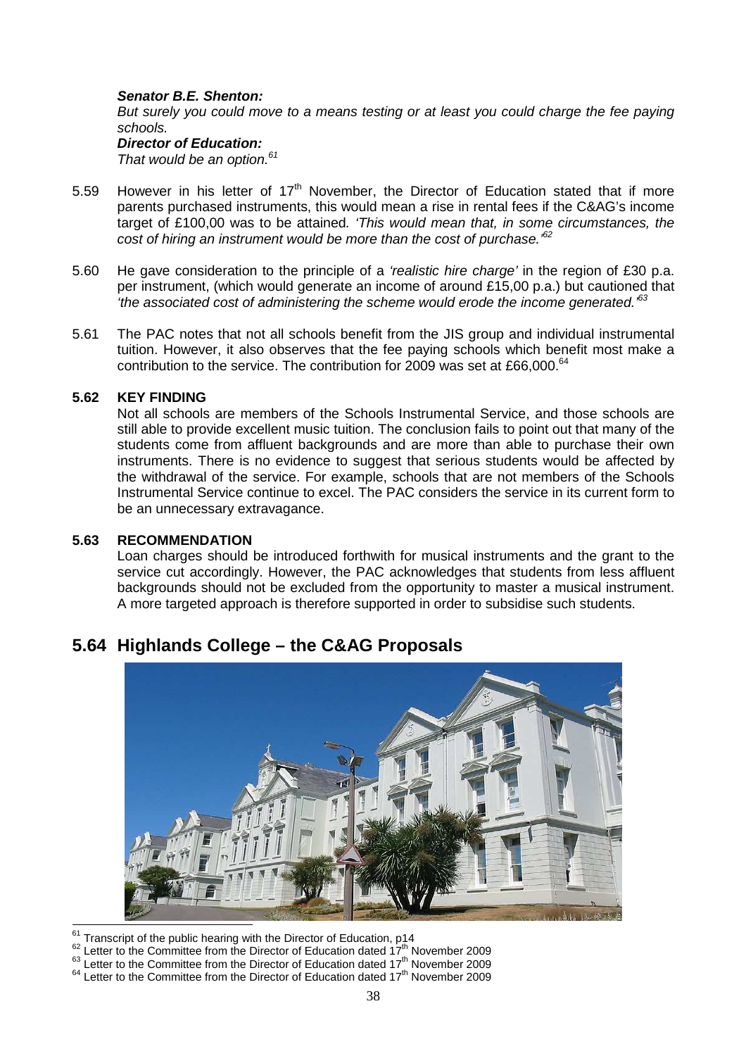***Senator B.E. Shenton:***
*But surely you could move to a means testing or at least you could charge the fee paying schools.*
***Director of Education:***
*That would be an option.*[61]

5.59 However in his letter of 17th November, the Director of Education stated that if more parents purchased instruments, this would mean a rise in rental fees if the C&AG's income target of £100,00 was to be attained*. 'This would mean that, in some circumstances, the cost of hiring an instrument would be more than the cost of purchase.'*[62]

5.60 He gave consideration to the principle of a *'realistic hire charge'* in the region of £30 p.a. per instrument, (which would generate an income of around £15,00 p.a.) but cautioned that *'the associated cost of administering the scheme would erode the income generated.'*[63]

5.61 The PAC notes that not all schools benefit from the JIS group and individual instrumental tuition. However, it also observes that the fee paying schools which benefit most make a contribution to the service. The contribution for 2009 was set at £66,000.[64]

**5.62 KEY FINDING**

Not all schools are members of the Schools Instrumental Service, and those schools are still able to provide excellent music tuition. The conclusion fails to point out that many of the students come from affluent backgrounds and are more than able to purchase their own instruments. There is no evidence to suggest that serious students would be affected by the withdrawal of the service. For example, schools that are not members of the Schools Instrumental Service continue to excel. The PAC considers the service in its current form to be an unnecessary extravagance.

**5.63 RECOMMENDATION**

Loan charges should be introduced forthwith for musical instruments and the grant to the service cut accordingly. However, the PAC acknowledges that students from less affluent backgrounds should not be excluded from the opportunity to master a musical instrument. A more targeted approach is therefore supported in order to subsidise such students.

## 5.64 Highlands College – the C&AG Proposals

[61] Transcript of the public hearing with the Director of Education, p14
[62] Letter to the Committee from the Director of Education dated 17th November 2009
[63] Letter to the Committee from the Director of Education dated 17th November 2009
[64] Letter to the Committee from the Director of Education dated 17th November 2009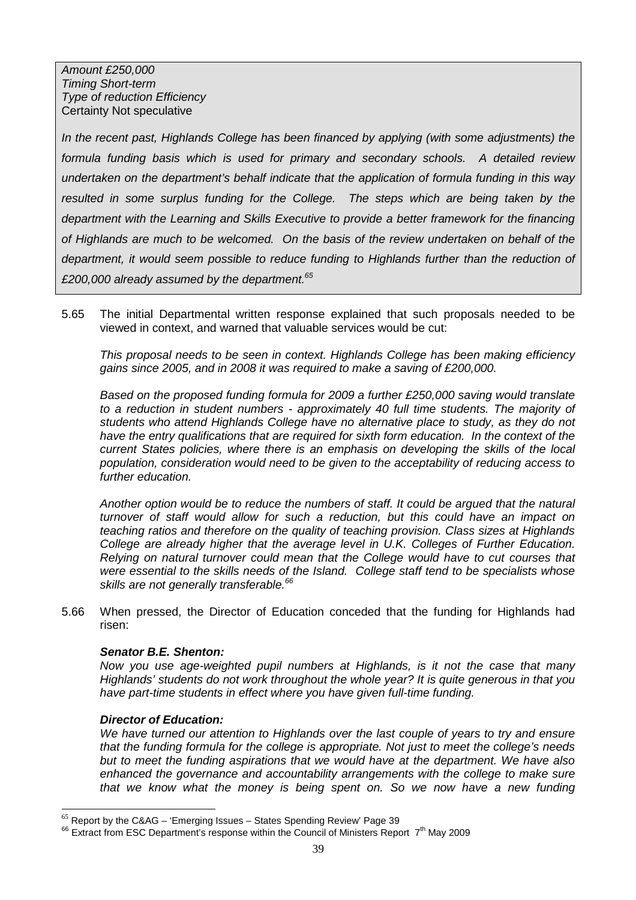*Amount £250,000*
*Timing Short-term*
*Type of reduction Efficiency*
Certainty Not speculative

*In the recent past, Highlands College has been financed by applying (with some adjustments) the formula funding basis which is used for primary and secondary schools. A detailed review undertaken on the department's behalf indicate that the application of formula funding in this way resulted in some surplus funding for the College. The steps which are being taken by the department with the Learning and Skills Executive to provide a better framework for the financing of Highlands are much to be welcomed. On the basis of the review undertaken on behalf of the department, it would seem possible to reduce funding to Highlands further than the reduction of £200,000 already assumed by the department.*[65]

5.65 The initial Departmental written response explained that such proposals needed to be viewed in context, and warned that valuable services would be cut:

*This proposal needs to be seen in context. Highlands College has been making efficiency gains since 2005, and in 2008 it was required to make a saving of £200,000.*

*Based on the proposed funding formula for 2009 a further £250,000 saving would translate to a reduction in student numbers - approximately 40 full time students. The majority of students who attend Highlands College have no alternative place to study, as they do not have the entry qualifications that are required for sixth form education. In the context of the current States policies, where there is an emphasis on developing the skills of the local population, consideration would need to be given to the acceptability of reducing access to further education.*

*Another option would be to reduce the numbers of staff. It could be argued that the natural turnover of staff would allow for such a reduction, but this could have an impact on teaching ratios and therefore on the quality of teaching provision. Class sizes at Highlands College are already higher that the average level in U.K. Colleges of Further Education. Relying on natural turnover could mean that the College would have to cut courses that were essential to the skills needs of the Island. College staff tend to be specialists whose skills are not generally transferable.*[66]

5.66 When pressed, the Director of Education conceded that the funding for Highlands had risen:

***Senator B.E. Shenton:***
*Now you use age-weighted pupil numbers at Highlands, is it not the case that many Highlands' students do not work throughout the whole year? It is quite generous in that you have part-time students in effect where you have given full-time funding.*

***Director of Education:***
*We have turned our attention to Highlands over the last couple of years to try and ensure that the funding formula for the college is appropriate. Not just to meet the college's needs but to meet the funding aspirations that we would have at the department. We have also enhanced the governance and accountability arrangements with the college to make sure that we know what the money is being spent on. So we now have a new funding*

---

[65] Report by the C&AG – 'Emerging Issues – States Spending Review' Page 39
[66] Extract from ESC Department's response within the Council of Ministers Report 7th May 2009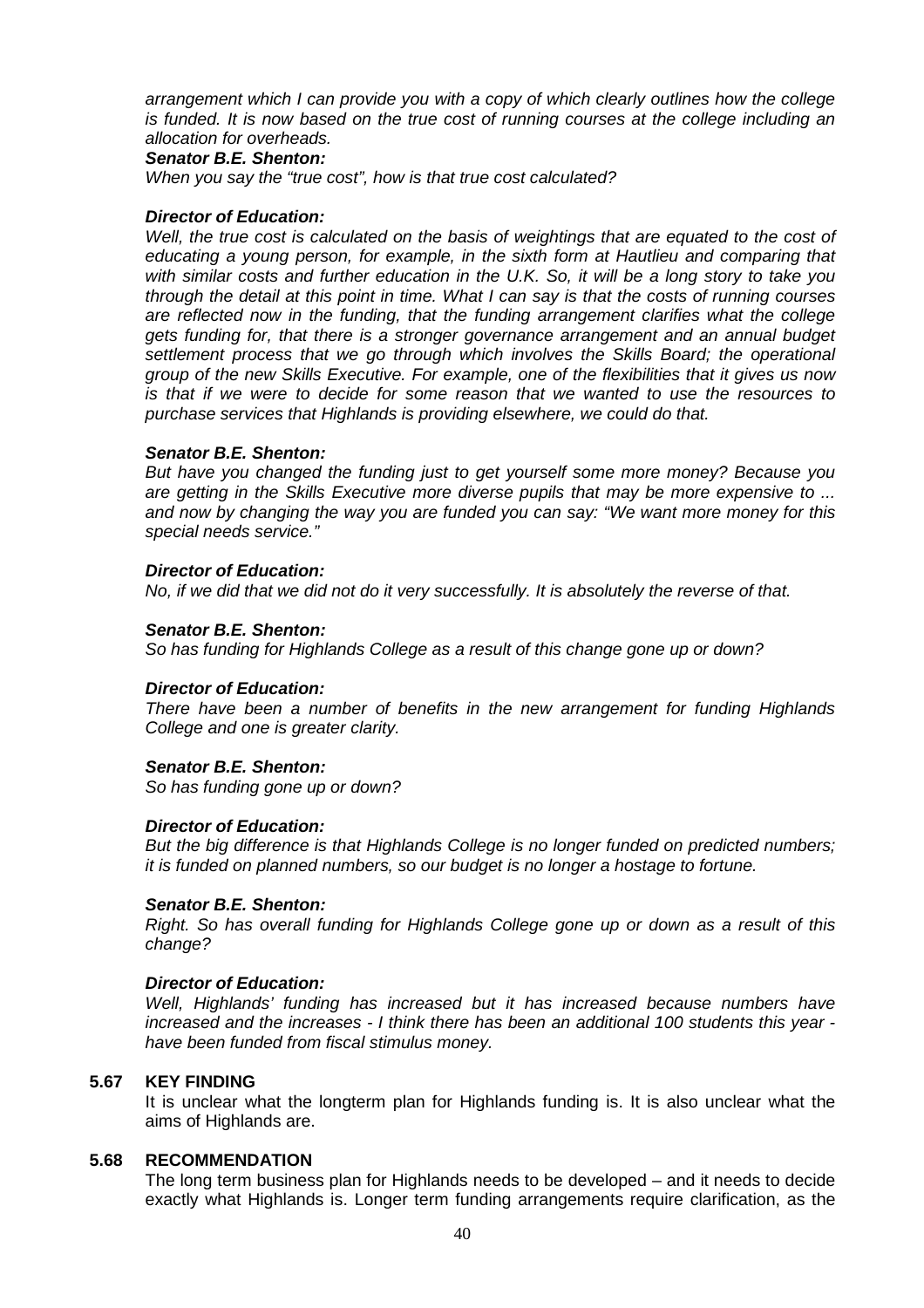*arrangement which I can provide you with a copy of which clearly outlines how the college is funded. It is now based on the true cost of running courses at the college including an allocation for overheads.*

***Senator B.E. Shenton:***

*When you say the "true cost", how is that true cost calculated?*

***Director of Education:***

*Well, the true cost is calculated on the basis of weightings that are equated to the cost of educating a young person, for example, in the sixth form at Hautlieu and comparing that with similar costs and further education in the U.K. So, it will be a long story to take you through the detail at this point in time. What I can say is that the costs of running courses are reflected now in the funding, that the funding arrangement clarifies what the college gets funding for, that there is a stronger governance arrangement and an annual budget settlement process that we go through which involves the Skills Board; the operational group of the new Skills Executive. For example, one of the flexibilities that it gives us now is that if we were to decide for some reason that we wanted to use the resources to purchase services that Highlands is providing elsewhere, we could do that.*

***Senator B.E. Shenton:***

*But have you changed the funding just to get yourself some more money? Because you are getting in the Skills Executive more diverse pupils that may be more expensive to ... and now by changing the way you are funded you can say: "We want more money for this special needs service."*

***Director of Education:***

*No, if we did that we did not do it very successfully. It is absolutely the reverse of that.*

***Senator B.E. Shenton:***

*So has funding for Highlands College as a result of this change gone up or down?*

***Director of Education:***

*There have been a number of benefits in the new arrangement for funding Highlands College and one is greater clarity.*

***Senator B.E. Shenton:***

*So has funding gone up or down?*

***Director of Education:***

*But the big difference is that Highlands College is no longer funded on predicted numbers; it is funded on planned numbers, so our budget is no longer a hostage to fortune.*

***Senator B.E. Shenton:***

*Right. So has overall funding for Highlands College gone up or down as a result of this change?*

***Director of Education:***

*Well, Highlands' funding has increased but it has increased because numbers have increased and the increases - I think there has been an additional 100 students this year - have been funded from fiscal stimulus money.*

**5.67 KEY FINDING**

It is unclear what the longterm plan for Highlands funding is. It is also unclear what the aims of Highlands are.

**5.68 RECOMMENDATION**

The long term business plan for Highlands needs to be developed – and it needs to decide exactly what Highlands is. Longer term funding arrangements require clarification, as the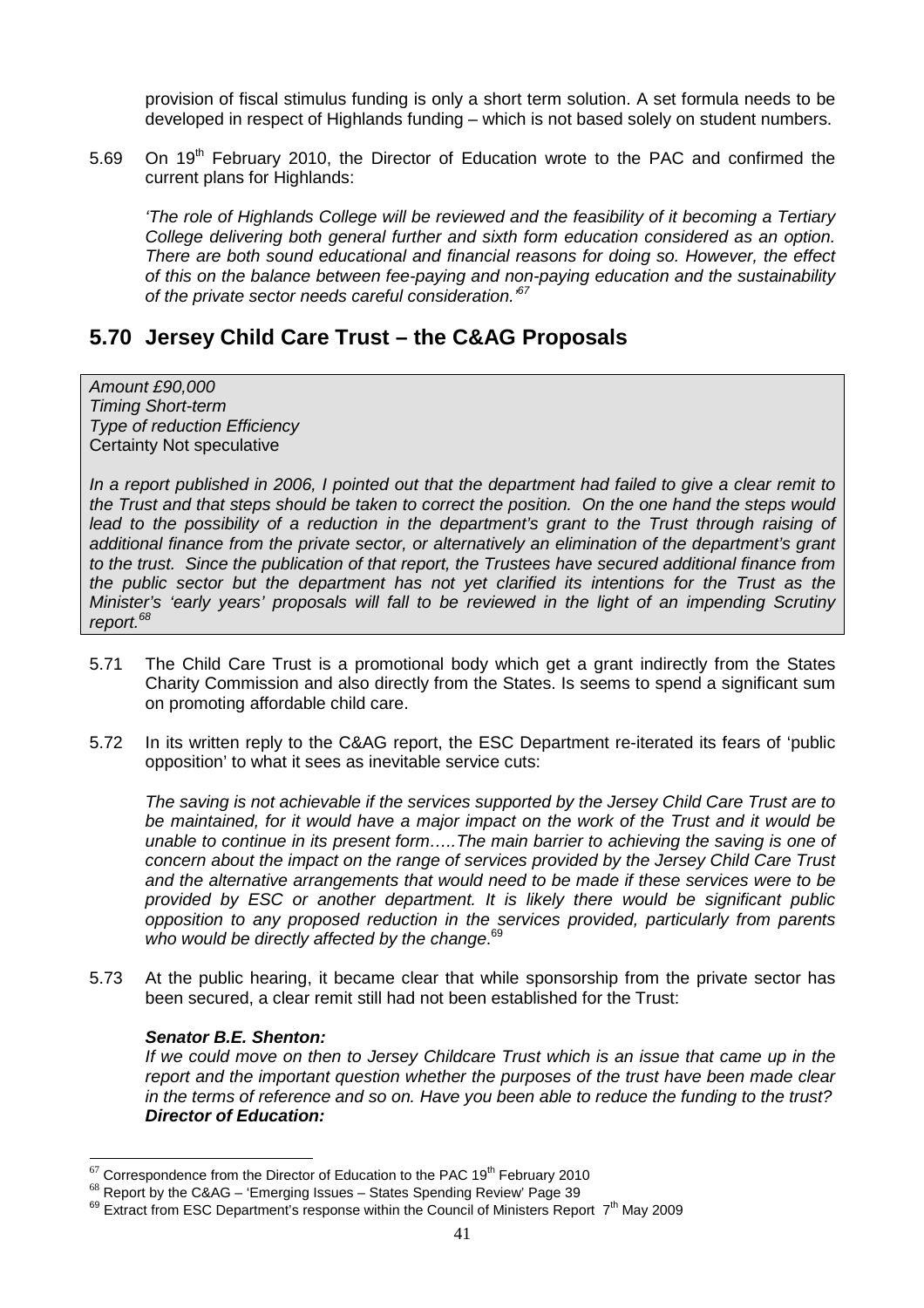provision of fiscal stimulus funding is only a short term solution. A set formula needs to be developed in respect of Highlands funding – which is not based solely on student numbers.

5.69 On 19th February 2010, the Director of Education wrote to the PAC and confirmed the current plans for Highlands:

*'The role of Highlands College will be reviewed and the feasibility of it becoming a Tertiary College delivering both general further and sixth form education considered as an option. There are both sound educational and financial reasons for doing so. However, the effect of this on the balance between fee-paying and non-paying education and the sustainability of the private sector needs careful consideration.'*[67]

## 5.70 Jersey Child Care Trust – the C&AG Proposals

*Amount £90,000*
*Timing Short-term*
*Type of reduction Efficiency*
Certainty Not speculative

*In a report published in 2006, I pointed out that the department had failed to give a clear remit to the Trust and that steps should be taken to correct the position. On the one hand the steps would lead to the possibility of a reduction in the department's grant to the Trust through raising of additional finance from the private sector, or alternatively an elimination of the department's grant to the trust. Since the publication of that report, the Trustees have secured additional finance from the public sector but the department has not yet clarified its intentions for the Trust as the Minister's 'early years' proposals will fall to be reviewed in the light of an impending Scrutiny report.*[68]

5.71 The Child Care Trust is a promotional body which get a grant indirectly from the States Charity Commission and also directly from the States. Is seems to spend a significant sum on promoting affordable child care.

5.72 In its written reply to the C&AG report, the ESC Department re-iterated its fears of 'public opposition' to what it sees as inevitable service cuts:

*The saving is not achievable if the services supported by the Jersey Child Care Trust are to be maintained, for it would have a major impact on the work of the Trust and it would be unable to continue in its present form…..The main barrier to achieving the saving is one of concern about the impact on the range of services provided by the Jersey Child Care Trust and the alternative arrangements that would need to be made if these services were to be provided by ESC or another department. It is likely there would be significant public opposition to any proposed reduction in the services provided, particularly from parents who would be directly affected by the change.*[69]

5.73 At the public hearing, it became clear that while sponsorship from the private sector has been secured, a clear remit still had not been established for the Trust:

***Senator B.E. Shenton:***
*If we could move on then to Jersey Childcare Trust which is an issue that came up in the report and the important question whether the purposes of the trust have been made clear in the terms of reference and so on. Have you been able to reduce the funding to the trust?*
***Director of Education:***

---

[67] Correspondence from the Director of Education to the PAC 19th February 2010
[68] Report by the C&AG – 'Emerging Issues – States Spending Review' Page 39
[69] Extract from ESC Department's response within the Council of Ministers Report 7th May 2009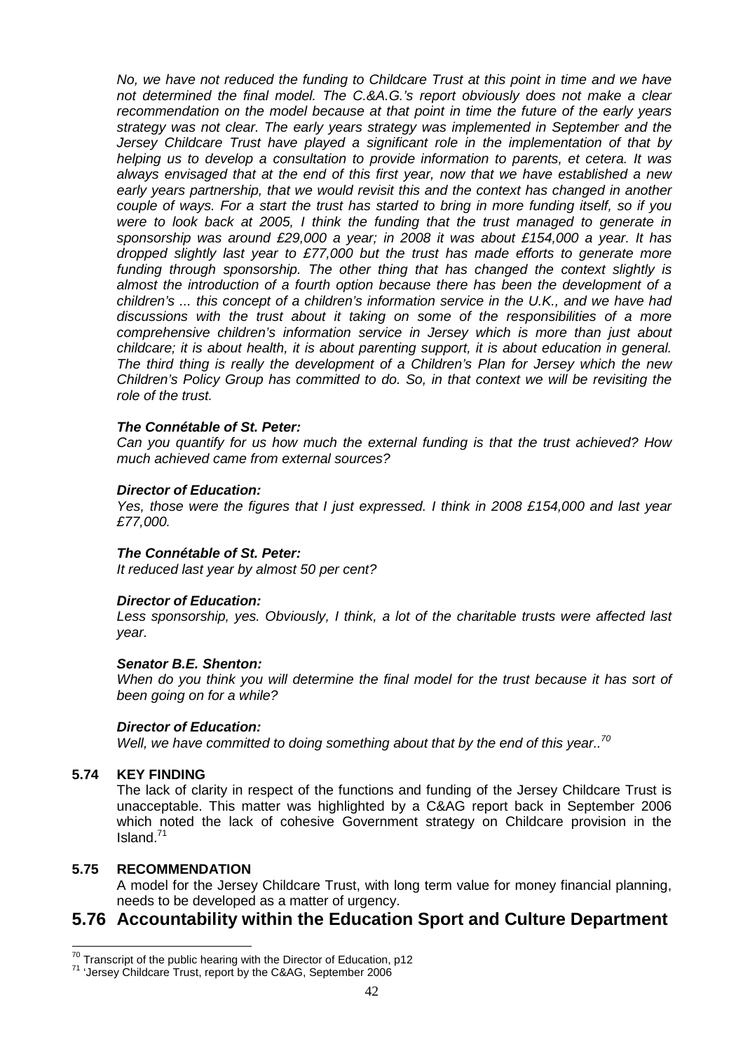*No, we have not reduced the funding to Childcare Trust at this point in time and we have not determined the final model. The C.&A.G.'s report obviously does not make a clear recommendation on the model because at that point in time the future of the early years strategy was not clear. The early years strategy was implemented in September and the Jersey Childcare Trust have played a significant role in the implementation of that by helping us to develop a consultation to provide information to parents, et cetera. It was always envisaged that at the end of this first year, now that we have established a new early years partnership, that we would revisit this and the context has changed in another couple of ways. For a start the trust has started to bring in more funding itself, so if you were to look back at 2005, I think the funding that the trust managed to generate in sponsorship was around £29,000 a year; in 2008 it was about £154,000 a year. It has dropped slightly last year to £77,000 but the trust has made efforts to generate more funding through sponsorship. The other thing that has changed the context slightly is almost the introduction of a fourth option because there has been the development of a children's ... this concept of a children's information service in the U.K., and we have had discussions with the trust about it taking on some of the responsibilities of a more comprehensive children's information service in Jersey which is more than just about childcare; it is about health, it is about parenting support, it is about education in general. The third thing is really the development of a Children's Plan for Jersey which the new Children's Policy Group has committed to do. So, in that context we will be revisiting the role of the trust.*

***The Connétable of St. Peter:***
*Can you quantify for us how much the external funding is that the trust achieved? How much achieved came from external sources?*

***Director of Education:***
*Yes, those were the figures that I just expressed. I think in 2008 £154,000 and last year £77,000.*

***The Connétable of St. Peter:***
*It reduced last year by almost 50 per cent?*

***Director of Education:***
*Less sponsorship, yes. Obviously, I think, a lot of the charitable trusts were affected last year.*

***Senator B.E. Shenton:***
*When do you think you will determine the final model for the trust because it has sort of been going on for a while?*

***Director of Education:***
*Well, we have committed to doing something about that by the end of this year..*[70]

**5.74 KEY FINDING**

The lack of clarity in respect of the functions and funding of the Jersey Childcare Trust is unacceptable. This matter was highlighted by a C&AG report back in September 2006 which noted the lack of cohesive Government strategy on Childcare provision in the Island.[71]

**5.75 RECOMMENDATION**

A model for the Jersey Childcare Trust, with long term value for money financial planning, needs to be developed as a matter of urgency.

## 5.76 Accountability within the Education Sport and Culture Department

---

[70] Transcript of the public hearing with the Director of Education, p12
[71] 'Jersey Childcare Trust, report by the C&AG, September 2006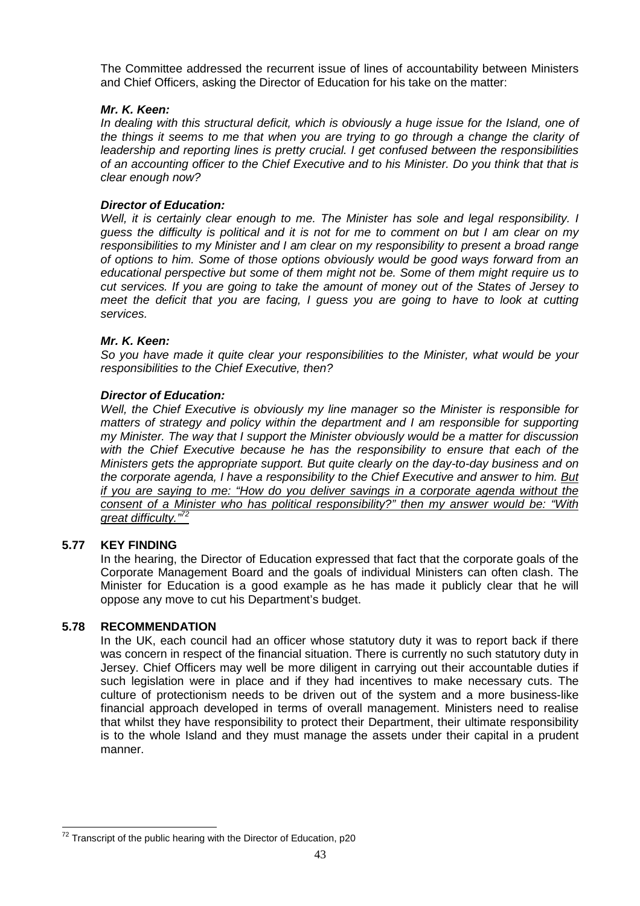The Committee addressed the recurrent issue of lines of accountability between Ministers and Chief Officers, asking the Director of Education for his take on the matter:

***Mr. K. Keen:***
*In dealing with this structural deficit, which is obviously a huge issue for the Island, one of the things it seems to me that when you are trying to go through a change the clarity of leadership and reporting lines is pretty crucial. I get confused between the responsibilities of an accounting officer to the Chief Executive and to his Minister. Do you think that that is clear enough now?*

***Director of Education:***
*Well, it is certainly clear enough to me. The Minister has sole and legal responsibility. I guess the difficulty is political and it is not for me to comment on but I am clear on my responsibilities to my Minister and I am clear on my responsibility to present a broad range of options to him. Some of those options obviously would be good ways forward from an educational perspective but some of them might not be. Some of them might require us to cut services. If you are going to take the amount of money out of the States of Jersey to meet the deficit that you are facing, I guess you are going to have to look at cutting services.*

***Mr. K. Keen:***
*So you have made it quite clear your responsibilities to the Minister, what would be your responsibilities to the Chief Executive, then?*

***Director of Education:***
*Well, the Chief Executive is obviously my line manager so the Minister is responsible for matters of strategy and policy within the department and I am responsible for supporting my Minister. The way that I support the Minister obviously would be a matter for discussion with the Chief Executive because he has the responsibility to ensure that each of the Ministers gets the appropriate support. But quite clearly on the day-to-day business and on the corporate agenda, I have a responsibility to the Chief Executive and answer to him. <u>But if you are saying to me: "How do you deliver savings in a corporate agenda without the consent of a Minister who has political responsibility?" then my answer would be: "With great difficulty."</u>*[72]

**5.77 KEY FINDING**

In the hearing, the Director of Education expressed that fact that the corporate goals of the Corporate Management Board and the goals of individual Ministers can often clash. The Minister for Education is a good example as he has made it publicly clear that he will oppose any move to cut his Department's budget.

**5.78 RECOMMENDATION**

In the UK, each council had an officer whose statutory duty it was to report back if there was concern in respect of the financial situation. There is currently no such statutory duty in Jersey. Chief Officers may well be more diligent in carrying out their accountable duties if such legislation were in place and if they had incentives to make necessary cuts. The culture of protectionism needs to be driven out of the system and a more business-like financial approach developed in terms of overall management. Ministers need to realise that whilst they have responsibility to protect their Department, their ultimate responsibility is to the whole Island and they must manage the assets under their capital in a prudent manner.

---

[72] Transcript of the public hearing with the Director of Education, p20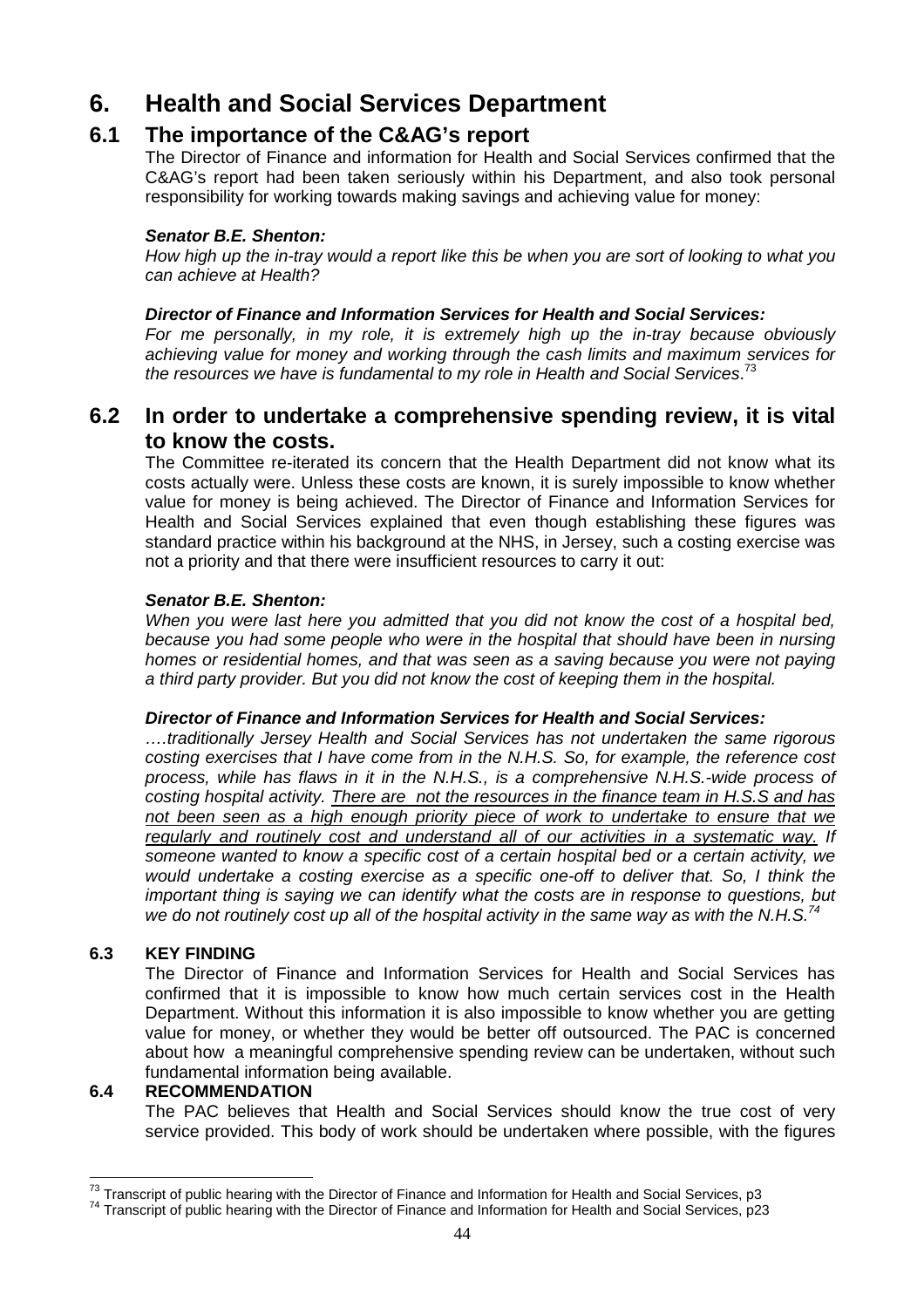# 6. Health and Social Services Department

## 6.1 The importance of the C&AG's report

The Director of Finance and information for Health and Social Services confirmed that the C&AG's report had been taken seriously within his Department, and also took personal responsibility for working towards making savings and achieving value for money:

***Senator B.E. Shenton:***
*How high up the in-tray would a report like this be when you are sort of looking to what you can achieve at Health?*

***Director of Finance and Information Services for Health and Social Services:***
*For me personally, in my role, it is extremely high up the in-tray because obviously achieving value for money and working through the cash limits and maximum services for the resources we have is fundamental to my role in Health and Social Services*.[73]

## 6.2 In order to undertake a comprehensive spending review, it is vital to know the costs.

The Committee re-iterated its concern that the Health Department did not know what its costs actually were. Unless these costs are known, it is surely impossible to know whether value for money is being achieved. The Director of Finance and Information Services for Health and Social Services explained that even though establishing these figures was standard practice within his background at the NHS, in Jersey, such a costing exercise was not a priority and that there were insufficient resources to carry it out:

***Senator B.E. Shenton:***
*When you were last here you admitted that you did not know the cost of a hospital bed, because you had some people who were in the hospital that should have been in nursing homes or residential homes, and that was seen as a saving because you were not paying a third party provider. But you did not know the cost of keeping them in the hospital.*

***Director of Finance and Information Services for Health and Social Services:***
*….traditionally Jersey Health and Social Services has not undertaken the same rigorous costing exercises that I have come from in the N.H.S. So, for example, the reference cost process, while has flaws in it in the N.H.S., is a comprehensive N.H.S.-wide process of costing hospital activity. <u>There are not the resources in the finance team in H.S.S and has not been seen as a high enough priority piece of work to undertake to ensure that we regularly and routinely cost and understand all of our activities in a systematic way.</u> If someone wanted to know a specific cost of a certain hospital bed or a certain activity, we would undertake a costing exercise as a specific one-off to deliver that. So, I think the important thing is saying we can identify what the costs are in response to questions, but we do not routinely cost up all of the hospital activity in the same way as with the N.H.S.*[74]

### 6.3 KEY FINDING

The Director of Finance and Information Services for Health and Social Services has confirmed that it is impossible to know how much certain services cost in the Health Department. Without this information it is also impossible to know whether you are getting value for money, or whether they would be better off outsourced. The PAC is concerned about how a meaningful comprehensive spending review can be undertaken, without such fundamental information being available.

### 6.4 RECOMMENDATION

The PAC believes that Health and Social Services should know the true cost of very service provided. This body of work should be undertaken where possible, with the figures

---

[73] Transcript of public hearing with the Director of Finance and Information for Health and Social Services, p3
[74] Transcript of public hearing with the Director of Finance and Information for Health and Social Services, p23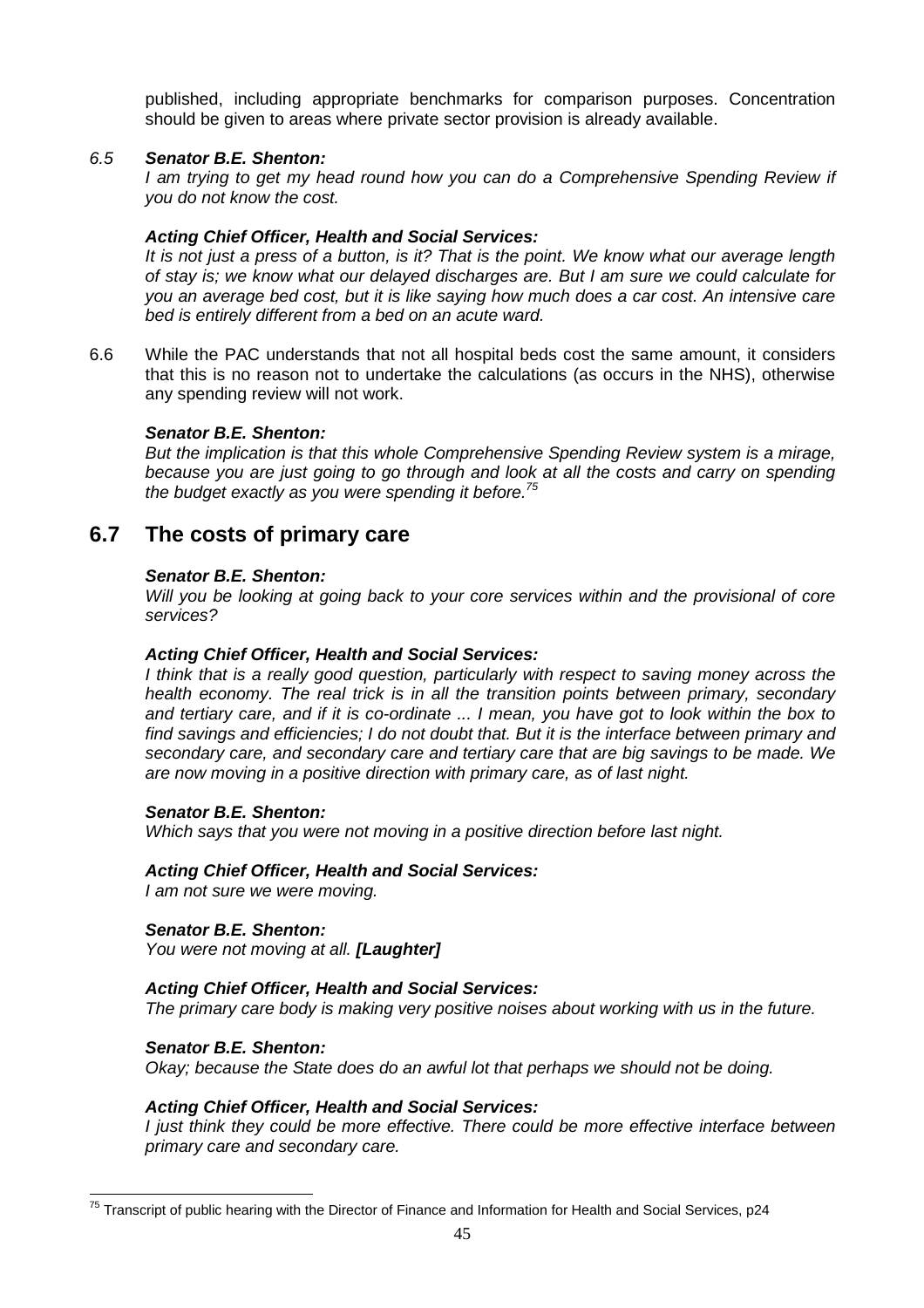published, including appropriate benchmarks for comparison purposes. Concentration should be given to areas where private sector provision is already available.

*6.5* ***Senator B.E. Shenton:***
*I am trying to get my head round how you can do a Comprehensive Spending Review if you do not know the cost.*

***Acting Chief Officer, Health and Social Services:***
*It is not just a press of a button, is it? That is the point. We know what our average length of stay is; we know what our delayed discharges are. But I am sure we could calculate for you an average bed cost, but it is like saying how much does a car cost. An intensive care bed is entirely different from a bed on an acute ward.*

6.6 While the PAC understands that not all hospital beds cost the same amount, it considers that this is no reason not to undertake the calculations (as occurs in the NHS), otherwise any spending review will not work.

***Senator B.E. Shenton:***
*But the implication is that this whole Comprehensive Spending Review system is a mirage, because you are just going to go through and look at all the costs and carry on spending the budget exactly as you were spending it before.*[75]

## 6.7 The costs of primary care

***Senator B.E. Shenton:***
*Will you be looking at going back to your core services within and the provisional of core services?*

***Acting Chief Officer, Health and Social Services:***
*I think that is a really good question, particularly with respect to saving money across the health economy. The real trick is in all the transition points between primary, secondary and tertiary care, and if it is co-ordinate ... I mean, you have got to look within the box to find savings and efficiencies; I do not doubt that. But it is the interface between primary and secondary care, and secondary care and tertiary care that are big savings to be made. We are now moving in a positive direction with primary care, as of last night.*

***Senator B.E. Shenton:***
*Which says that you were not moving in a positive direction before last night.*

***Acting Chief Officer, Health and Social Services:***
*I am not sure we were moving.*

***Senator B.E. Shenton:***
*You were not moving at all.* ***[Laughter]***

***Acting Chief Officer, Health and Social Services:***
*The primary care body is making very positive noises about working with us in the future.*

***Senator B.E. Shenton:***
*Okay; because the State does do an awful lot that perhaps we should not be doing.*

***Acting Chief Officer, Health and Social Services:***
*I just think they could be more effective. There could be more effective interface between primary care and secondary care.*

[75] Transcript of public hearing with the Director of Finance and Information for Health and Social Services, p24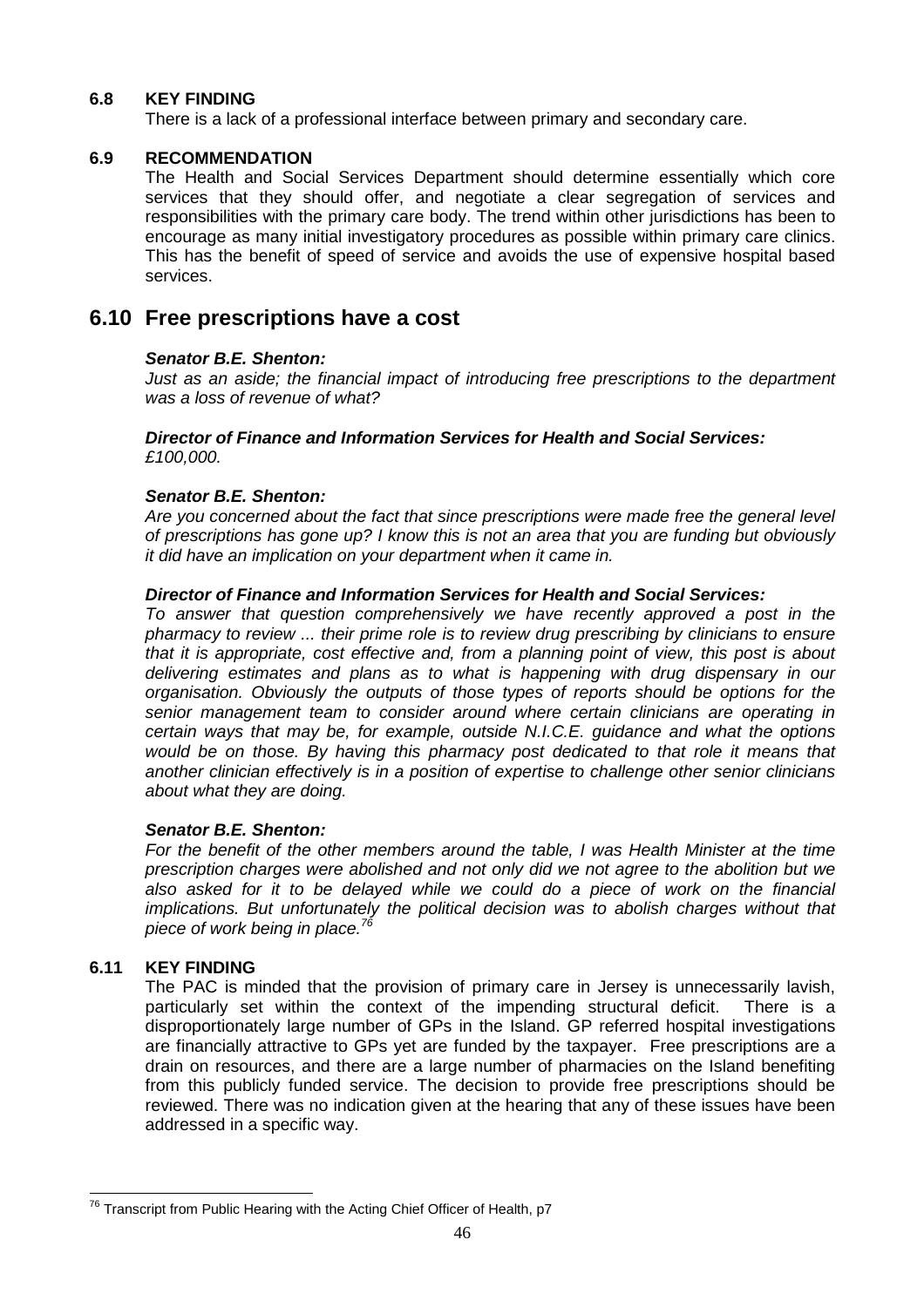**6.8 KEY FINDING**

There is a lack of a professional interface between primary and secondary care.

**6.9 RECOMMENDATION**

The Health and Social Services Department should determine essentially which core services that they should offer, and negotiate a clear segregation of services and responsibilities with the primary care body. The trend within other jurisdictions has been to encourage as many initial investigatory procedures as possible within primary care clinics. This has the benefit of speed of service and avoids the use of expensive hospital based services.

## 6.10 Free prescriptions have a cost

***Senator B.E. Shenton:***

*Just as an aside; the financial impact of introducing free prescriptions to the department was a loss of revenue of what?*

***Director of Finance and Information Services for Health and Social Services:***

*£100,000.*

***Senator B.E. Shenton:***

*Are you concerned about the fact that since prescriptions were made free the general level of prescriptions has gone up? I know this is not an area that you are funding but obviously it did have an implication on your department when it came in.*

***Director of Finance and Information Services for Health and Social Services:***

*To answer that question comprehensively we have recently approved a post in the pharmacy to review ... their prime role is to review drug prescribing by clinicians to ensure that it is appropriate, cost effective and, from a planning point of view, this post is about delivering estimates and plans as to what is happening with drug dispensary in our organisation. Obviously the outputs of those types of reports should be options for the senior management team to consider around where certain clinicians are operating in certain ways that may be, for example, outside N.I.C.E. guidance and what the options would be on those. By having this pharmacy post dedicated to that role it means that another clinician effectively is in a position of expertise to challenge other senior clinicians about what they are doing.*

***Senator B.E. Shenton:***

*For the benefit of the other members around the table, I was Health Minister at the time prescription charges were abolished and not only did we not agree to the abolition but we also asked for it to be delayed while we could do a piece of work on the financial implications. But unfortunately the political decision was to abolish charges without that piece of work being in place.*[76]

**6.11 KEY FINDING**

The PAC is minded that the provision of primary care in Jersey is unnecessarily lavish, particularly set within the context of the impending structural deficit. There is a disproportionately large number of GPs in the Island. GP referred hospital investigations are financially attractive to GPs yet are funded by the taxpayer. Free prescriptions are a drain on resources, and there are a large number of pharmacies on the Island benefiting from this publicly funded service. The decision to provide free prescriptions should be reviewed. There was no indication given at the hearing that any of these issues have been addressed in a specific way.

---

[76] Transcript from Public Hearing with the Acting Chief Officer of Health, p7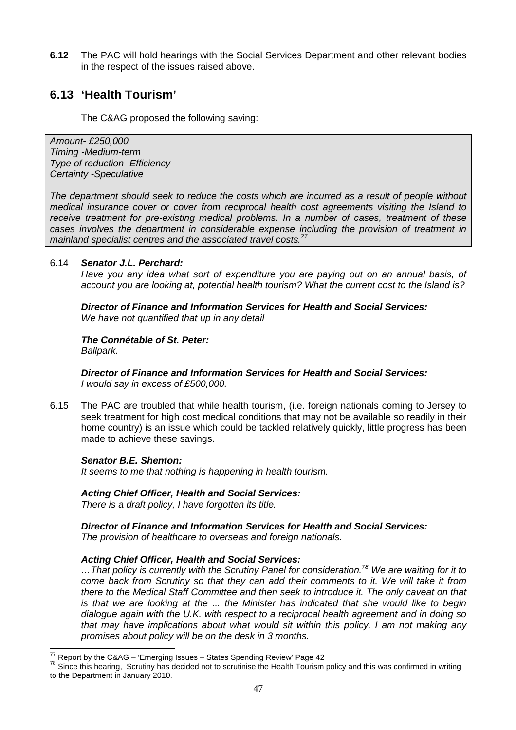**6.12** The PAC will hold hearings with the Social Services Department and other relevant bodies in the respect of the issues raised above.

## 6.13 'Health Tourism'

The C&AG proposed the following saving:

> *Amount- £250,000*
> *Timing -Medium-term*
> *Type of reduction- Efficiency*
> *Certainty -Speculative*
>
> *The department should seek to reduce the costs which are incurred as a result of people without medical insurance cover or cover from reciprocal health cost agreements visiting the Island to receive treatment for pre-existing medical problems. In a number of cases, treatment of these cases involves the department in considerable expense including the provision of treatment in mainland specialist centres and the associated travel costs.*[77]

6.14 ***Senator J.L. Perchard:***
*Have you any idea what sort of expenditure you are paying out on an annual basis, of account you are looking at, potential health tourism? What the current cost to the Island is?*

***Director of Finance and Information Services for Health and Social Services:***
*We have not quantified that up in any detail*

***The Connétable of St. Peter:***
*Ballpark.*

***Director of Finance and Information Services for Health and Social Services:***
*I would say in excess of £500,000.*

6.15 The PAC are troubled that while health tourism, (i.e. foreign nationals coming to Jersey to seek treatment for high cost medical conditions that may not be available so readily in their home country) is an issue which could be tackled relatively quickly, little progress has been made to achieve these savings.

***Senator B.E. Shenton:***
*It seems to me that nothing is happening in health tourism.*

***Acting Chief Officer, Health and Social Services:***
*There is a draft policy, I have forgotten its title.*

***Director of Finance and Information Services for Health and Social Services:***
*The provision of healthcare to overseas and foreign nationals.*

***Acting Chief Officer, Health and Social Services:***
*…That policy is currently with the Scrutiny Panel for consideration.*[78] *We are waiting for it to come back from Scrutiny so that they can add their comments to it. We will take it from there to the Medical Staff Committee and then seek to introduce it. The only caveat on that is that we are looking at the ... the Minister has indicated that she would like to begin dialogue again with the U.K. with respect to a reciprocal health agreement and in doing so that may have implications about what would sit within this policy. I am not making any promises about policy will be on the desk in 3 months.*

---

[77] Report by the C&AG – 'Emerging Issues – States Spending Review' Page 42

[78] Since this hearing, Scrutiny has decided not to scrutinise the Health Tourism policy and this was confirmed in writing to the Department in January 2010.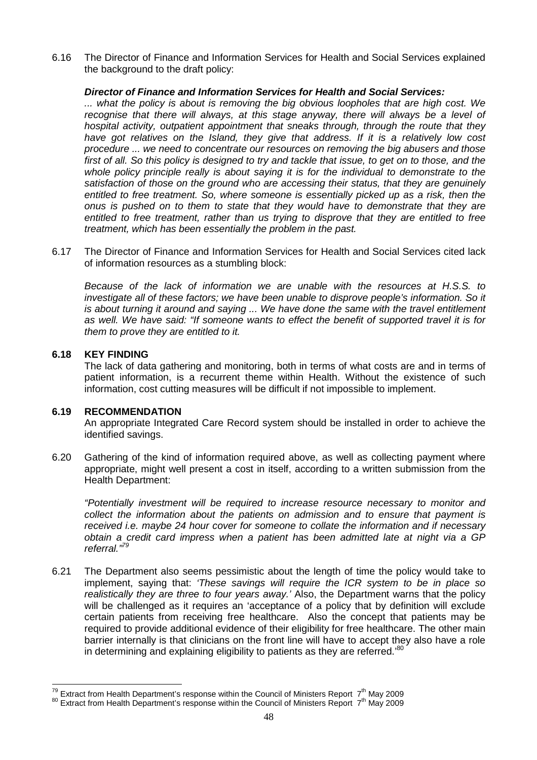6.16 The Director of Finance and Information Services for Health and Social Services explained the background to the draft policy:

***Director of Finance and Information Services for Health and Social Services:***

*... what the policy is about is removing the big obvious loopholes that are high cost. We recognise that there will always, at this stage anyway, there will always be a level of hospital activity, outpatient appointment that sneaks through, through the route that they have got relatives on the Island, they give that address. If it is a relatively low cost procedure ... we need to concentrate our resources on removing the big abusers and those first of all. So this policy is designed to try and tackle that issue, to get on to those, and the whole policy principle really is about saying it is for the individual to demonstrate to the satisfaction of those on the ground who are accessing their status, that they are genuinely entitled to free treatment. So, where someone is essentially picked up as a risk, then the onus is pushed on to them to state that they would have to demonstrate that they are entitled to free treatment, rather than us trying to disprove that they are entitled to free treatment, which has been essentially the problem in the past.*

6.17 The Director of Finance and Information Services for Health and Social Services cited lack of information resources as a stumbling block:

*Because of the lack of information we are unable with the resources at H.S.S. to investigate all of these factors; we have been unable to disprove people's information. So it is about turning it around and saying ... We have done the same with the travel entitlement as well. We have said: "If someone wants to effect the benefit of supported travel it is for them to prove they are entitled to it.*

**6.18 KEY FINDING**

The lack of data gathering and monitoring, both in terms of what costs are and in terms of patient information, is a recurrent theme within Health. Without the existence of such information, cost cutting measures will be difficult if not impossible to implement.

**6.19 RECOMMENDATION**

An appropriate Integrated Care Record system should be installed in order to achieve the identified savings.

6.20 Gathering of the kind of information required above, as well as collecting payment where appropriate, might well present a cost in itself, according to a written submission from the Health Department:

*"Potentially investment will be required to increase resource necessary to monitor and collect the information about the patients on admission and to ensure that payment is received i.e. maybe 24 hour cover for someone to collate the information and if necessary obtain a credit card impress when a patient has been admitted late at night via a GP referral."*[79]

6.21 The Department also seems pessimistic about the length of time the policy would take to implement, saying that: *'These savings will require the ICR system to be in place so realistically they are three to four years away.'* Also, the Department warns that the policy will be challenged as it requires an 'acceptance of a policy that by definition will exclude certain patients from receiving free healthcare. Also the concept that patients may be required to provide additional evidence of their eligibility for free healthcare. The other main barrier internally is that clinicians on the front line will have to accept they also have a role in determining and explaining eligibility to patients as they are referred.'[80]

---

[79] Extract from Health Department's response within the Council of Ministers Report 7th May 2009

[80] Extract from Health Department's response within the Council of Ministers Report 7th May 2009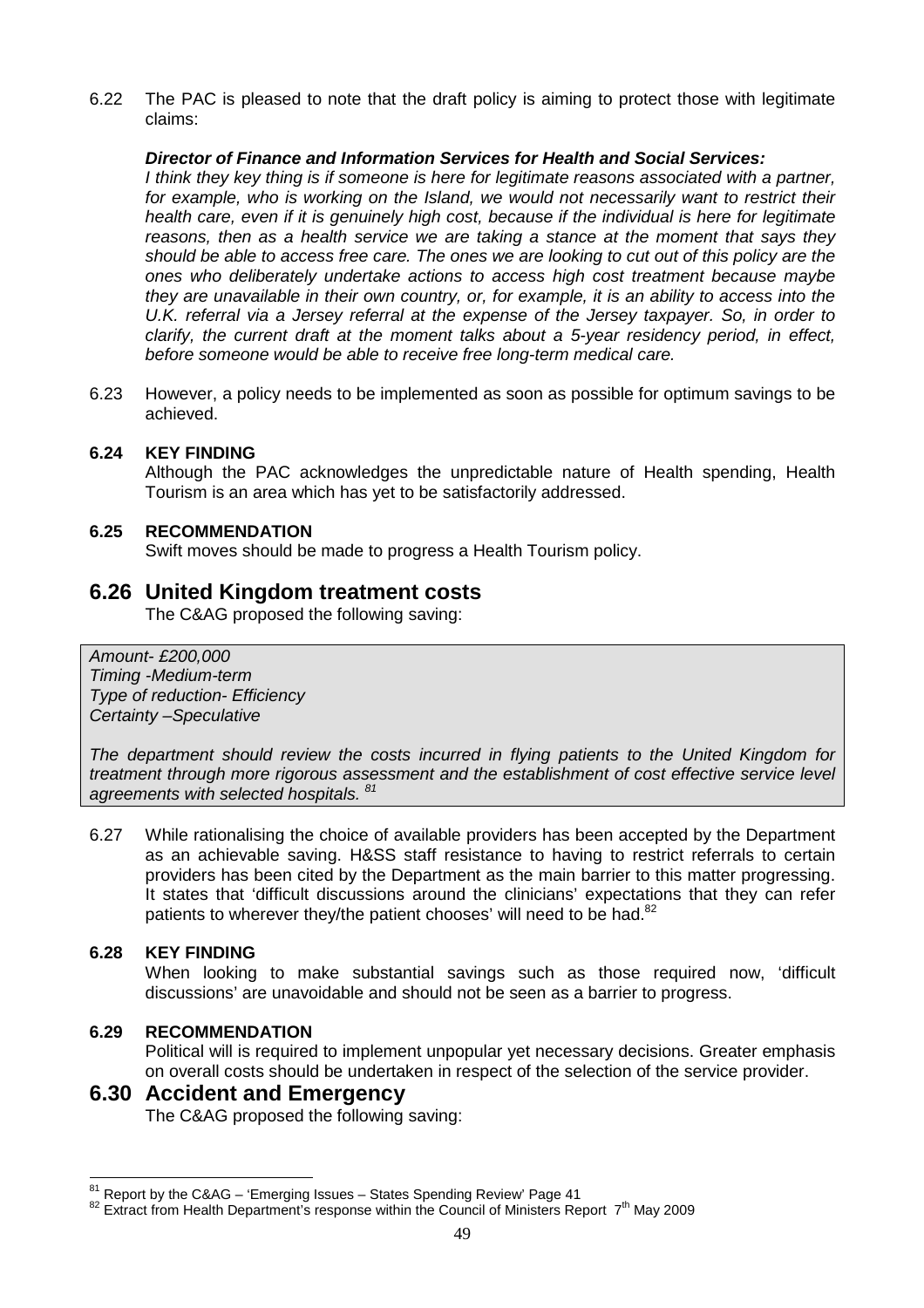6.22 The PAC is pleased to note that the draft policy is aiming to protect those with legitimate claims:

***Director of Finance and Information Services for Health and Social Services:***
*I think they key thing is if someone is here for legitimate reasons associated with a partner, for example, who is working on the Island, we would not necessarily want to restrict their health care, even if it is genuinely high cost, because if the individual is here for legitimate reasons, then as a health service we are taking a stance at the moment that says they should be able to access free care. The ones we are looking to cut out of this policy are the ones who deliberately undertake actions to access high cost treatment because maybe they are unavailable in their own country, or, for example, it is an ability to access into the U.K. referral via a Jersey referral at the expense of the Jersey taxpayer. So, in order to clarify, the current draft at the moment talks about a 5-year residency period, in effect, before someone would be able to receive free long-term medical care.*

6.23 However, a policy needs to be implemented as soon as possible for optimum savings to be achieved.

**6.24 KEY FINDING**

Although the PAC acknowledges the unpredictable nature of Health spending, Health Tourism is an area which has yet to be satisfactorily addressed.

**6.25 RECOMMENDATION**

Swift moves should be made to progress a Health Tourism policy.

## 6.26 United Kingdom treatment costs

The C&AG proposed the following saving:

*Amount- £200,000*
*Timing -Medium-term*
*Type of reduction- Efficiency*
*Certainty –Speculative*

*The department should review the costs incurred in flying patients to the United Kingdom for treatment through more rigorous assessment and the establishment of cost effective service level agreements with selected hospitals.* [81]

6.27 While rationalising the choice of available providers has been accepted by the Department as an achievable saving. H&SS staff resistance to having to restrict referrals to certain providers has been cited by the Department as the main barrier to this matter progressing. It states that 'difficult discussions around the clinicians' expectations that they can refer patients to wherever they/the patient chooses' will need to be had.[82]

**6.28 KEY FINDING**

When looking to make substantial savings such as those required now, 'difficult discussions' are unavoidable and should not be seen as a barrier to progress.

**6.29 RECOMMENDATION**

Political will is required to implement unpopular yet necessary decisions. Greater emphasis on overall costs should be undertaken in respect of the selection of the service provider.

## 6.30 Accident and Emergency

The C&AG proposed the following saving:

---

[81] Report by the C&AG – 'Emerging Issues – States Spending Review' Page 41
[82] Extract from Health Department's response within the Council of Ministers Report 7th May 2009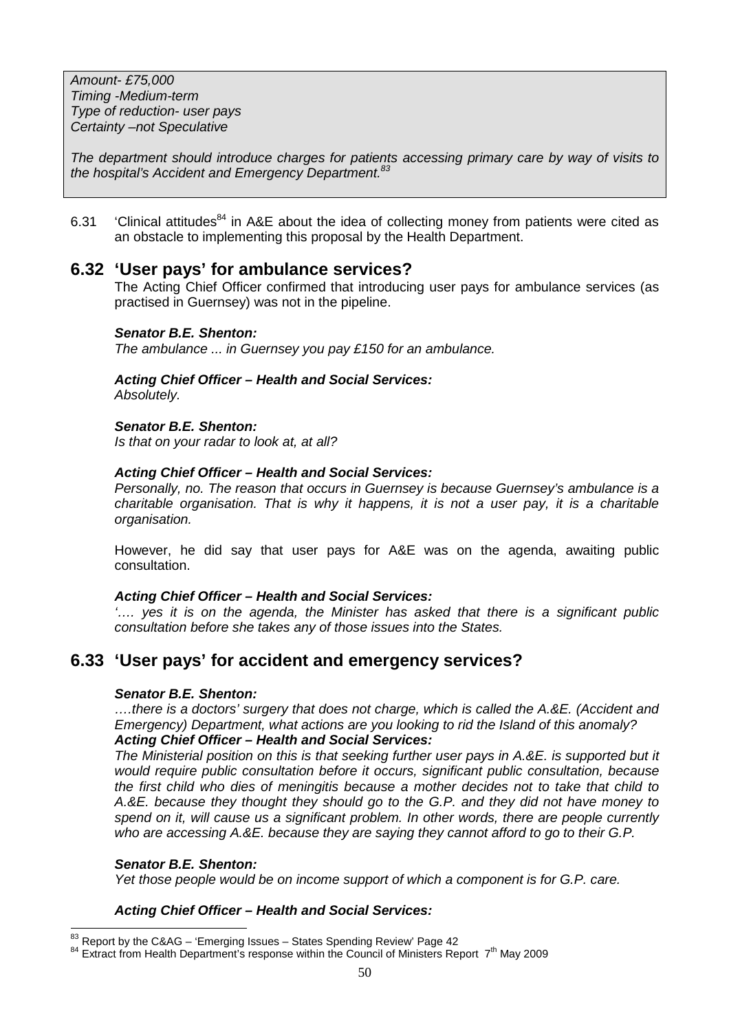*Amount- £75,000*
*Timing -Medium-term*
*Type of reduction- user pays*
*Certainty –not Speculative*

*The department should introduce charges for patients accessing primary care by way of visits to the hospital's Accident and Emergency Department.*[83]

6.31 'Clinical attitudes[84] in A&E about the idea of collecting money from patients were cited as an obstacle to implementing this proposal by the Health Department.

## 6.32 'User pays' for ambulance services?

The Acting Chief Officer confirmed that introducing user pays for ambulance services (as practised in Guernsey) was not in the pipeline.

***Senator B.E. Shenton:***
*The ambulance ... in Guernsey you pay £150 for an ambulance.*

***Acting Chief Officer – Health and Social Services:***
*Absolutely.*

***Senator B.E. Shenton:***
*Is that on your radar to look at, at all?*

***Acting Chief Officer – Health and Social Services:***
*Personally, no. The reason that occurs in Guernsey is because Guernsey's ambulance is a charitable organisation. That is why it happens, it is not a user pay, it is a charitable organisation.*

However, he did say that user pays for A&E was on the agenda, awaiting public consultation.

***Acting Chief Officer – Health and Social Services:***
*'…. yes it is on the agenda, the Minister has asked that there is a significant public consultation before she takes any of those issues into the States.*

## 6.33 'User pays' for accident and emergency services?

***Senator B.E. Shenton:***
*….there is a doctors' surgery that does not charge, which is called the A.&E. (Accident and Emergency) Department, what actions are you looking to rid the Island of this anomaly?*
***Acting Chief Officer – Health and Social Services:***
*The Ministerial position on this is that seeking further user pays in A.&E. is supported but it would require public consultation before it occurs, significant public consultation, because the first child who dies of meningitis because a mother decides not to take that child to A.&E. because they thought they should go to the G.P. and they did not have money to spend on it, will cause us a significant problem. In other words, there are people currently who are accessing A.&E. because they are saying they cannot afford to go to their G.P.*

***Senator B.E. Shenton:***
*Yet those people would be on income support of which a component is for G.P. care.*

***Acting Chief Officer – Health and Social Services:***

---

[83] Report by the C&AG – 'Emerging Issues – States Spending Review' Page 42
[84] Extract from Health Department's response within the Council of Ministers Report 7th May 2009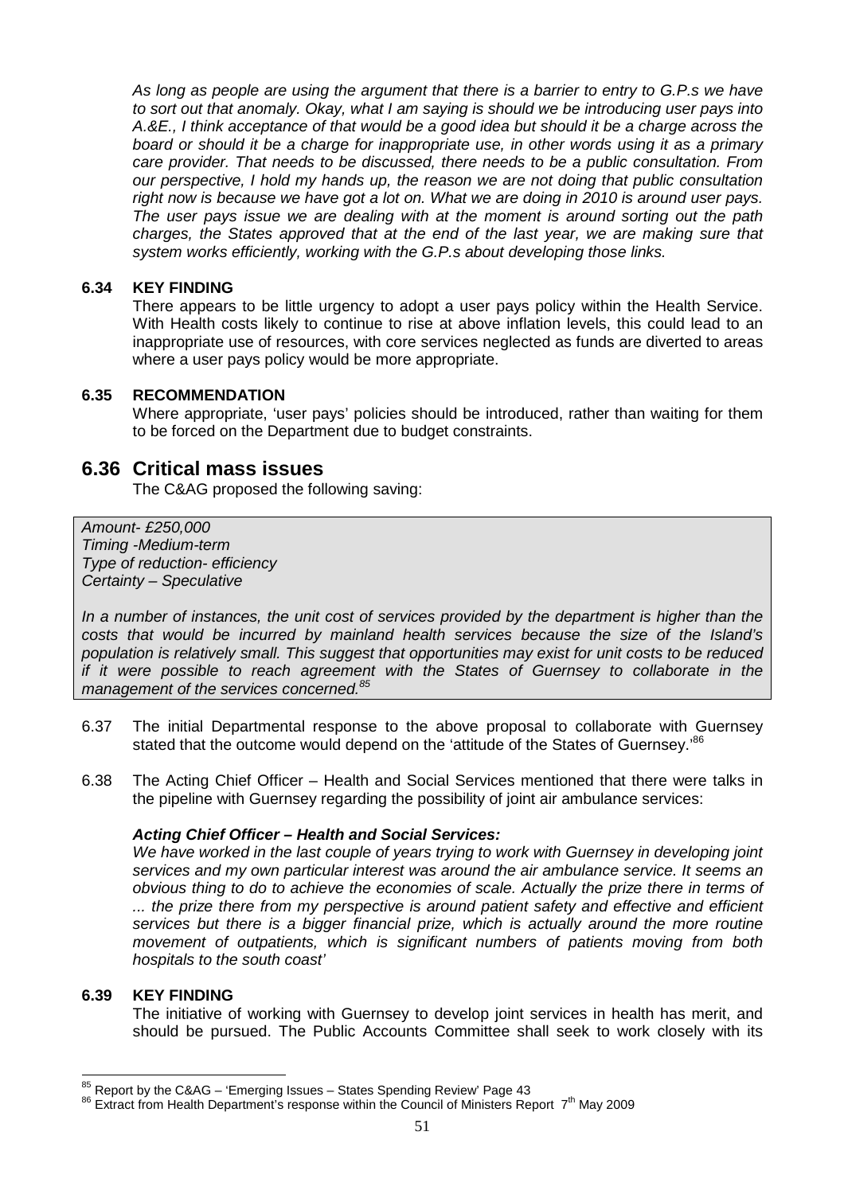*As long as people are using the argument that there is a barrier to entry to G.P.s we have to sort out that anomaly. Okay, what I am saying is should we be introducing user pays into A.&E., I think acceptance of that would be a good idea but should it be a charge across the board or should it be a charge for inappropriate use, in other words using it as a primary care provider. That needs to be discussed, there needs to be a public consultation. From our perspective, I hold my hands up, the reason we are not doing that public consultation right now is because we have got a lot on. What we are doing in 2010 is around user pays. The user pays issue we are dealing with at the moment is around sorting out the path charges, the States approved that at the end of the last year, we are making sure that system works efficiently, working with the G.P.s about developing those links.*

**6.34 KEY FINDING**

There appears to be little urgency to adopt a user pays policy within the Health Service. With Health costs likely to continue to rise at above inflation levels, this could lead to an inappropriate use of resources, with core services neglected as funds are diverted to areas where a user pays policy would be more appropriate.

**6.35 RECOMMENDATION**

Where appropriate, 'user pays' policies should be introduced, rather than waiting for them to be forced on the Department due to budget constraints.

## 6.36 Critical mass issues

The C&AG proposed the following saving:

> *Amount- £250,000*
> *Timing -Medium-term*
> *Type of reduction- efficiency*
> *Certainty – Speculative*
>
> *In a number of instances, the unit cost of services provided by the department is higher than the costs that would be incurred by mainland health services because the size of the Island's population is relatively small. This suggest that opportunities may exist for unit costs to be reduced if it were possible to reach agreement with the States of Guernsey to collaborate in the management of the services concerned.*[85]

6.37 The initial Departmental response to the above proposal to collaborate with Guernsey stated that the outcome would depend on the 'attitude of the States of Guernsey.'[86]

6.38 The Acting Chief Officer – Health and Social Services mentioned that there were talks in the pipeline with Guernsey regarding the possibility of joint air ambulance services:

***Acting Chief Officer – Health and Social Services:***

*We have worked in the last couple of years trying to work with Guernsey in developing joint services and my own particular interest was around the air ambulance service. It seems an obvious thing to do to achieve the economies of scale. Actually the prize there in terms of ... the prize there from my perspective is around patient safety and effective and efficient services but there is a bigger financial prize, which is actually around the more routine movement of outpatients, which is significant numbers of patients moving from both hospitals to the south coast'*

**6.39 KEY FINDING**

The initiative of working with Guernsey to develop joint services in health has merit, and should be pursued. The Public Accounts Committee shall seek to work closely with its

---

[85] Report by the C&AG – 'Emerging Issues – States Spending Review' Page 43

[86] Extract from Health Department's response within the Council of Ministers Report 7th May 2009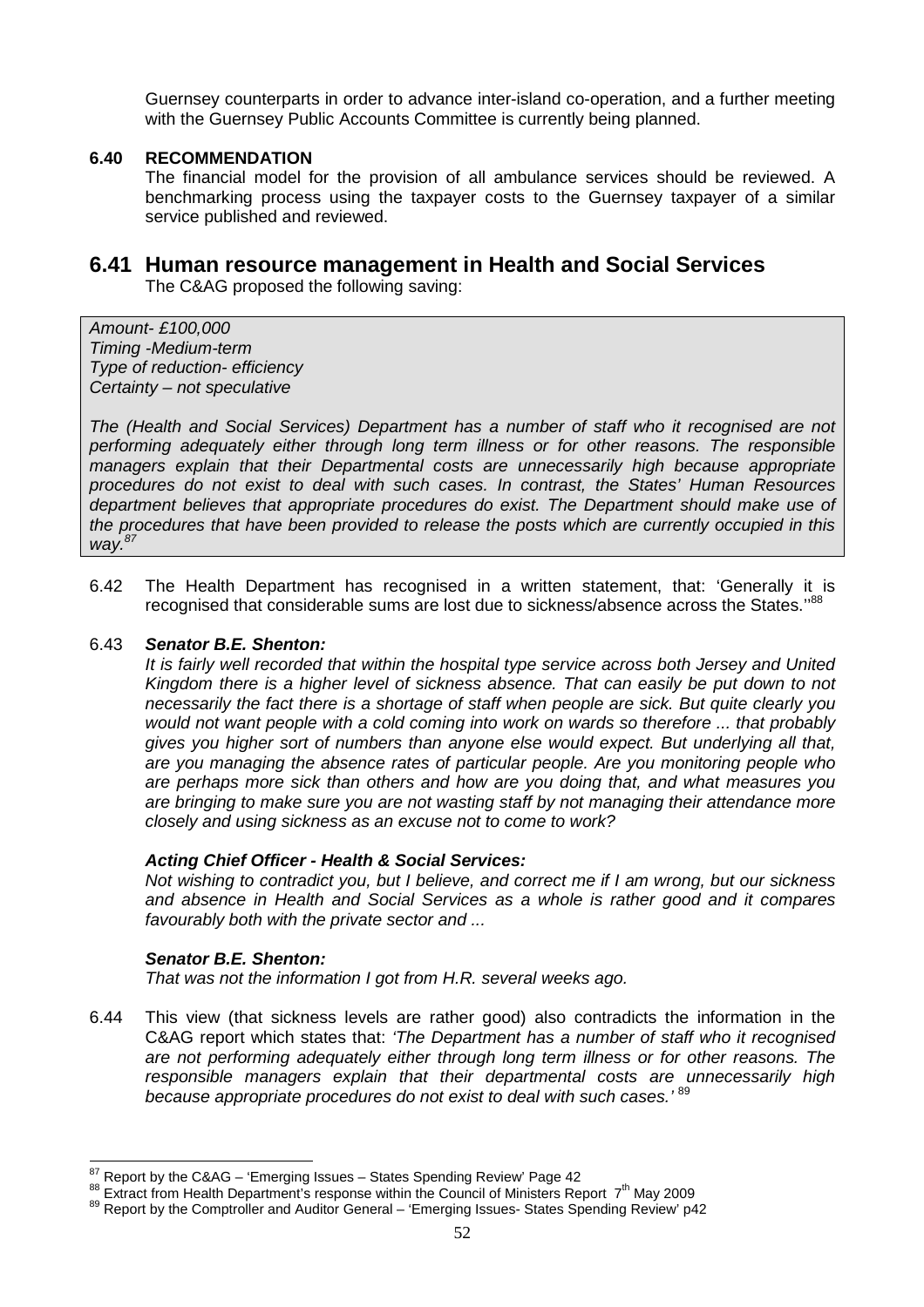Guernsey counterparts in order to advance inter-island co-operation, and a further meeting with the Guernsey Public Accounts Committee is currently being planned.

**6.40 RECOMMENDATION**

The financial model for the provision of all ambulance services should be reviewed. A benchmarking process using the taxpayer costs to the Guernsey taxpayer of a similar service published and reviewed.

## 6.41 Human resource management in Health and Social Services

The C&AG proposed the following saving:

> *Amount- £100,000*
> *Timing -Medium-term*
> *Type of reduction- efficiency*
> *Certainty – not speculative*
>
> *The (Health and Social Services) Department has a number of staff who it recognised are not performing adequately either through long term illness or for other reasons. The responsible managers explain that their Departmental costs are unnecessarily high because appropriate procedures do not exist to deal with such cases. In contrast, the States' Human Resources department believes that appropriate procedures do exist. The Department should make use of the procedures that have been provided to release the posts which are currently occupied in this way.*[87]

6.42 The Health Department has recognised in a written statement, that: 'Generally it is recognised that considerable sums are lost due to sickness/absence across the States.''[88]

6.43 ***Senator B.E. Shenton:***

*It is fairly well recorded that within the hospital type service across both Jersey and United Kingdom there is a higher level of sickness absence. That can easily be put down to not necessarily the fact there is a shortage of staff when people are sick. But quite clearly you would not want people with a cold coming into work on wards so therefore ... that probably gives you higher sort of numbers than anyone else would expect. But underlying all that, are you managing the absence rates of particular people. Are you monitoring people who are perhaps more sick than others and how are you doing that, and what measures you are bringing to make sure you are not wasting staff by not managing their attendance more closely and using sickness as an excuse not to come to work?*

***Acting Chief Officer - Health & Social Services:***

*Not wishing to contradict you, but I believe, and correct me if I am wrong, but our sickness and absence in Health and Social Services as a whole is rather good and it compares favourably both with the private sector and ...*

***Senator B.E. Shenton:***

*That was not the information I got from H.R. several weeks ago.*

6.44 This view (that sickness levels are rather good) also contradicts the information in the C&AG report which states that: *'The Department has a number of staff who it recognised are not performing adequately either through long term illness or for other reasons. The responsible managers explain that their departmental costs are unnecessarily high because appropriate procedures do not exist to deal with such cases.'* [89]

---

[87] Report by the C&AG – 'Emerging Issues – States Spending Review' Page 42

[88] Extract from Health Department's response within the Council of Ministers Report 7th May 2009

[89] Report by the Comptroller and Auditor General – 'Emerging Issues- States Spending Review' p42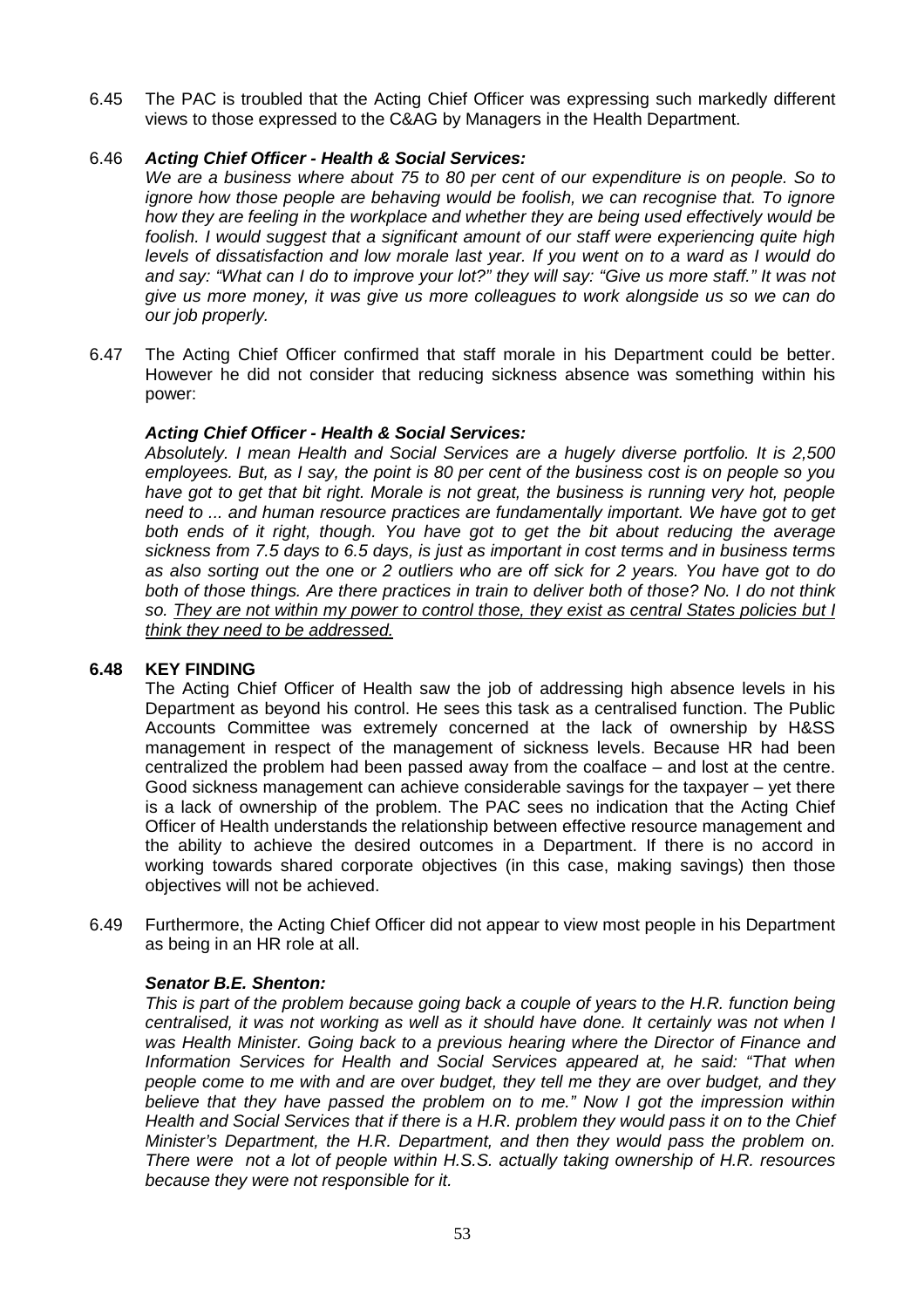6.45 The PAC is troubled that the Acting Chief Officer was expressing such markedly different views to those expressed to the C&AG by Managers in the Health Department.

6.46 ***Acting Chief Officer - Health & Social Services:***

*We are a business where about 75 to 80 per cent of our expenditure is on people. So to ignore how those people are behaving would be foolish, we can recognise that. To ignore how they are feeling in the workplace and whether they are being used effectively would be foolish. I would suggest that a significant amount of our staff were experiencing quite high levels of dissatisfaction and low morale last year. If you went on to a ward as I would do and say: "What can I do to improve your lot?" they will say: "Give us more staff." It was not give us more money, it was give us more colleagues to work alongside us so we can do our job properly.*

6.47 The Acting Chief Officer confirmed that staff morale in his Department could be better. However he did not consider that reducing sickness absence was something within his power:

***Acting Chief Officer - Health & Social Services:***

*Absolutely. I mean Health and Social Services are a hugely diverse portfolio. It is 2,500 employees. But, as I say, the point is 80 per cent of the business cost is on people so you have got to get that bit right. Morale is not great, the business is running very hot, people need to ... and human resource practices are fundamentally important. We have got to get both ends of it right, though. You have got to get the bit about reducing the average sickness from 7.5 days to 6.5 days, is just as important in cost terms and in business terms as also sorting out the one or 2 outliers who are off sick for 2 years. You have got to do both of those things. Are there practices in train to deliver both of those? No. I do not think so. <u>They are not within my power to control those, they exist as central States policies but I think they need to be addressed.</u>*

**6.48 KEY FINDING**

The Acting Chief Officer of Health saw the job of addressing high absence levels in his Department as beyond his control. He sees this task as a centralised function. The Public Accounts Committee was extremely concerned at the lack of ownership by H&SS management in respect of the management of sickness levels. Because HR had been centralized the problem had been passed away from the coalface – and lost at the centre. Good sickness management can achieve considerable savings for the taxpayer – yet there is a lack of ownership of the problem. The PAC sees no indication that the Acting Chief Officer of Health understands the relationship between effective resource management and the ability to achieve the desired outcomes in a Department. If there is no accord in working towards shared corporate objectives (in this case, making savings) then those objectives will not be achieved.

6.49 Furthermore, the Acting Chief Officer did not appear to view most people in his Department as being in an HR role at all.

***Senator B.E. Shenton:***

*This is part of the problem because going back a couple of years to the H.R. function being centralised, it was not working as well as it should have done. It certainly was not when I was Health Minister. Going back to a previous hearing where the Director of Finance and Information Services for Health and Social Services appeared at, he said: "That when people come to me with and are over budget, they tell me they are over budget, and they believe that they have passed the problem on to me." Now I got the impression within Health and Social Services that if there is a H.R. problem they would pass it on to the Chief Minister's Department, the H.R. Department, and then they would pass the problem on. There were not a lot of people within H.S.S. actually taking ownership of H.R. resources because they were not responsible for it.*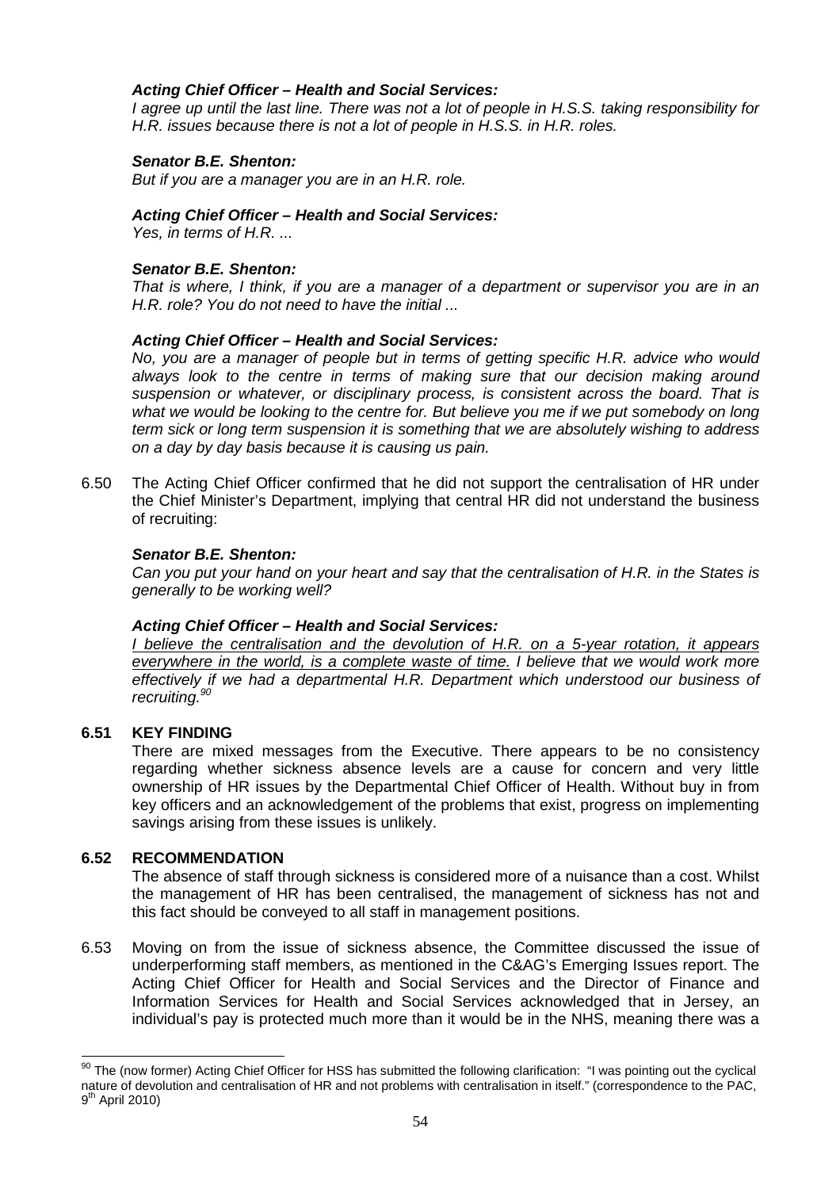***Acting Chief Officer – Health and Social Services:***
*I agree up until the last line. There was not a lot of people in H.S.S. taking responsibility for H.R. issues because there is not a lot of people in H.S.S. in H.R. roles.*

***Senator B.E. Shenton:***
*But if you are a manager you are in an H.R. role.*

***Acting Chief Officer – Health and Social Services:***
*Yes, in terms of H.R. ...*

***Senator B.E. Shenton:***
*That is where, I think, if you are a manager of a department or supervisor you are in an H.R. role? You do not need to have the initial ...*

***Acting Chief Officer – Health and Social Services:***
*No, you are a manager of people but in terms of getting specific H.R. advice who would always look to the centre in terms of making sure that our decision making around suspension or whatever, or disciplinary process, is consistent across the board. That is what we would be looking to the centre for. But believe you me if we put somebody on long term sick or long term suspension it is something that we are absolutely wishing to address on a day by day basis because it is causing us pain.*

6.50 The Acting Chief Officer confirmed that he did not support the centralisation of HR under the Chief Minister's Department, implying that central HR did not understand the business of recruiting:

***Senator B.E. Shenton:***
*Can you put your hand on your heart and say that the centralisation of H.R. in the States is generally to be working well?*

***Acting Chief Officer – Health and Social Services:***
*<u>I believe the centralisation and the devolution of H.R. on a 5-year rotation, it appears everywhere in the world, is a complete waste of time.</u> I believe that we would work more effectively if we had a departmental H.R. Department which understood our business of recruiting.*[90]

**6.51 KEY FINDING**

There are mixed messages from the Executive. There appears to be no consistency regarding whether sickness absence levels are a cause for concern and very little ownership of HR issues by the Departmental Chief Officer of Health. Without buy in from key officers and an acknowledgement of the problems that exist, progress on implementing savings arising from these issues is unlikely.

**6.52 RECOMMENDATION**

The absence of staff through sickness is considered more of a nuisance than a cost. Whilst the management of HR has been centralised, the management of sickness has not and this fact should be conveyed to all staff in management positions.

6.53 Moving on from the issue of sickness absence, the Committee discussed the issue of underperforming staff members, as mentioned in the C&AG's Emerging Issues report. The Acting Chief Officer for Health and Social Services and the Director of Finance and Information Services for Health and Social Services acknowledged that in Jersey, an individual's pay is protected much more than it would be in the NHS, meaning there was a

---

[90] The (now former) Acting Chief Officer for HSS has submitted the following clarification: "I was pointing out the cyclical nature of devolution and centralisation of HR and not problems with centralisation in itself." (correspondence to the PAC, 9th April 2010)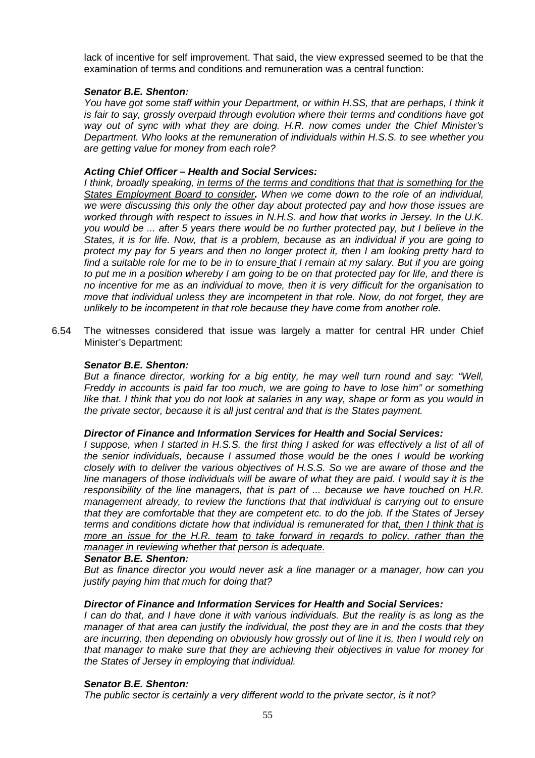lack of incentive for self improvement. That said, the view expressed seemed to be that the examination of terms and conditions and remuneration was a central function:

***Senator B.E. Shenton:***
*You have got some staff within your Department, or within H.SS, that are perhaps, I think it is fair to say, grossly overpaid through evolution where their terms and conditions have got way out of sync with what they are doing. H.R. now comes under the Chief Minister's Department. Who looks at the remuneration of individuals within H.S.S. to see whether you are getting value for money from each role?*

***Acting Chief Officer – Health and Social Services:***
*I think, broadly speaking, <u>in terms of the terms and conditions that that is something for the States Employment Board to consider</u>**.** When we come down to the role of an individual, we were discussing this only the other day about protected pay and how those issues are worked through with respect to issues in N.H.S. and how that works in Jersey. In the U.K. you would be ... after 5 years there would be no further protected pay, but I believe in the States, it is for life. Now, that is a problem, because as an individual if you are going to protect my pay for 5 years and then no longer protect it, then I am looking pretty hard to find a suitable role for me to be in to ensure that I remain at my salary. But if you are going to put me in a position whereby I am going to be on that protected pay for life, and there is no incentive for me as an individual to move, then it is very difficult for the organisation to move that individual unless they are incompetent in that role. Now, do not forget, they are unlikely to be incompetent in that role because they have come from another role.*

6.54 The witnesses considered that issue was largely a matter for central HR under Chief Minister's Department:

***Senator B.E. Shenton:***
*But a finance director, working for a big entity, he may well turn round and say: "Well, Freddy in accounts is paid far too much, we are going to have to lose him" or something like that. I think that you do not look at salaries in any way, shape or form as you would in the private sector, because it is all just central and that is the States payment.*

***Director of Finance and Information Services for Health and Social Services:***
*I suppose, when I started in H.S.S. the first thing I asked for was effectively a list of all of the senior individuals, because I assumed those would be the ones I would be working closely with to deliver the various objectives of H.S.S. So we are aware of those and the line managers of those individuals will be aware of what they are paid. I would say it is the responsibility of the line managers, that is part of ... because we have touched on H.R. management already, to review the functions that that individual is carrying out to ensure that they are comfortable that they are competent etc. to do the job. If the States of Jersey terms and conditions dictate how that individual is remunerated for that<u>, then I think that is more an issue for the H.R. team to take forward in regards to policy, rather than the manager in reviewing whether that person is adequate.</u>*

***Senator B.E. Shenton:***
*But as finance director you would never ask a line manager or a manager, how can you justify paying him that much for doing that?*

***Director of Finance and Information Services for Health and Social Services:***
*I can do that, and I have done it with various individuals. But the reality is as long as the manager of that area can justify the individual, the post they are in and the costs that they are incurring, then depending on obviously how grossly out of line it is, then I would rely on that manager to make sure that they are achieving their objectives in value for money for the States of Jersey in employing that individual.*

***Senator B.E. Shenton:***
*The public sector is certainly a very different world to the private sector, is it not?*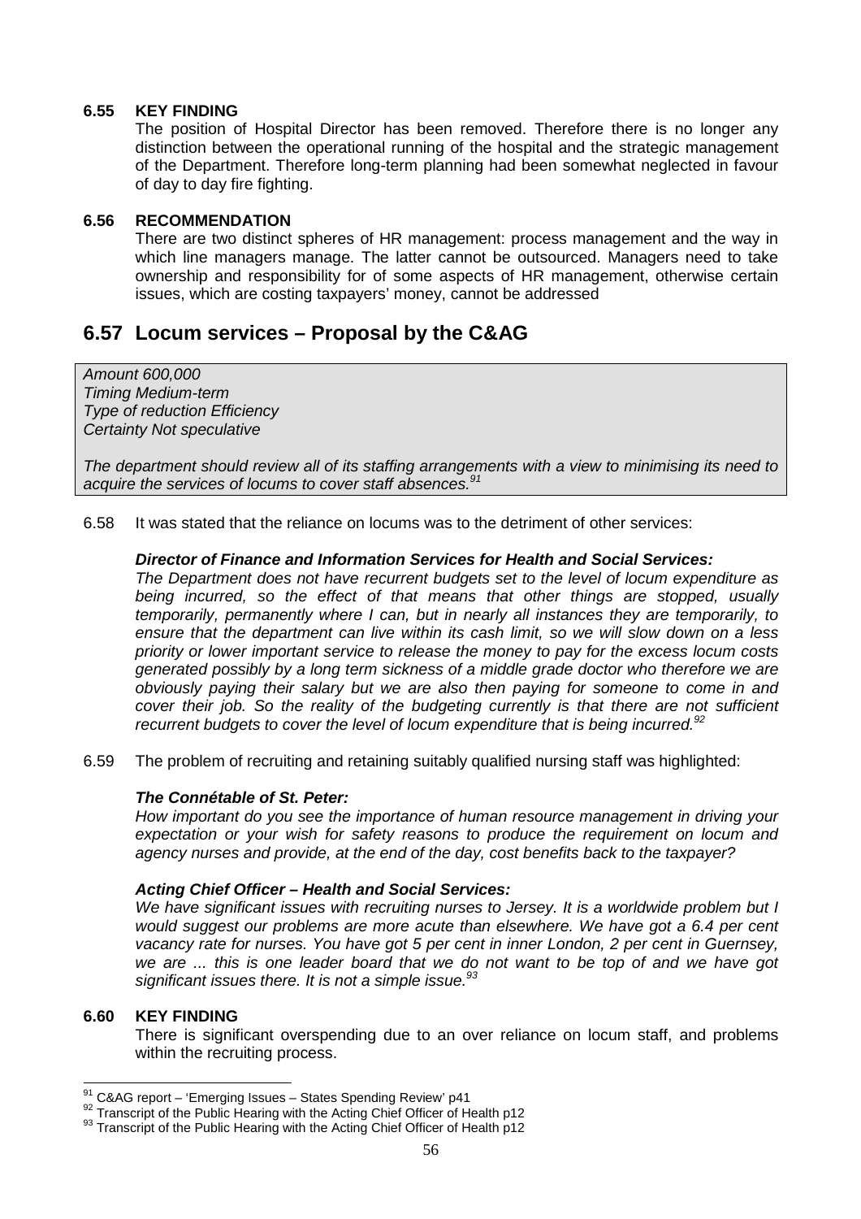**6.55 KEY FINDING**

The position of Hospital Director has been removed. Therefore there is no longer any distinction between the operational running of the hospital and the strategic management of the Department. Therefore long-term planning had been somewhat neglected in favour of day to day fire fighting.

**6.56 RECOMMENDATION**

There are two distinct spheres of HR management: process management and the way in which line managers manage. The latter cannot be outsourced. Managers need to take ownership and responsibility for of some aspects of HR management, otherwise certain issues, which are costing taxpayers' money, cannot be addressed

## 6.57 Locum services – Proposal by the C&AG

*Amount 600,000*
*Timing Medium-term*
*Type of reduction Efficiency*
*Certainty Not speculative*

*The department should review all of its staffing arrangements with a view to minimising its need to acquire the services of locums to cover staff absences.*[91]

6.58 It was stated that the reliance on locums was to the detriment of other services:

***Director of Finance and Information Services for Health and Social Services:***

*The Department does not have recurrent budgets set to the level of locum expenditure as being incurred, so the effect of that means that other things are stopped, usually temporarily, permanently where I can, but in nearly all instances they are temporarily, to ensure that the department can live within its cash limit, so we will slow down on a less priority or lower important service to release the money to pay for the excess locum costs generated possibly by a long term sickness of a middle grade doctor who therefore we are obviously paying their salary but we are also then paying for someone to come in and cover their job. So the reality of the budgeting currently is that there are not sufficient recurrent budgets to cover the level of locum expenditure that is being incurred.*[92]

6.59 The problem of recruiting and retaining suitably qualified nursing staff was highlighted:

***The Connétable of St. Peter:***

*How important do you see the importance of human resource management in driving your expectation or your wish for safety reasons to produce the requirement on locum and agency nurses and provide, at the end of the day, cost benefits back to the taxpayer?*

***Acting Chief Officer – Health and Social Services:***

*We have significant issues with recruiting nurses to Jersey. It is a worldwide problem but I would suggest our problems are more acute than elsewhere. We have got a 6.4 per cent vacancy rate for nurses. You have got 5 per cent in inner London, 2 per cent in Guernsey, we are ... this is one leader board that we do not want to be top of and we have got significant issues there. It is not a simple issue.*[93]

**6.60 KEY FINDING**

There is significant overspending due to an over reliance on locum staff, and problems within the recruiting process.

---

[91] C&AG report – 'Emerging Issues – States Spending Review' p41
[92] Transcript of the Public Hearing with the Acting Chief Officer of Health p12
[93] Transcript of the Public Hearing with the Acting Chief Officer of Health p12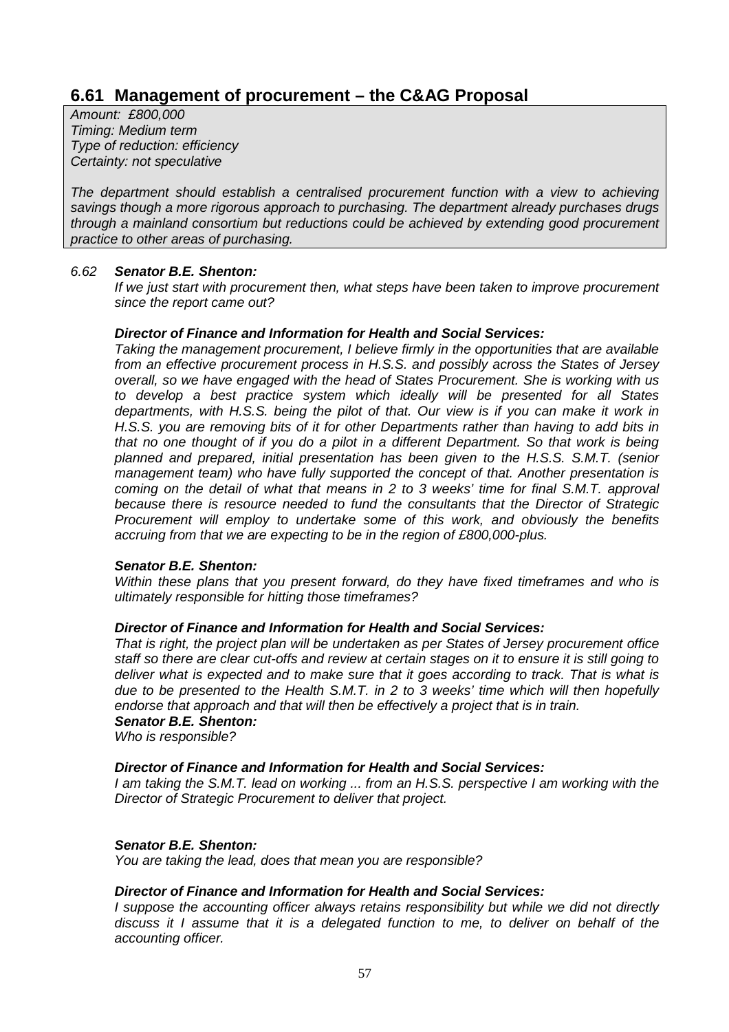## 6.61 Management of procurement – the C&AG Proposal

*Amount: £800,000*
*Timing: Medium term*
*Type of reduction: efficiency*
*Certainty: not speculative*

*The department should establish a centralised procurement function with a view to achieving savings though a more rigorous approach to purchasing. The department already purchases drugs through a mainland consortium but reductions could be achieved by extending good procurement practice to other areas of purchasing.*

*6.62* ***Senator B.E. Shenton:***
*If we just start with procurement then, what steps have been taken to improve procurement since the report came out?*

***Director of Finance and Information for Health and Social Services:***
*Taking the management procurement, I believe firmly in the opportunities that are available from an effective procurement process in H.S.S. and possibly across the States of Jersey overall, so we have engaged with the head of States Procurement. She is working with us to develop a best practice system which ideally will be presented for all States departments, with H.S.S. being the pilot of that. Our view is if you can make it work in H.S.S. you are removing bits of it for other Departments rather than having to add bits in that no one thought of if you do a pilot in a different Department. So that work is being planned and prepared, initial presentation has been given to the H.S.S. S.M.T. (senior management team) who have fully supported the concept of that. Another presentation is coming on the detail of what that means in 2 to 3 weeks' time for final S.M.T. approval because there is resource needed to fund the consultants that the Director of Strategic Procurement will employ to undertake some of this work, and obviously the benefits accruing from that we are expecting to be in the region of £800,000-plus.*

***Senator B.E. Shenton:***
*Within these plans that you present forward, do they have fixed timeframes and who is ultimately responsible for hitting those timeframes?*

***Director of Finance and Information for Health and Social Services:***
*That is right, the project plan will be undertaken as per States of Jersey procurement office staff so there are clear cut-offs and review at certain stages on it to ensure it is still going to deliver what is expected and to make sure that it goes according to track. That is what is due to be presented to the Health S.M.T. in 2 to 3 weeks' time which will then hopefully endorse that approach and that will then be effectively a project that is in train.*

***Senator B.E. Shenton:***
*Who is responsible?*

***Director of Finance and Information for Health and Social Services:***
*I am taking the S.M.T. lead on working ... from an H.S.S. perspective I am working with the Director of Strategic Procurement to deliver that project.*

***Senator B.E. Shenton:***
*You are taking the lead, does that mean you are responsible?*

***Director of Finance and Information for Health and Social Services:***
*I suppose the accounting officer always retains responsibility but while we did not directly discuss it I assume that it is a delegated function to me, to deliver on behalf of the accounting officer.*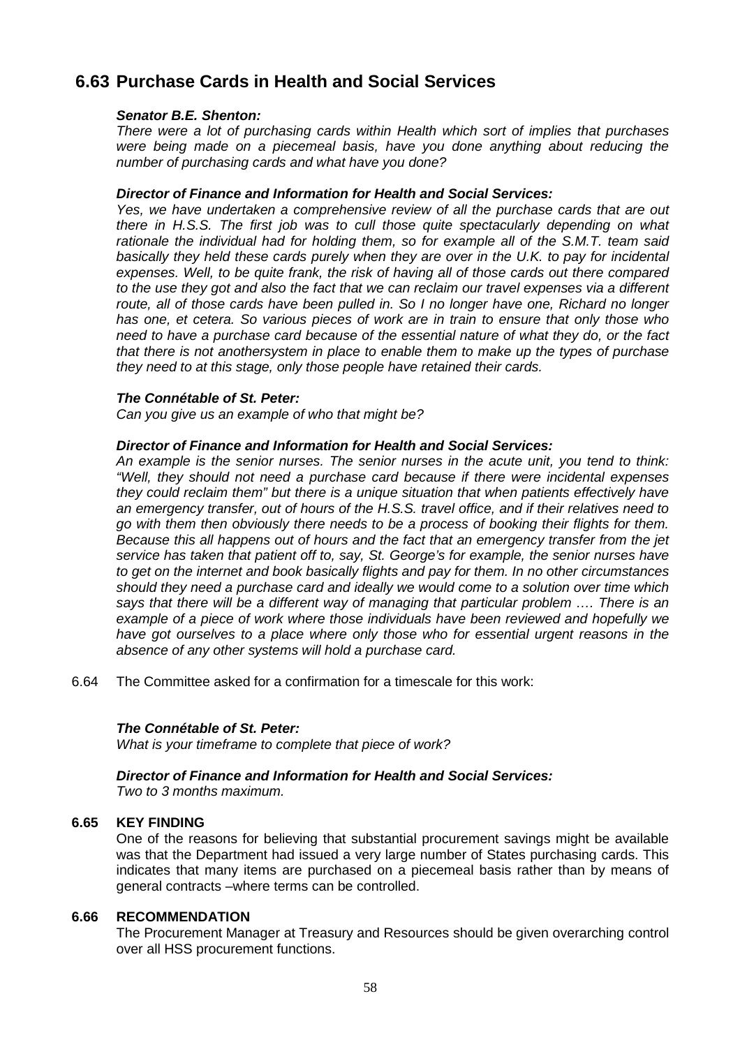## 6.63 Purchase Cards in Health and Social Services

***Senator B.E. Shenton:***
*There were a lot of purchasing cards within Health which sort of implies that purchases were being made on a piecemeal basis, have you done anything about reducing the number of purchasing cards and what have you done?*

***Director of Finance and Information for Health and Social Services:***
*Yes, we have undertaken a comprehensive review of all the purchase cards that are out there in H.S.S. The first job was to cull those quite spectacularly depending on what rationale the individual had for holding them, so for example all of the S.M.T. team said basically they held these cards purely when they are over in the U.K. to pay for incidental expenses. Well, to be quite frank, the risk of having all of those cards out there compared to the use they got and also the fact that we can reclaim our travel expenses via a different route, all of those cards have been pulled in. So I no longer have one, Richard no longer has one, et cetera. So various pieces of work are in train to ensure that only those who need to have a purchase card because of the essential nature of what they do, or the fact that there is not anothersystem in place to enable them to make up the types of purchase they need to at this stage, only those people have retained their cards.*

***The Connétable of St. Peter:***
*Can you give us an example of who that might be?*

***Director of Finance and Information for Health and Social Services:***
*An example is the senior nurses. The senior nurses in the acute unit, you tend to think: "Well, they should not need a purchase card because if there were incidental expenses they could reclaim them" but there is a unique situation that when patients effectively have an emergency transfer, out of hours of the H.S.S. travel office, and if their relatives need to go with them then obviously there needs to be a process of booking their flights for them. Because this all happens out of hours and the fact that an emergency transfer from the jet service has taken that patient off to, say, St. George's for example, the senior nurses have to get on the internet and book basically flights and pay for them. In no other circumstances should they need a purchase card and ideally we would come to a solution over time which says that there will be a different way of managing that particular problem …. There is an example of a piece of work where those individuals have been reviewed and hopefully we have got ourselves to a place where only those who for essential urgent reasons in the absence of any other systems will hold a purchase card.*

6.64 The Committee asked for a confirmation for a timescale for this work:

***The Connétable of St. Peter:***
*What is your timeframe to complete that piece of work?*

***Director of Finance and Information for Health and Social Services:***
*Two to 3 months maximum.*

**6.65 KEY FINDING**

One of the reasons for believing that substantial procurement savings might be available was that the Department had issued a very large number of States purchasing cards. This indicates that many items are purchased on a piecemeal basis rather than by means of general contracts –where terms can be controlled.

**6.66 RECOMMENDATION**

The Procurement Manager at Treasury and Resources should be given overarching control over all HSS procurement functions.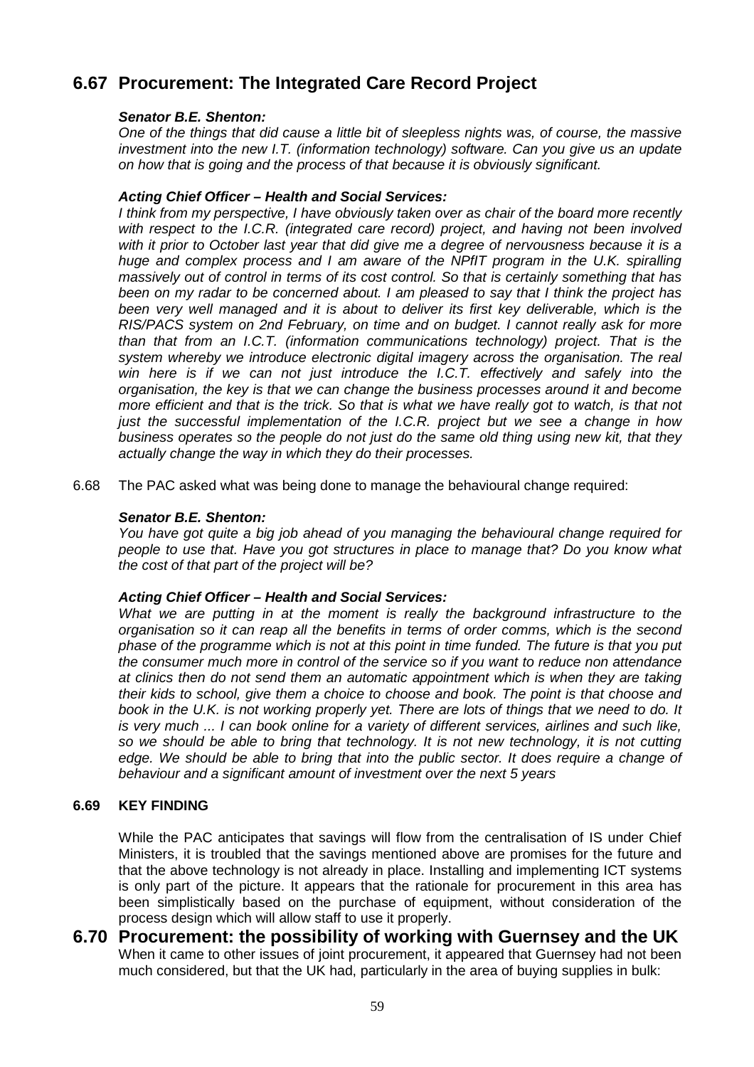## 6.67 Procurement: The Integrated Care Record Project

***Senator B.E. Shenton:***

*One of the things that did cause a little bit of sleepless nights was, of course, the massive investment into the new I.T. (information technology) software. Can you give us an update on how that is going and the process of that because it is obviously significant.*

***Acting Chief Officer – Health and Social Services:***

*I think from my perspective, I have obviously taken over as chair of the board more recently with respect to the I.C.R. (integrated care record) project, and having not been involved with it prior to October last year that did give me a degree of nervousness because it is a huge and complex process and I am aware of the NPfIT program in the U.K. spiralling massively out of control in terms of its cost control. So that is certainly something that has been on my radar to be concerned about. I am pleased to say that I think the project has been very well managed and it is about to deliver its first key deliverable, which is the RIS/PACS system on 2nd February, on time and on budget. I cannot really ask for more than that from an I.C.T. (information communications technology) project. That is the system whereby we introduce electronic digital imagery across the organisation. The real win here is if we can not just introduce the I.C.T. effectively and safely into the organisation, the key is that we can change the business processes around it and become more efficient and that is the trick. So that is what we have really got to watch, is that not just the successful implementation of the I.C.R. project but we see a change in how business operates so the people do not just do the same old thing using new kit, that they actually change the way in which they do their processes.*

6.68 The PAC asked what was being done to manage the behavioural change required:

***Senator B.E. Shenton:***

*You have got quite a big job ahead of you managing the behavioural change required for people to use that. Have you got structures in place to manage that? Do you know what the cost of that part of the project will be?*

***Acting Chief Officer – Health and Social Services:***

*What we are putting in at the moment is really the background infrastructure to the organisation so it can reap all the benefits in terms of order comms, which is the second phase of the programme which is not at this point in time funded. The future is that you put the consumer much more in control of the service so if you want to reduce non attendance at clinics then do not send them an automatic appointment which is when they are taking their kids to school, give them a choice to choose and book. The point is that choose and book in the U.K. is not working properly yet. There are lots of things that we need to do. It is very much ... I can book online for a variety of different services, airlines and such like, so we should be able to bring that technology. It is not new technology, it is not cutting edge. We should be able to bring that into the public sector. It does require a change of behaviour and a significant amount of investment over the next 5 years*

**6.69 KEY FINDING**

While the PAC anticipates that savings will flow from the centralisation of IS under Chief Ministers, it is troubled that the savings mentioned above are promises for the future and that the above technology is not already in place. Installing and implementing ICT systems is only part of the picture. It appears that the rationale for procurement in this area has been simplistically based on the purchase of equipment, without consideration of the process design which will allow staff to use it properly.

## 6.70 Procurement: the possibility of working with Guernsey and the UK

When it came to other issues of joint procurement, it appeared that Guernsey had not been much considered, but that the UK had, particularly in the area of buying supplies in bulk: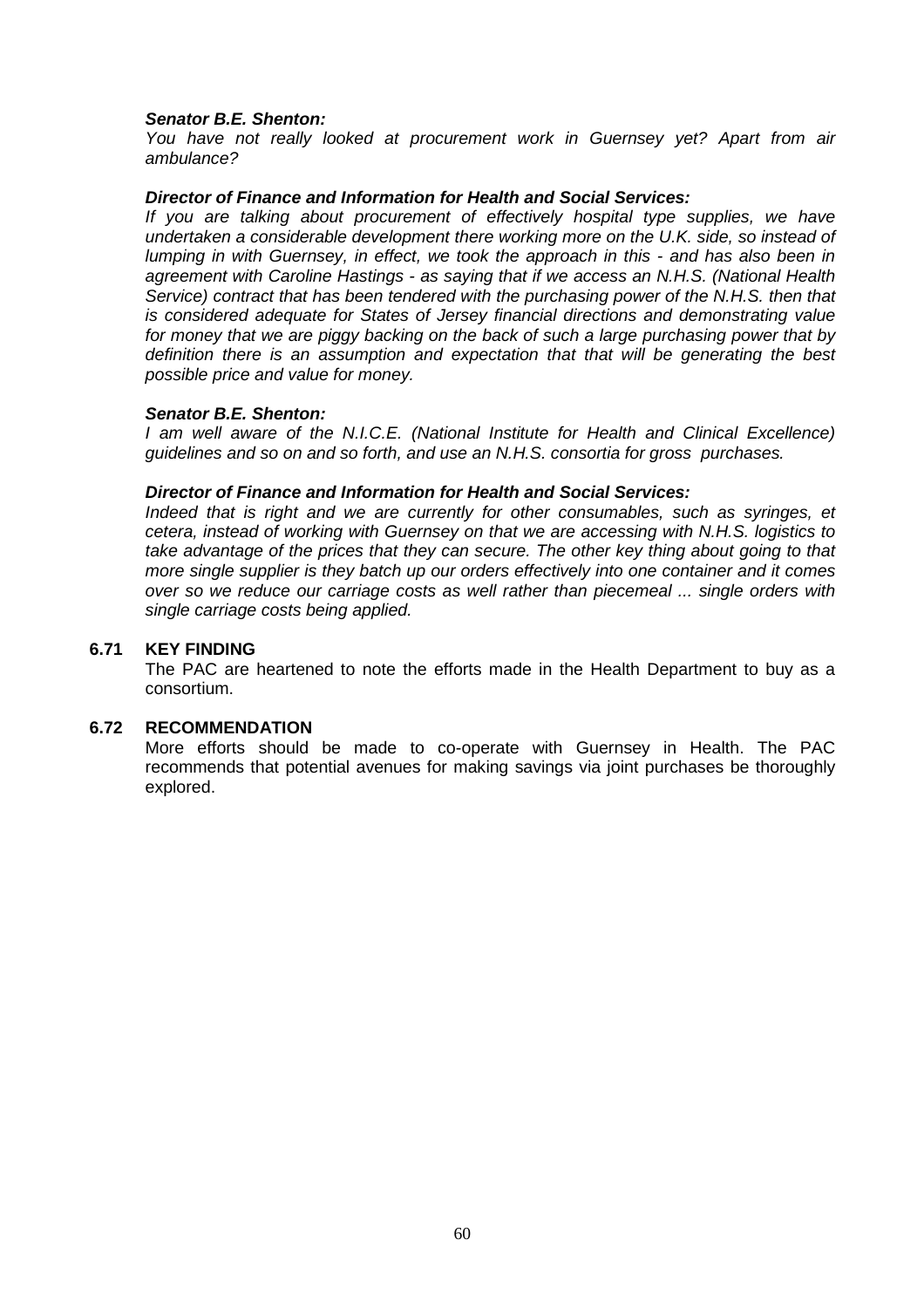***Senator B.E. Shenton:***
*You have not really looked at procurement work in Guernsey yet? Apart from air ambulance?*

***Director of Finance and Information for Health and Social Services:***
*If you are talking about procurement of effectively hospital type supplies, we have undertaken a considerable development there working more on the U.K. side, so instead of lumping in with Guernsey, in effect, we took the approach in this - and has also been in agreement with Caroline Hastings - as saying that if we access an N.H.S. (National Health Service) contract that has been tendered with the purchasing power of the N.H.S. then that is considered adequate for States of Jersey financial directions and demonstrating value for money that we are piggy backing on the back of such a large purchasing power that by definition there is an assumption and expectation that that will be generating the best possible price and value for money.*

***Senator B.E. Shenton:***
*I am well aware of the N.I.C.E. (National Institute for Health and Clinical Excellence) guidelines and so on and so forth, and use an N.H.S. consortia for gross purchases.*

***Director of Finance and Information for Health and Social Services:***
*Indeed that is right and we are currently for other consumables, such as syringes, et cetera, instead of working with Guernsey on that we are accessing with N.H.S. logistics to take advantage of the prices that they can secure. The other key thing about going to that more single supplier is they batch up our orders effectively into one container and it comes over so we reduce our carriage costs as well rather than piecemeal ... single orders with single carriage costs being applied.*

**6.71 KEY FINDING**

The PAC are heartened to note the efforts made in the Health Department to buy as a consortium.

**6.72 RECOMMENDATION**

More efforts should be made to co-operate with Guernsey in Health. The PAC recommends that potential avenues for making savings via joint purchases be thoroughly explored.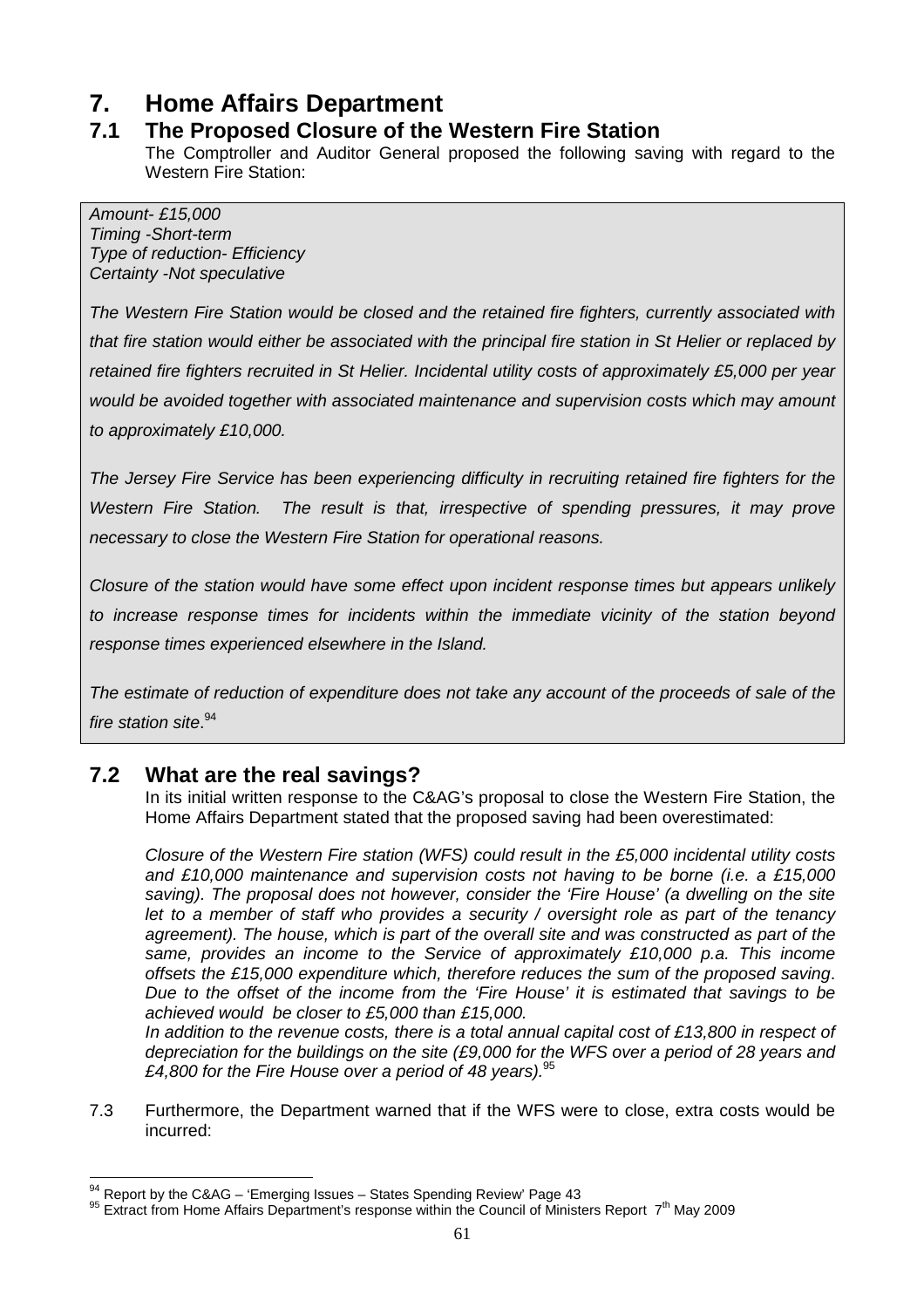# 7. Home Affairs Department

## 7.1 The Proposed Closure of the Western Fire Station

The Comptroller and Auditor General proposed the following saving with regard to the Western Fire Station:

> *Amount- £15,000*
> *Timing -Short-term*
> *Type of reduction- Efficiency*
> *Certainty -Not speculative*
>
> *The Western Fire Station would be closed and the retained fire fighters, currently associated with that fire station would either be associated with the principal fire station in St Helier or replaced by retained fire fighters recruited in St Helier. Incidental utility costs of approximately £5,000 per year would be avoided together with associated maintenance and supervision costs which may amount to approximately £10,000.*
>
> *The Jersey Fire Service has been experiencing difficulty in recruiting retained fire fighters for the Western Fire Station. The result is that, irrespective of spending pressures, it may prove necessary to close the Western Fire Station for operational reasons.*
>
> *Closure of the station would have some effect upon incident response times but appears unlikely to increase response times for incidents within the immediate vicinity of the station beyond response times experienced elsewhere in the Island.*
>
> *The estimate of reduction of expenditure does not take any account of the proceeds of sale of the fire station site*.[94]

## 7.2 What are the real savings?

In its initial written response to the C&AG's proposal to close the Western Fire Station, the Home Affairs Department stated that the proposed saving had been overestimated:

*Closure of the Western Fire station (WFS) could result in the £5,000 incidental utility costs and £10,000 maintenance and supervision costs not having to be borne (i.e. a £15,000 saving). The proposal does not however, consider the 'Fire House' (a dwelling on the site let to a member of staff who provides a security / oversight role as part of the tenancy agreement). The house, which is part of the overall site and was constructed as part of the same, provides an income to the Service of approximately £10,000 p.a. This income offsets the £15,000 expenditure which, therefore reduces the sum of the proposed saving. Due to the offset of the income from the 'Fire House' it is estimated that savings to be achieved would be closer to £5,000 than £15,000.*
*In addition to the revenue costs, there is a total annual capital cost of £13,800 in respect of depreciation for the buildings on the site (£9,000 for the WFS over a period of 28 years and £4,800 for the Fire House over a period of 48 years).*[95]

7.3 Furthermore, the Department warned that if the WFS were to close, extra costs would be incurred:

---

[94] Report by the C&AG – 'Emerging Issues – States Spending Review' Page 43
[95] Extract from Home Affairs Department's response within the Council of Ministers Report 7th May 2009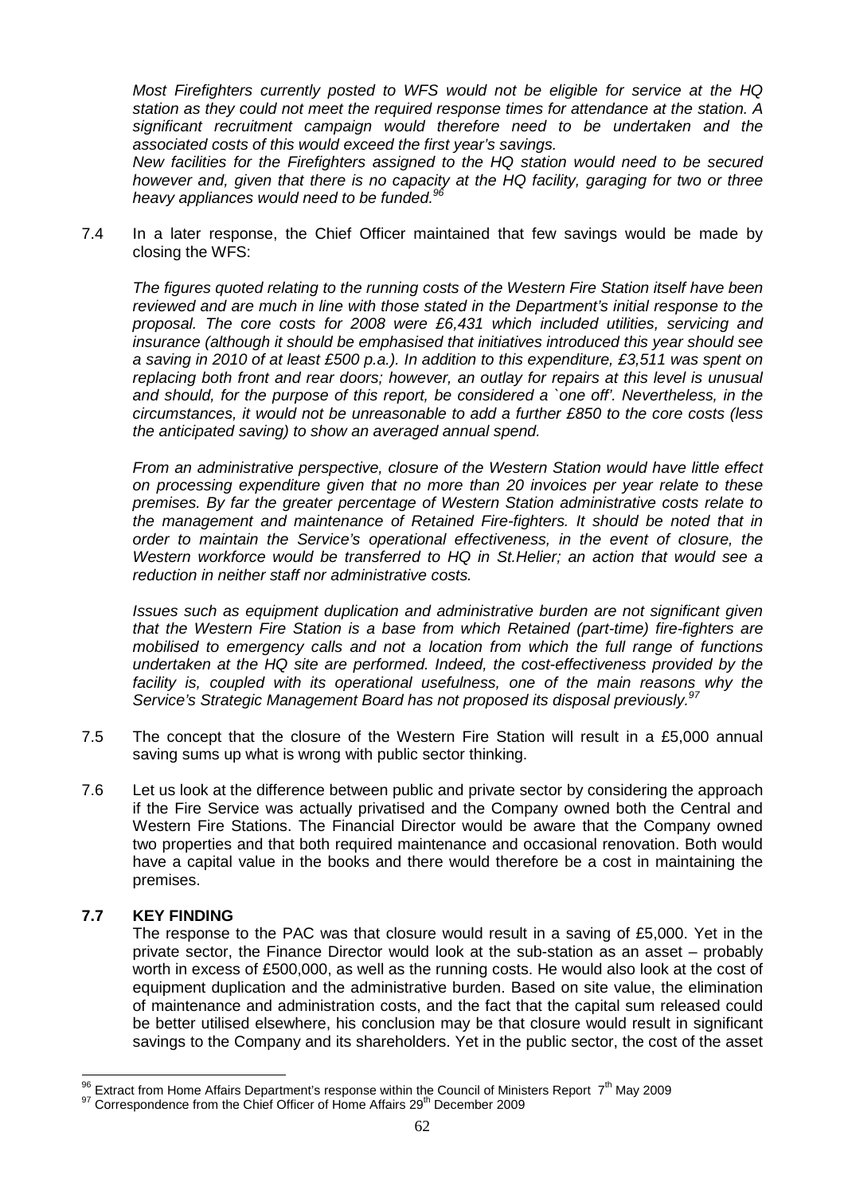*Most Firefighters currently posted to WFS would not be eligible for service at the HQ station as they could not meet the required response times for attendance at the station. A significant recruitment campaign would therefore need to be undertaken and the associated costs of this would exceed the first year's savings.*

*New facilities for the Firefighters assigned to the HQ station would need to be secured however and, given that there is no capacity at the HQ facility, garaging for two or three heavy appliances would need to be funded.*[96]

7.4 In a later response, the Chief Officer maintained that few savings would be made by closing the WFS:

*The figures quoted relating to the running costs of the Western Fire Station itself have been reviewed and are much in line with those stated in the Department's initial response to the proposal. The core costs for 2008 were £6,431 which included utilities, servicing and insurance (although it should be emphasised that initiatives introduced this year should see a saving in 2010 of at least £500 p.a.). In addition to this expenditure, £3,511 was spent on replacing both front and rear doors; however, an outlay for repairs at this level is unusual and should, for the purpose of this report, be considered a `one off'. Nevertheless, in the circumstances, it would not be unreasonable to add a further £850 to the core costs (less the anticipated saving) to show an averaged annual spend.*

*From an administrative perspective, closure of the Western Station would have little effect on processing expenditure given that no more than 20 invoices per year relate to these premises. By far the greater percentage of Western Station administrative costs relate to the management and maintenance of Retained Fire-fighters. It should be noted that in order to maintain the Service's operational effectiveness, in the event of closure, the Western workforce would be transferred to HQ in St.Helier; an action that would see a reduction in neither staff nor administrative costs.*

*Issues such as equipment duplication and administrative burden are not significant given that the Western Fire Station is a base from which Retained (part-time) fire-fighters are mobilised to emergency calls and not a location from which the full range of functions undertaken at the HQ site are performed. Indeed, the cost-effectiveness provided by the facility is, coupled with its operational usefulness, one of the main reasons why the Service's Strategic Management Board has not proposed its disposal previously.*[97]

7.5 The concept that the closure of the Western Fire Station will result in a £5,000 annual saving sums up what is wrong with public sector thinking.

7.6 Let us look at the difference between public and private sector by considering the approach if the Fire Service was actually privatised and the Company owned both the Central and Western Fire Stations. The Financial Director would be aware that the Company owned two properties and that both required maintenance and occasional renovation. Both would have a capital value in the books and there would therefore be a cost in maintaining the premises.

**7.7 KEY FINDING**

The response to the PAC was that closure would result in a saving of £5,000. Yet in the private sector, the Finance Director would look at the sub-station as an asset – probably worth in excess of £500,000, as well as the running costs. He would also look at the cost of equipment duplication and the administrative burden. Based on site value, the elimination of maintenance and administration costs, and the fact that the capital sum released could be better utilised elsewhere, his conclusion may be that closure would result in significant savings to the Company and its shareholders. Yet in the public sector, the cost of the asset

[96] Extract from Home Affairs Department's response within the Council of Ministers Report 7th May 2009

[97] Correspondence from the Chief Officer of Home Affairs 29th December 2009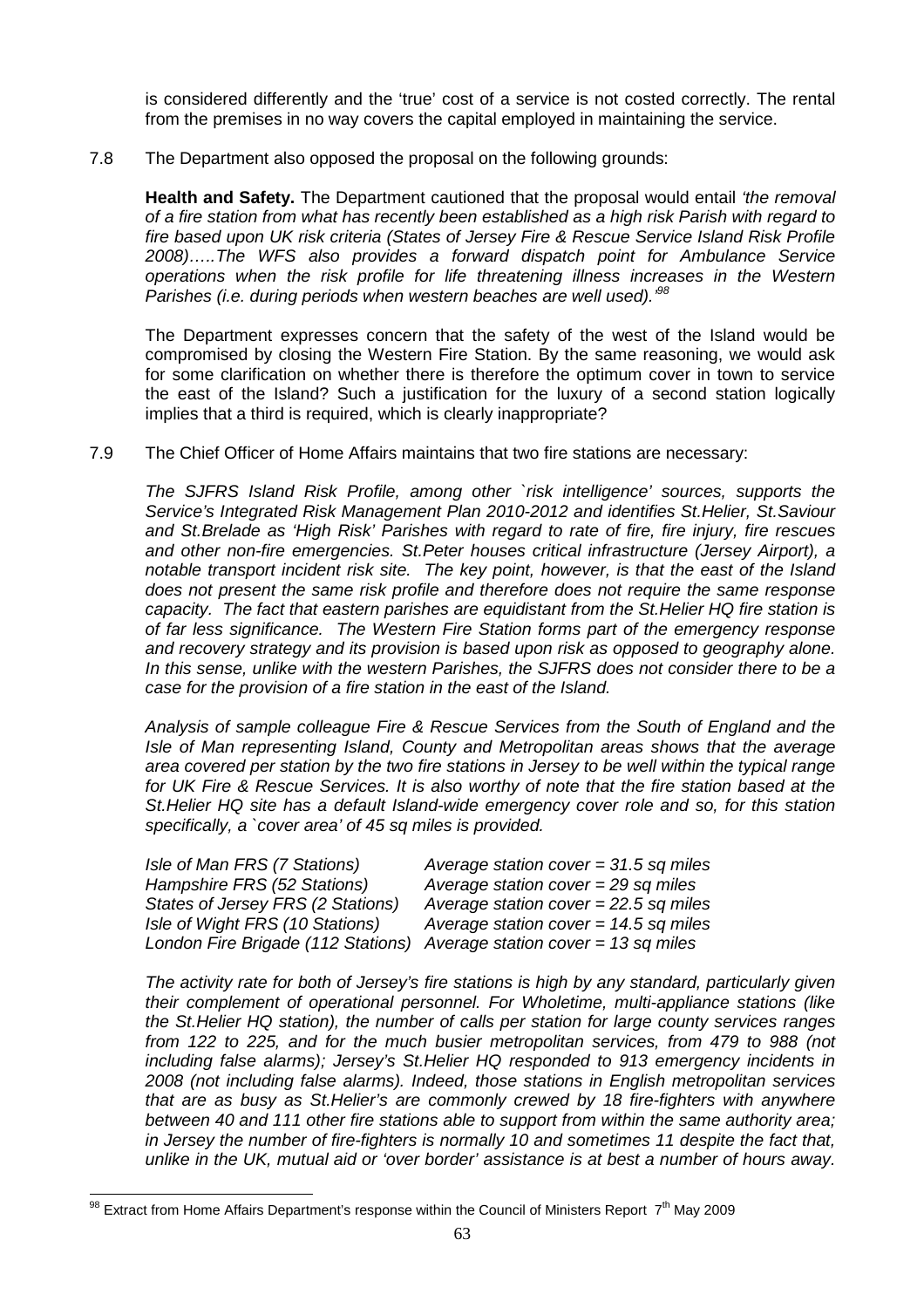is considered differently and the 'true' cost of a service is not costed correctly. The rental from the premises in no way covers the capital employed in maintaining the service.

7.8 The Department also opposed the proposal on the following grounds:

**Health and Safety.** The Department cautioned that the proposal would entail *'the removal of a fire station from what has recently been established as a high risk Parish with regard to fire based upon UK risk criteria (States of Jersey Fire & Rescue Service Island Risk Profile 2008)…..The WFS also provides a forward dispatch point for Ambulance Service operations when the risk profile for life threatening illness increases in the Western Parishes (i.e. during periods when western beaches are well used).'*[98]

The Department expresses concern that the safety of the west of the Island would be compromised by closing the Western Fire Station. By the same reasoning, we would ask for some clarification on whether there is therefore the optimum cover in town to service the east of the Island? Such a justification for the luxury of a second station logically implies that a third is required, which is clearly inappropriate?

7.9 The Chief Officer of Home Affairs maintains that two fire stations are necessary:

*The SJFRS Island Risk Profile, among other `risk intelligence' sources, supports the Service's Integrated Risk Management Plan 2010-2012 and identifies St.Helier, St.Saviour and St.Brelade as 'High Risk' Parishes with regard to rate of fire, fire injury, fire rescues and other non-fire emergencies. St.Peter houses critical infrastructure (Jersey Airport), a notable transport incident risk site. The key point, however, is that the east of the Island does not present the same risk profile and therefore does not require the same response capacity. The fact that eastern parishes are equidistant from the St.Helier HQ fire station is of far less significance. The Western Fire Station forms part of the emergency response and recovery strategy and its provision is based upon risk as opposed to geography alone. In this sense, unlike with the western Parishes, the SJFRS does not consider there to be a case for the provision of a fire station in the east of the Island.*

*Analysis of sample colleague Fire & Rescue Services from the South of England and the Isle of Man representing Island, County and Metropolitan areas shows that the average area covered per station by the two fire stations in Jersey to be well within the typical range for UK Fire & Rescue Services. It is also worthy of note that the fire station based at the St.Helier HQ site has a default Island-wide emergency cover role and so, for this station specifically, a `cover area' of 45 sq miles is provided.*

| | |
|---|---|
| *Isle of Man FRS (7 Stations)* | *Average station cover = 31.5 sq miles* |
| *Hampshire FRS (52 Stations)* | *Average station cover = 29 sq miles* |
| *States of Jersey FRS (2 Stations)* | *Average station cover = 22.5 sq miles* |
| *Isle of Wight FRS (10 Stations)* | *Average station cover = 14.5 sq miles* |
| *London Fire Brigade (112 Stations)* | *Average station cover = 13 sq miles* |

*The activity rate for both of Jersey's fire stations is high by any standard, particularly given their complement of operational personnel. For Wholetime, multi-appliance stations (like the St.Helier HQ station), the number of calls per station for large county services ranges from 122 to 225, and for the much busier metropolitan services, from 479 to 988 (not including false alarms); Jersey's St.Helier HQ responded to 913 emergency incidents in 2008 (not including false alarms). Indeed, those stations in English metropolitan services that are as busy as St.Helier's are commonly crewed by 18 fire-fighters with anywhere between 40 and 111 other fire stations able to support from within the same authority area; in Jersey the number of fire-fighters is normally 10 and sometimes 11 despite the fact that, unlike in the UK, mutual aid or 'over border' assistance is at best a number of hours away.*

[98] Extract from Home Affairs Department's response within the Council of Ministers Report 7th May 2009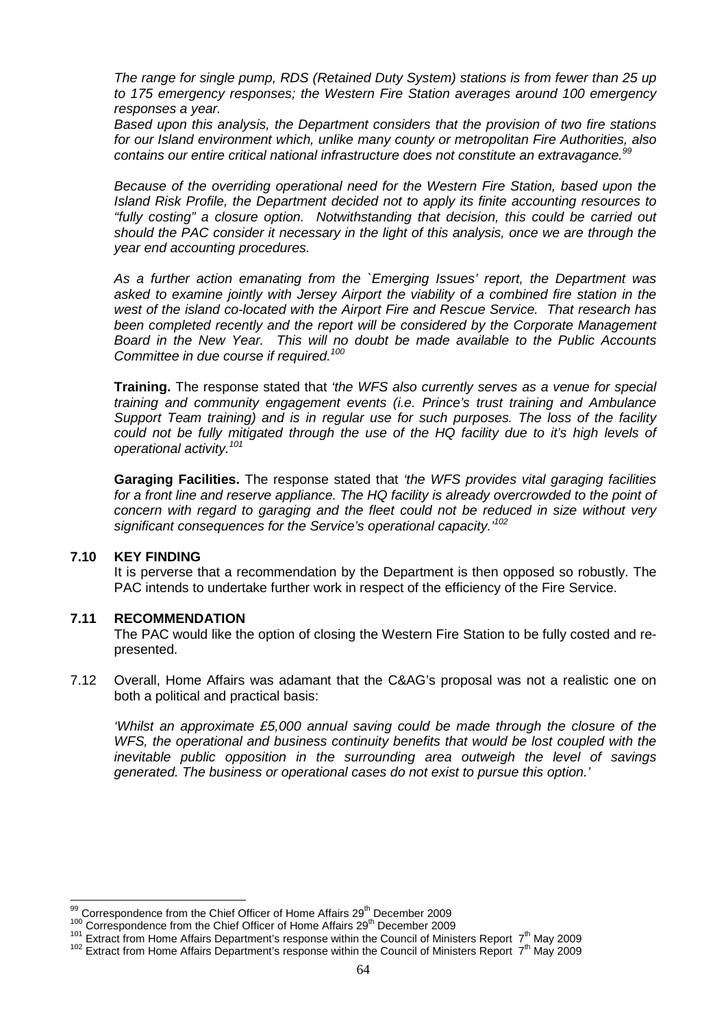*The range for single pump, RDS (Retained Duty System) stations is from fewer than 25 up to 175 emergency responses; the Western Fire Station averages around 100 emergency responses a year.*

*Based upon this analysis, the Department considers that the provision of two fire stations for our Island environment which, unlike many county or metropolitan Fire Authorities, also contains our entire critical national infrastructure does not constitute an extravagance.*[99]

*Because of the overriding operational need for the Western Fire Station, based upon the Island Risk Profile, the Department decided not to apply its finite accounting resources to "fully costing" a closure option. Notwithstanding that decision, this could be carried out should the PAC consider it necessary in the light of this analysis, once we are through the year end accounting procedures.*

*As a further action emanating from the `Emerging Issues' report, the Department was asked to examine jointly with Jersey Airport the viability of a combined fire station in the west of the island co-located with the Airport Fire and Rescue Service. That research has been completed recently and the report will be considered by the Corporate Management Board in the New Year. This will no doubt be made available to the Public Accounts Committee in due course if required.*[100]

**Training.** The response stated that *'the WFS also currently serves as a venue for special training and community engagement events (i.e. Prince's trust training and Ambulance Support Team training) and is in regular use for such purposes. The loss of the facility could not be fully mitigated through the use of the HQ facility due to it's high levels of operational activity.*[101]

**Garaging Facilities.** The response stated that *'the WFS provides vital garaging facilities for a front line and reserve appliance. The HQ facility is already overcrowded to the point of concern with regard to garaging and the fleet could not be reduced in size without very significant consequences for the Service's operational capacity.'*[102]

**7.10 KEY FINDING**

It is perverse that a recommendation by the Department is then opposed so robustly. The PAC intends to undertake further work in respect of the efficiency of the Fire Service.

**7.11 RECOMMENDATION**

The PAC would like the option of closing the Western Fire Station to be fully costed and re-presented.

7.12 Overall, Home Affairs was adamant that the C&AG's proposal was not a realistic one on both a political and practical basis:

*'Whilst an approximate £5,000 annual saving could be made through the closure of the WFS, the operational and business continuity benefits that would be lost coupled with the inevitable public opposition in the surrounding area outweigh the level of savings generated. The business or operational cases do not exist to pursue this option.'*

---

[99] Correspondence from the Chief Officer of Home Affairs 29th December 2009

[100] Correspondence from the Chief Officer of Home Affairs 29th December 2009

[101] Extract from Home Affairs Department's response within the Council of Ministers Report 7th May 2009

[102] Extract from Home Affairs Department's response within the Council of Ministers Report 7th May 2009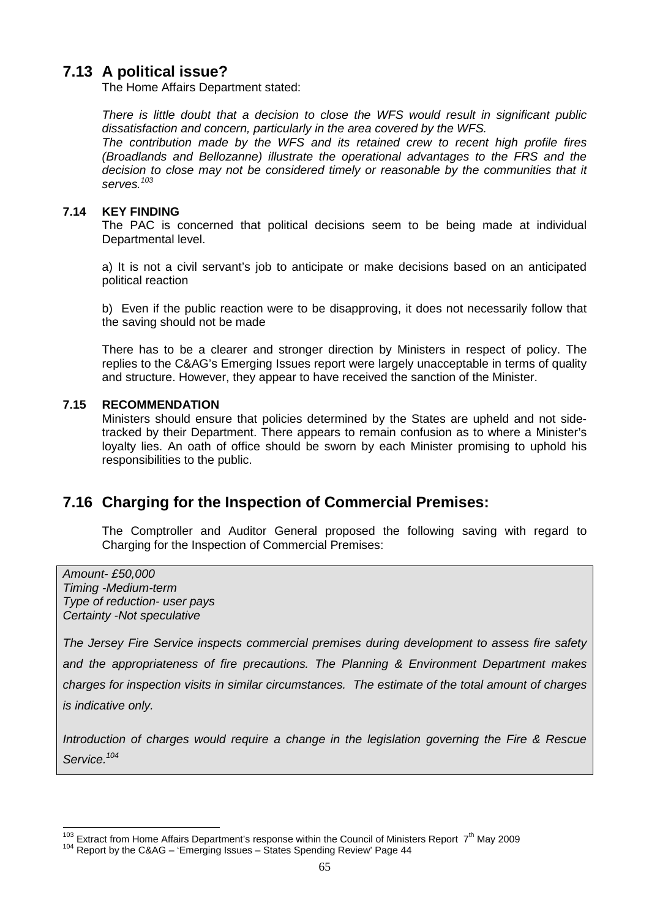## 7.13 A political issue?

The Home Affairs Department stated:

*There is little doubt that a decision to close the WFS would result in significant public dissatisfaction and concern, particularly in the area covered by the WFS.*
*The contribution made by the WFS and its retained crew to recent high profile fires (Broadlands and Bellozanne) illustrate the operational advantages to the FRS and the decision to close may not be considered timely or reasonable by the communities that it serves.*[103]

**7.14 KEY FINDING**

The PAC is concerned that political decisions seem to be being made at individual Departmental level.

a) It is not a civil servant's job to anticipate or make decisions based on an anticipated political reaction

b) Even if the public reaction were to be disapproving, it does not necessarily follow that the saving should not be made

There has to be a clearer and stronger direction by Ministers in respect of policy. The replies to the C&AG's Emerging Issues report were largely unacceptable in terms of quality and structure. However, they appear to have received the sanction of the Minister.

**7.15 RECOMMENDATION**

Ministers should ensure that policies determined by the States are upheld and not side-tracked by their Department. There appears to remain confusion as to where a Minister's loyalty lies. An oath of office should be sworn by each Minister promising to uphold his responsibilities to the public.

## 7.16 Charging for the Inspection of Commercial Premises:

The Comptroller and Auditor General proposed the following saving with regard to Charging for the Inspection of Commercial Premises:

*Amount- £50,000*
*Timing -Medium-term*
*Type of reduction- user pays*
*Certainty -Not speculative*

*The Jersey Fire Service inspects commercial premises during development to assess fire safety and the appropriateness of fire precautions. The Planning & Environment Department makes charges for inspection visits in similar circumstances. The estimate of the total amount of charges is indicative only.*

*Introduction of charges would require a change in the legislation governing the Fire & Rescue Service.*[104]

---

[103] Extract from Home Affairs Department's response within the Council of Ministers Report 7th May 2009
[104] Report by the C&AG – 'Emerging Issues – States Spending Review' Page 44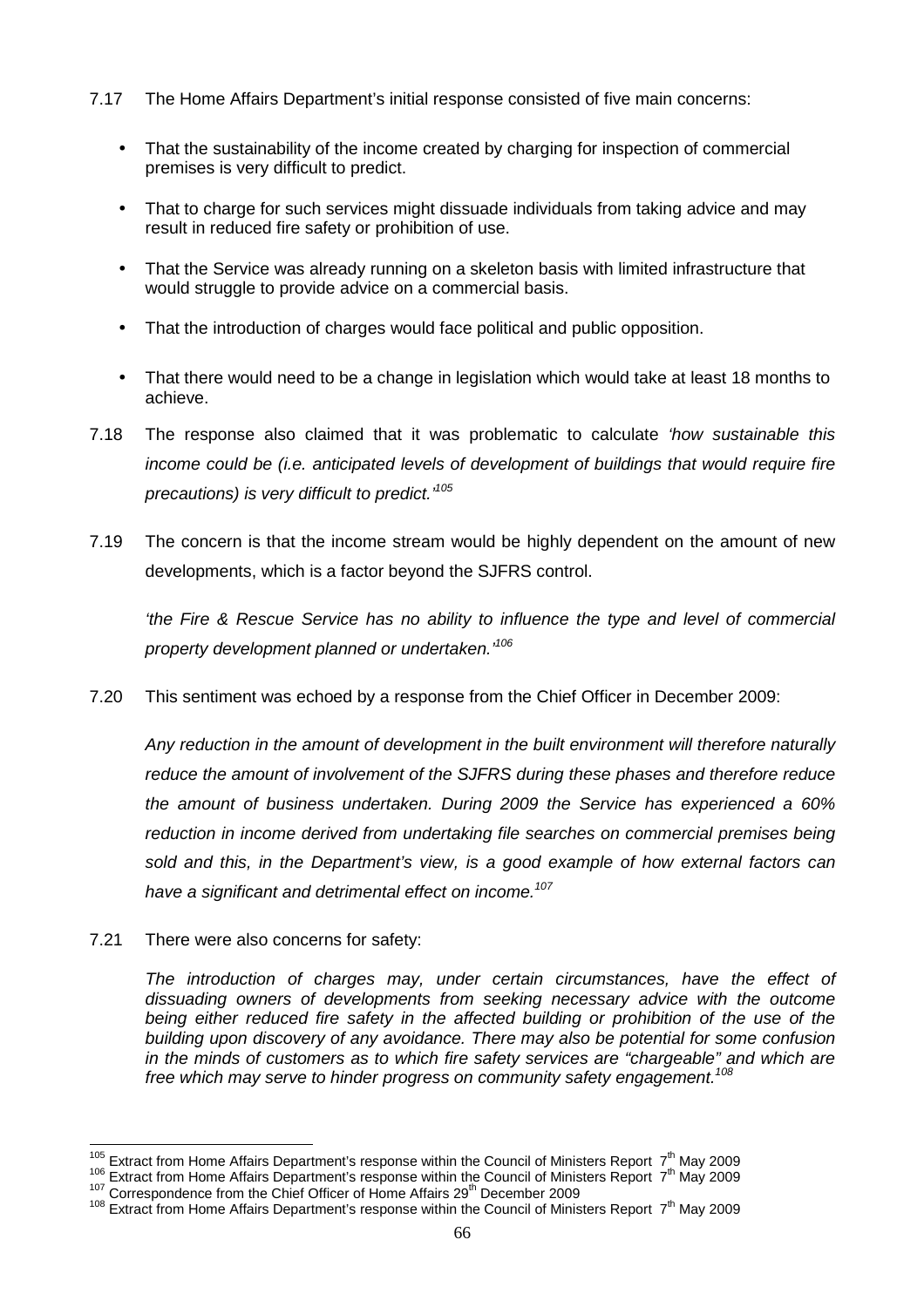7.17 The Home Affairs Department's initial response consisted of five main concerns:

- That the sustainability of the income created by charging for inspection of commercial premises is very difficult to predict.
- That to charge for such services might dissuade individuals from taking advice and may result in reduced fire safety or prohibition of use.
- That the Service was already running on a skeleton basis with limited infrastructure that would struggle to provide advice on a commercial basis.
- That the introduction of charges would face political and public opposition.
- That there would need to be a change in legislation which would take at least 18 months to achieve.

7.18 The response also claimed that it was problematic to calculate *'how sustainable this income could be (i.e. anticipated levels of development of buildings that would require fire precautions) is very difficult to predict.'*[105]

7.19 The concern is that the income stream would be highly dependent on the amount of new developments, which is a factor beyond the SJFRS control.

*'the Fire & Rescue Service has no ability to influence the type and level of commercial property development planned or undertaken.'*[106]

7.20 This sentiment was echoed by a response from the Chief Officer in December 2009:

*Any reduction in the amount of development in the built environment will therefore naturally reduce the amount of involvement of the SJFRS during these phases and therefore reduce the amount of business undertaken. During 2009 the Service has experienced a 60% reduction in income derived from undertaking file searches on commercial premises being sold and this, in the Department's view, is a good example of how external factors can have a significant and detrimental effect on income.*[107]

7.21 There were also concerns for safety:

*The introduction of charges may, under certain circumstances, have the effect of dissuading owners of developments from seeking necessary advice with the outcome being either reduced fire safety in the affected building or prohibition of the use of the building upon discovery of any avoidance. There may also be potential for some confusion in the minds of customers as to which fire safety services are "chargeable" and which are free which may serve to hinder progress on community safety engagement.*[108]

---

[105] Extract from Home Affairs Department's response within the Council of Ministers Report 7th May 2009
[106] Extract from Home Affairs Department's response within the Council of Ministers Report 7th May 2009
[107] Correspondence from the Chief Officer of Home Affairs 29th December 2009
[108] Extract from Home Affairs Department's response within the Council of Ministers Report 7th May 2009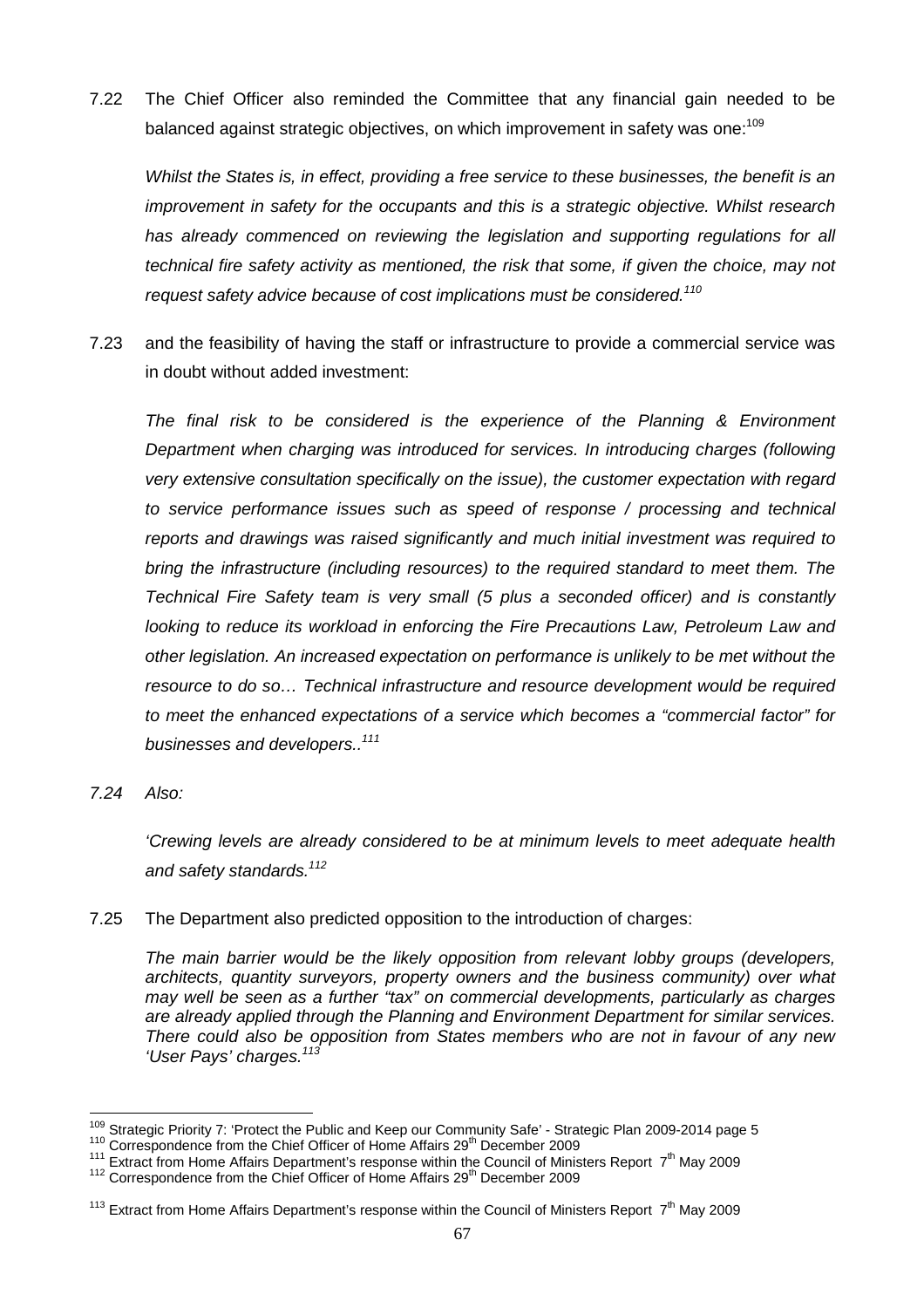7.22 The Chief Officer also reminded the Committee that any financial gain needed to be balanced against strategic objectives, on which improvement in safety was one:[109]

*Whilst the States is, in effect, providing a free service to these businesses, the benefit is an improvement in safety for the occupants and this is a strategic objective. Whilst research has already commenced on reviewing the legislation and supporting regulations for all technical fire safety activity as mentioned, the risk that some, if given the choice, may not request safety advice because of cost implications must be considered.*[110]

7.23 and the feasibility of having the staff or infrastructure to provide a commercial service was in doubt without added investment:

*The final risk to be considered is the experience of the Planning & Environment Department when charging was introduced for services. In introducing charges (following very extensive consultation specifically on the issue), the customer expectation with regard to service performance issues such as speed of response / processing and technical reports and drawings was raised significantly and much initial investment was required to bring the infrastructure (including resources) to the required standard to meet them. The Technical Fire Safety team is very small (5 plus a seconded officer) and is constantly looking to reduce its workload in enforcing the Fire Precautions Law, Petroleum Law and other legislation. An increased expectation on performance is unlikely to be met without the resource to do so… Technical infrastructure and resource development would be required to meet the enhanced expectations of a service which becomes a "commercial factor" for businesses and developers..*[111]

*7.24 Also:*

*'Crewing levels are already considered to be at minimum levels to meet adequate health and safety standards.*[112]

7.25 The Department also predicted opposition to the introduction of charges:

*The main barrier would be the likely opposition from relevant lobby groups (developers, architects, quantity surveyors, property owners and the business community) over what may well be seen as a further "tax" on commercial developments, particularly as charges are already applied through the Planning and Environment Department for similar services. There could also be opposition from States members who are not in favour of any new 'User Pays' charges.*[113]

---

[109] Strategic Priority 7: 'Protect the Public and Keep our Community Safe' - Strategic Plan 2009-2014 page 5

[110] Correspondence from the Chief Officer of Home Affairs 29th December 2009

[111] Extract from Home Affairs Department's response within the Council of Ministers Report 7th May 2009

[112] Correspondence from the Chief Officer of Home Affairs 29th December 2009

[113] Extract from Home Affairs Department's response within the Council of Ministers Report 7th May 2009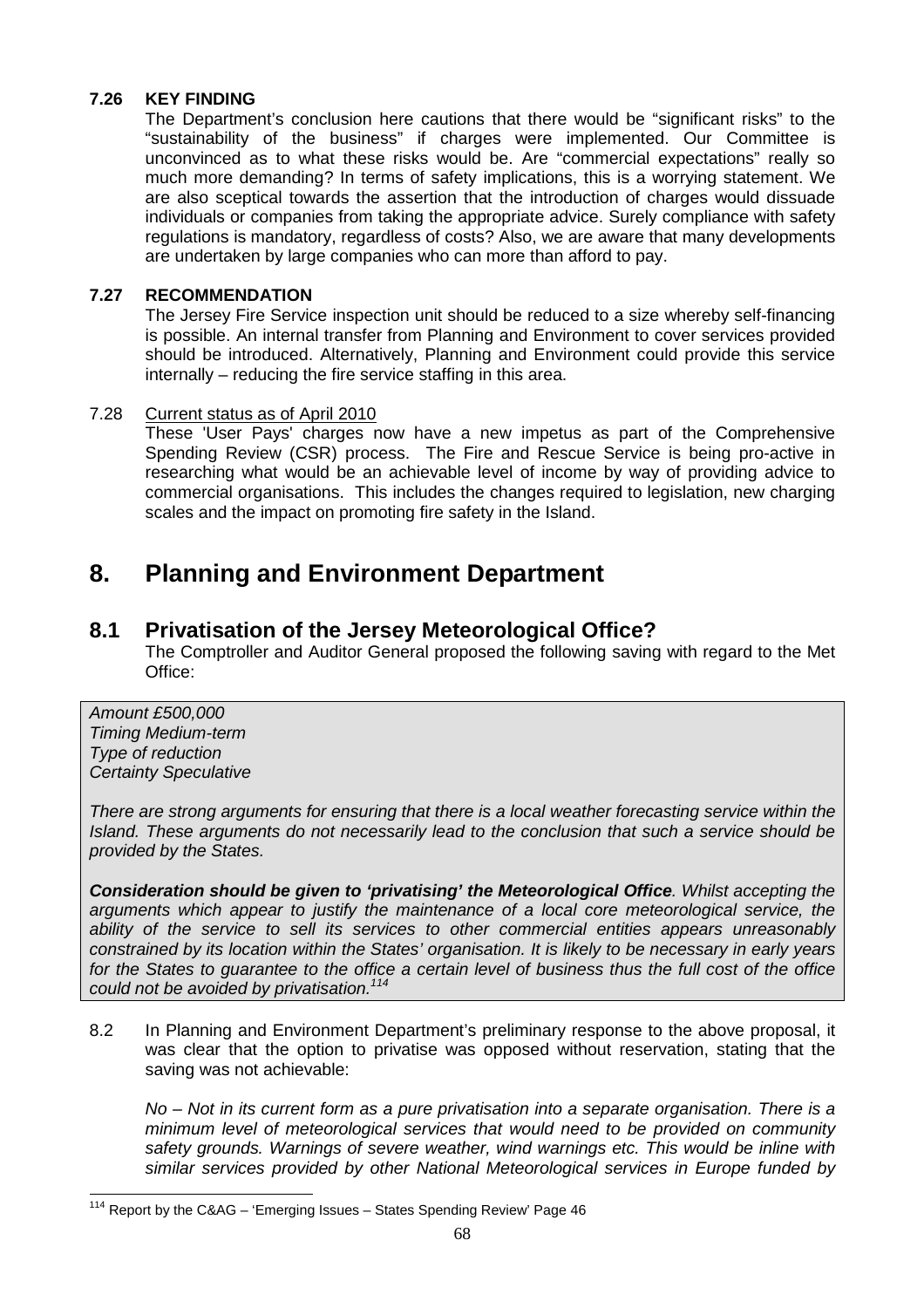**7.26 KEY FINDING**

The Department's conclusion here cautions that there would be "significant risks" to the "sustainability of the business" if charges were implemented. Our Committee is unconvinced as to what these risks would be. Are "commercial expectations" really so much more demanding? In terms of safety implications, this is a worrying statement. We are also sceptical towards the assertion that the introduction of charges would dissuade individuals or companies from taking the appropriate advice. Surely compliance with safety regulations is mandatory, regardless of costs? Also, we are aware that many developments are undertaken by large companies who can more than afford to pay.

**7.27 RECOMMENDATION**

The Jersey Fire Service inspection unit should be reduced to a size whereby self-financing is possible. An internal transfer from Planning and Environment to cover services provided should be introduced. Alternatively, Planning and Environment could provide this service internally – reducing the fire service staffing in this area.

7.28 Current status as of April 2010

These 'User Pays' charges now have a new impetus as part of the Comprehensive Spending Review (CSR) process. The Fire and Rescue Service is being pro-active in researching what would be an achievable level of income by way of providing advice to commercial organisations. This includes the changes required to legislation, new charging scales and the impact on promoting fire safety in the Island.

# 8. Planning and Environment Department

## 8.1 Privatisation of the Jersey Meteorological Office?

The Comptroller and Auditor General proposed the following saving with regard to the Met Office:

*Amount £500,000*
*Timing Medium-term*
*Type of reduction*
*Certainty Speculative*

*There are strong arguments for ensuring that there is a local weather forecasting service within the Island. These arguments do not necessarily lead to the conclusion that such a service should be provided by the States.*

***Consideration should be given to 'privatising' the Meteorological Office**. Whilst accepting the arguments which appear to justify the maintenance of a local core meteorological service, the ability of the service to sell its services to other commercial entities appears unreasonably constrained by its location within the States' organisation. It is likely to be necessary in early years for the States to guarantee to the office a certain level of business thus the full cost of the office could not be avoided by privatisation.*[114]

8.2 In Planning and Environment Department's preliminary response to the above proposal, it was clear that the option to privatise was opposed without reservation, stating that the saving was not achievable:

*No – Not in its current form as a pure privatisation into a separate organisation. There is a minimum level of meteorological services that would need to be provided on community safety grounds. Warnings of severe weather, wind warnings etc. This would be inline with similar services provided by other National Meteorological services in Europe funded by*

[114] Report by the C&AG – 'Emerging Issues – States Spending Review' Page 46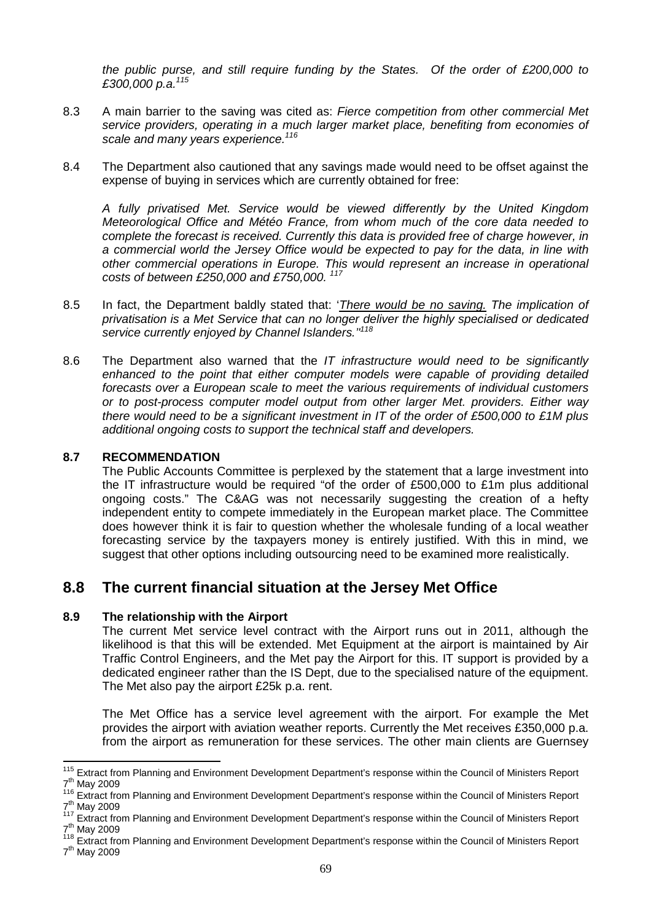*the public purse, and still require funding by the States. Of the order of £200,000 to £300,000 p.a.*[115]

8.3 A main barrier to the saving was cited as: *Fierce competition from other commercial Met service providers, operating in a much larger market place, benefiting from economies of scale and many years experience.*[116]

8.4 The Department also cautioned that any savings made would need to be offset against the expense of buying in services which are currently obtained for free:

*A fully privatised Met. Service would be viewed differently by the United Kingdom Meteorological Office and Météo France, from whom much of the core data needed to complete the forecast is received. Currently this data is provided free of charge however, in a commercial world the Jersey Office would be expected to pay for the data, in line with other commercial operations in Europe. This would represent an increase in operational costs of between £250,000 and £750,000.* [117]

8.5 In fact, the Department baldly stated that: '*There would be no saving. The implication of privatisation is a Met Service that can no longer deliver the highly specialised or dedicated service currently enjoyed by Channel Islanders.'*[118]

8.6 The Department also warned that the *IT infrastructure would need to be significantly enhanced to the point that either computer models were capable of providing detailed forecasts over a European scale to meet the various requirements of individual customers or to post-process computer model output from other larger Met. providers. Either way there would need to be a significant investment in IT of the order of £500,000 to £1M plus additional ongoing costs to support the technical staff and developers.*

**8.7 RECOMMENDATION**

The Public Accounts Committee is perplexed by the statement that a large investment into the IT infrastructure would be required "of the order of £500,000 to £1m plus additional ongoing costs." The C&AG was not necessarily suggesting the creation of a hefty independent entity to compete immediately in the European market place. The Committee does however think it is fair to question whether the wholesale funding of a local weather forecasting service by the taxpayers money is entirely justified. With this in mind, we suggest that other options including outsourcing need to be examined more realistically.

## 8.8 The current financial situation at the Jersey Met Office

**8.9 The relationship with the Airport**

The current Met service level contract with the Airport runs out in 2011, although the likelihood is that this will be extended. Met Equipment at the airport is maintained by Air Traffic Control Engineers, and the Met pay the Airport for this. IT support is provided by a dedicated engineer rather than the IS Dept, due to the specialised nature of the equipment. The Met also pay the airport £25k p.a. rent.

The Met Office has a service level agreement with the airport. For example the Met provides the airport with aviation weather reports. Currently the Met receives £350,000 p.a. from the airport as remuneration for these services. The other main clients are Guernsey

[115] Extract from Planning and Environment Development Department's response within the Council of Ministers Report 7th May 2009
[116] Extract from Planning and Environment Development Department's response within the Council of Ministers Report 7th May 2009
[117] Extract from Planning and Environment Development Department's response within the Council of Ministers Report 7th May 2009
[118] Extract from Planning and Environment Development Department's response within the Council of Ministers Report 7th May 2009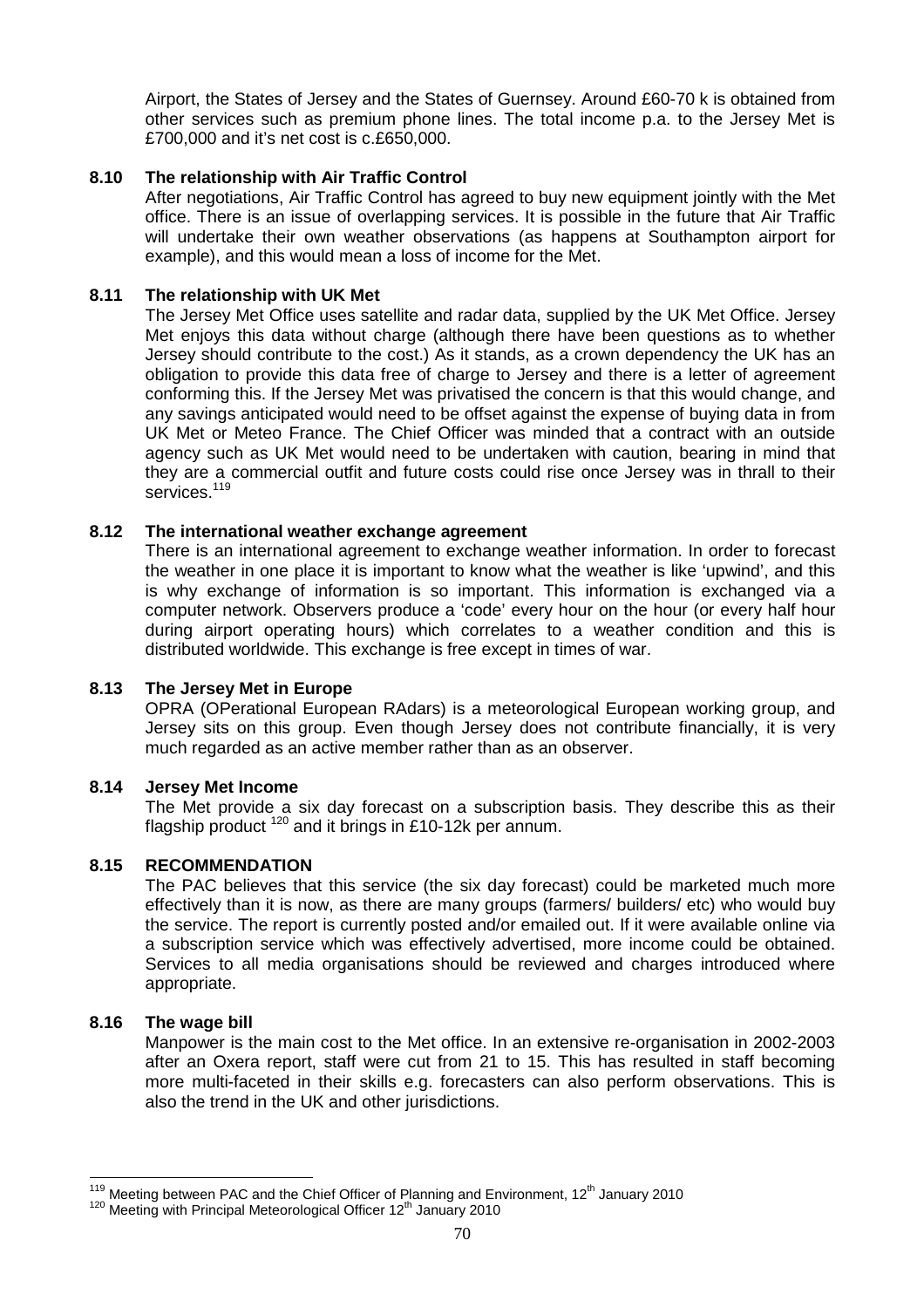Airport, the States of Jersey and the States of Guernsey. Around £60-70 k is obtained from other services such as premium phone lines. The total income p.a. to the Jersey Met is £700,000 and it's net cost is c.£650,000.

### 8.10 The relationship with Air Traffic Control

After negotiations, Air Traffic Control has agreed to buy new equipment jointly with the Met office. There is an issue of overlapping services. It is possible in the future that Air Traffic will undertake their own weather observations (as happens at Southampton airport for example), and this would mean a loss of income for the Met.

### 8.11 The relationship with UK Met

The Jersey Met Office uses satellite and radar data, supplied by the UK Met Office. Jersey Met enjoys this data without charge (although there have been questions as to whether Jersey should contribute to the cost.) As it stands, as a crown dependency the UK has an obligation to provide this data free of charge to Jersey and there is a letter of agreement conforming this. If the Jersey Met was privatised the concern is that this would change, and any savings anticipated would need to be offset against the expense of buying data in from UK Met or Meteo France. The Chief Officer was minded that a contract with an outside agency such as UK Met would need to be undertaken with caution, bearing in mind that they are a commercial outfit and future costs could rise once Jersey was in thrall to their services.[119]

### 8.12 The international weather exchange agreement

There is an international agreement to exchange weather information. In order to forecast the weather in one place it is important to know what the weather is like 'upwind', and this is why exchange of information is so important. This information is exchanged via a computer network. Observers produce a 'code' every hour on the hour (or every half hour during airport operating hours) which correlates to a weather condition and this is distributed worldwide. This exchange is free except in times of war.

### 8.13 The Jersey Met in Europe

OPRA (OPerational European RAdars) is a meteorological European working group, and Jersey sits on this group. Even though Jersey does not contribute financially, it is very much regarded as an active member rather than as an observer.

### 8.14 Jersey Met Income

The Met provide a six day forecast on a subscription basis. They describe this as their flagship product [120] and it brings in £10-12k per annum.

### 8.15 RECOMMENDATION

The PAC believes that this service (the six day forecast) could be marketed much more effectively than it is now, as there are many groups (farmers/ builders/ etc) who would buy the service. The report is currently posted and/or emailed out. If it were available online via a subscription service which was effectively advertised, more income could be obtained. Services to all media organisations should be reviewed and charges introduced where appropriate.

### 8.16 The wage bill

Manpower is the main cost to the Met office. In an extensive re-organisation in 2002-2003 after an Oxera report, staff were cut from 21 to 15. This has resulted in staff becoming more multi-faceted in their skills e.g. forecasters can also perform observations. This is also the trend in the UK and other jurisdictions.

---

[119] Meeting between PAC and the Chief Officer of Planning and Environment, 12th January 2010

[120] Meeting with Principal Meteorological Officer 12th January 2010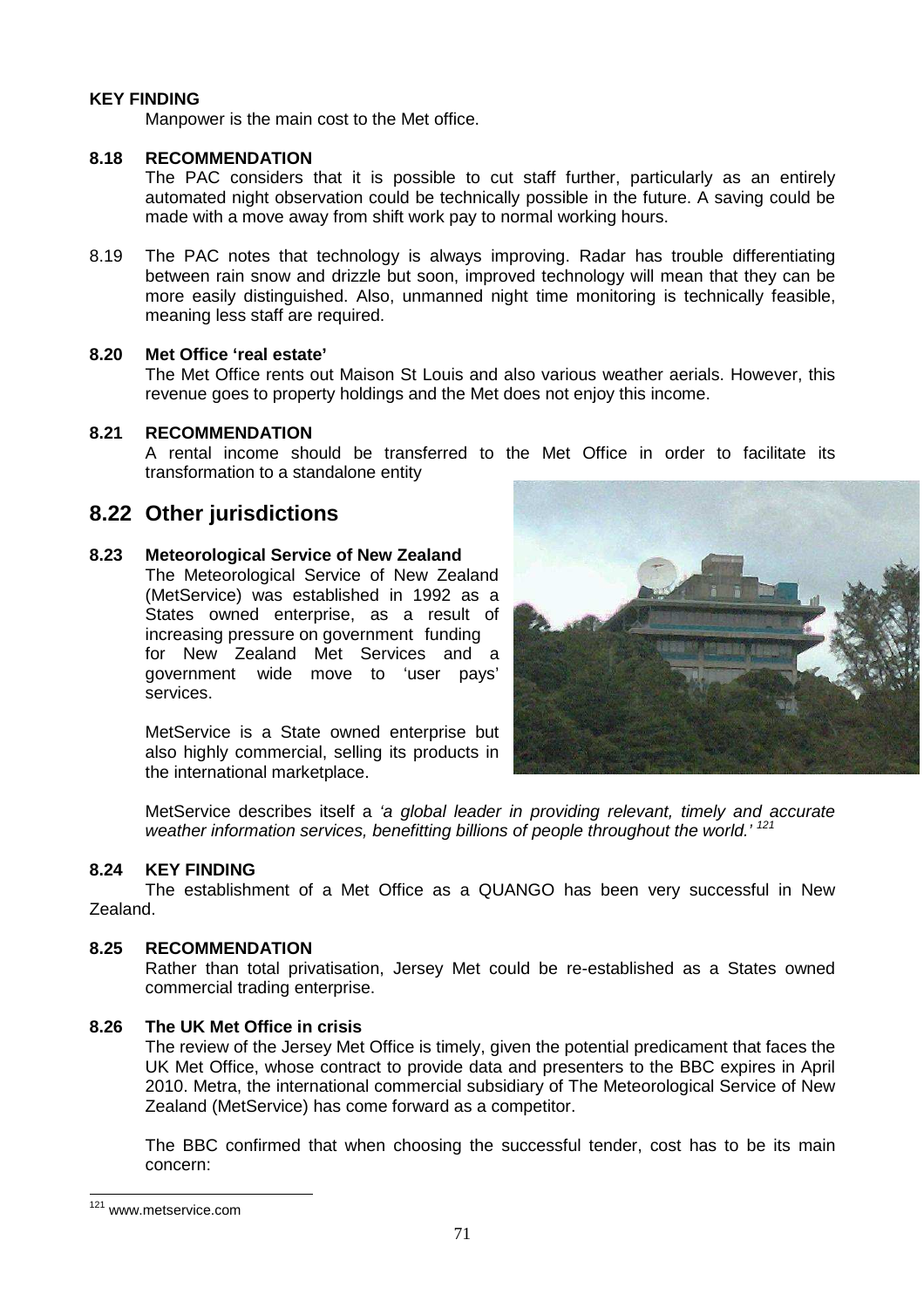**KEY FINDING**

Manpower is the main cost to the Met office.

**8.18 RECOMMENDATION**

The PAC considers that it is possible to cut staff further, particularly as an entirely automated night observation could be technically possible in the future. A saving could be made with a move away from shift work pay to normal working hours.

8.19 The PAC notes that technology is always improving. Radar has trouble differentiating between rain snow and drizzle but soon, improved technology will mean that they can be more easily distinguished. Also, unmanned night time monitoring is technically feasible, meaning less staff are required.

**8.20 Met Office 'real estate'**

The Met Office rents out Maison St Louis and also various weather aerials. However, this revenue goes to property holdings and the Met does not enjoy this income.

**8.21 RECOMMENDATION**

A rental income should be transferred to the Met Office in order to facilitate its transformation to a standalone entity

## 8.22 Other jurisdictions

**8.23 Meteorological Service of New Zealand**

The Meteorological Service of New Zealand (MetService) was established in 1992 as a States owned enterprise, as a result of increasing pressure on government funding for New Zealand Met Services and a government wide move to 'user pays' services.

MetService is a State owned enterprise but also highly commercial, selling its products in the international marketplace.

MetService describes itself a *'a global leader in providing relevant, timely and accurate weather information services, benefitting billions of people throughout the world.'* [121]

**8.24 KEY FINDING**

The establishment of a Met Office as a QUANGO has been very successful in New Zealand.

**8.25 RECOMMENDATION**

Rather than total privatisation, Jersey Met could be re-established as a States owned commercial trading enterprise.

**8.26 The UK Met Office in crisis**

The review of the Jersey Met Office is timely, given the potential predicament that faces the UK Met Office, whose contract to provide data and presenters to the BBC expires in April 2010. Metra, the international commercial subsidiary of The Meteorological Service of New Zealand (MetService) has come forward as a competitor.

The BBC confirmed that when choosing the successful tender, cost has to be its main concern:

[121] www.metservice.com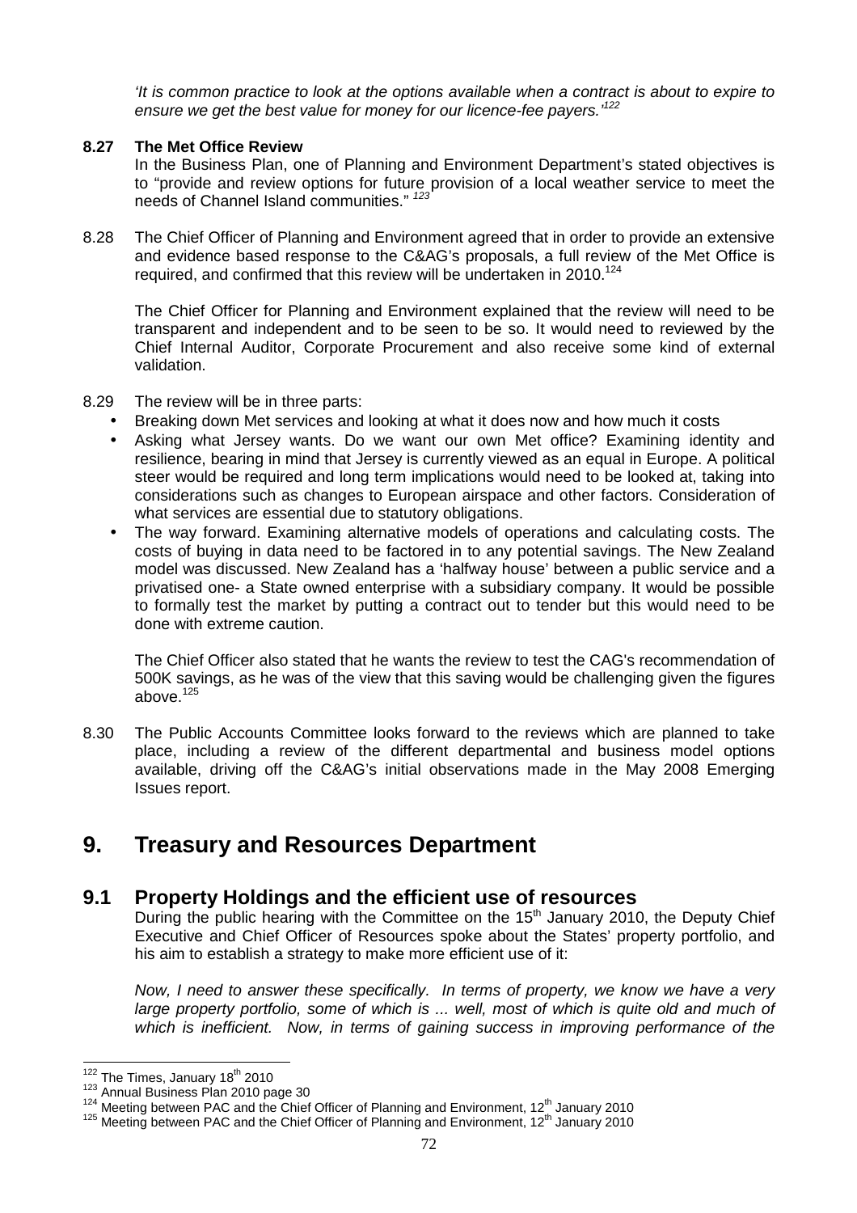*'It is common practice to look at the options available when a contract is about to expire to ensure we get the best value for money for our licence-fee payers.'*[122]

**8.27 The Met Office Review**

In the Business Plan, one of Planning and Environment Department's stated objectives is to "provide and review options for future provision of a local weather service to meet the needs of Channel Island communities." [123]

8.28 The Chief Officer of Planning and Environment agreed that in order to provide an extensive and evidence based response to the C&AG's proposals, a full review of the Met Office is required, and confirmed that this review will be undertaken in 2010.[124]

The Chief Officer for Planning and Environment explained that the review will need to be transparent and independent and to be seen to be so. It would need to reviewed by the Chief Internal Auditor, Corporate Procurement and also receive some kind of external validation.

8.29 The review will be in three parts:

- Breaking down Met services and looking at what it does now and how much it costs
- Asking what Jersey wants. Do we want our own Met office? Examining identity and resilience, bearing in mind that Jersey is currently viewed as an equal in Europe. A political steer would be required and long term implications would need to be looked at, taking into considerations such as changes to European airspace and other factors. Consideration of what services are essential due to statutory obligations.
- The way forward. Examining alternative models of operations and calculating costs. The costs of buying in data need to be factored in to any potential savings. The New Zealand model was discussed. New Zealand has a 'halfway house' between a public service and a privatised one- a State owned enterprise with a subsidiary company. It would be possible to formally test the market by putting a contract out to tender but this would need to be done with extreme caution.

The Chief Officer also stated that he wants the review to test the CAG's recommendation of 500K savings, as he was of the view that this saving would be challenging given the figures above.[125]

8.30 The Public Accounts Committee looks forward to the reviews which are planned to take place, including a review of the different departmental and business model options available, driving off the C&AG's initial observations made in the May 2008 Emerging Issues report.

# 9. Treasury and Resources Department

## 9.1 Property Holdings and the efficient use of resources

During the public hearing with the Committee on the 15th January 2010, the Deputy Chief Executive and Chief Officer of Resources spoke about the States' property portfolio, and his aim to establish a strategy to make more efficient use of it:

*Now, I need to answer these specifically. In terms of property, we know we have a very large property portfolio, some of which is ... well, most of which is quite old and much of which is inefficient. Now, in terms of gaining success in improving performance of the*

---

[122] The Times, January 18th 2010

[123] Annual Business Plan 2010 page 30

[124] Meeting between PAC and the Chief Officer of Planning and Environment, 12th January 2010

[125] Meeting between PAC and the Chief Officer of Planning and Environment, 12th January 2010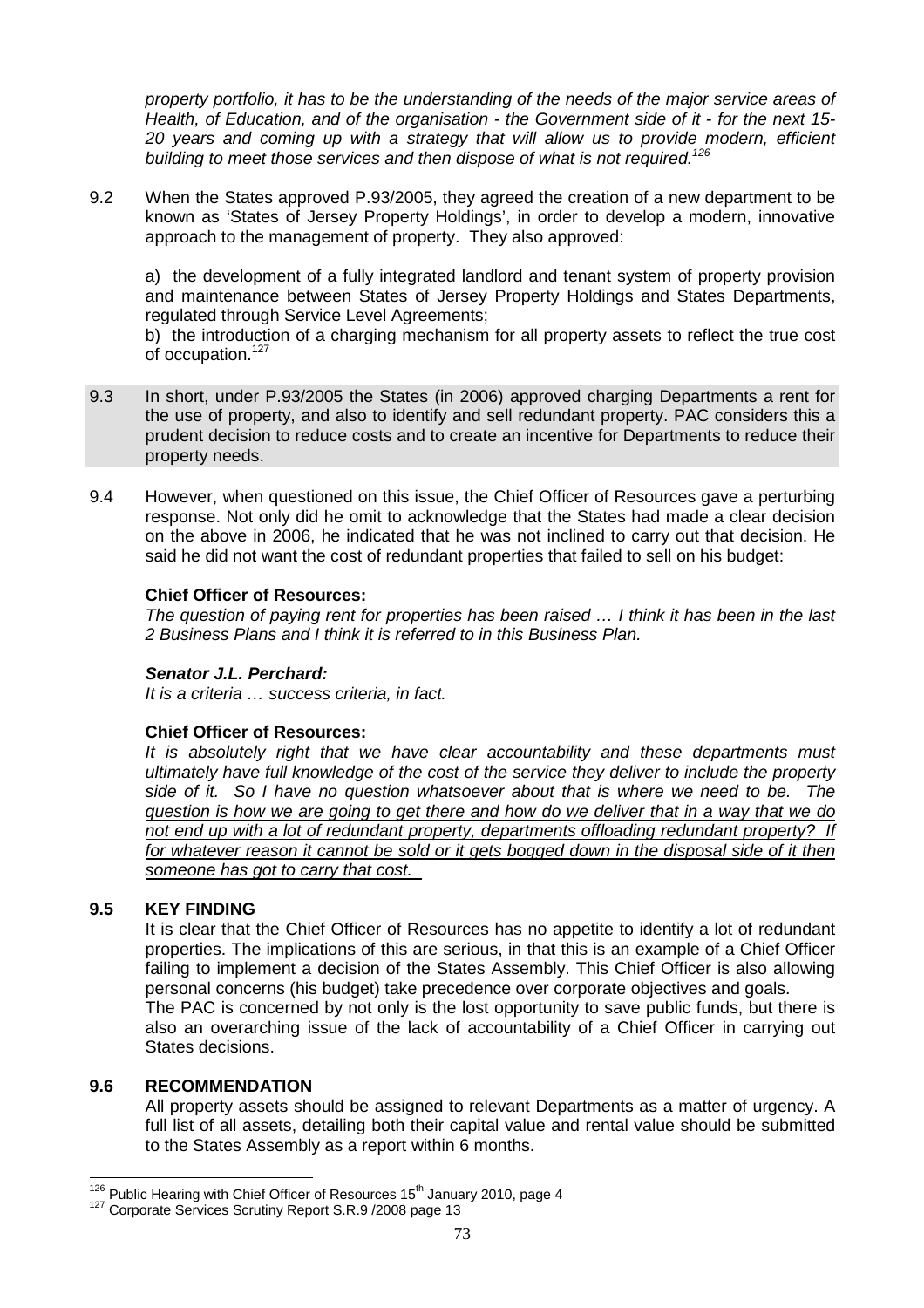*property portfolio, it has to be the understanding of the needs of the major service areas of Health, of Education, and of the organisation - the Government side of it - for the next 15-20 years and coming up with a strategy that will allow us to provide modern, efficient building to meet those services and then dispose of what is not required.*[126]

9.2 When the States approved P.93/2005, they agreed the creation of a new department to be known as 'States of Jersey Property Holdings', in order to develop a modern, innovative approach to the management of property. They also approved:

a) the development of a fully integrated landlord and tenant system of property provision and maintenance between States of Jersey Property Holdings and States Departments, regulated through Service Level Agreements;
b) the introduction of a charging mechanism for all property assets to reflect the true cost of occupation.[127]

9.3 In short, under P.93/2005 the States (in 2006) approved charging Departments a rent for the use of property, and also to identify and sell redundant property. PAC considers this a prudent decision to reduce costs and to create an incentive for Departments to reduce their property needs.

9.4 However, when questioned on this issue, the Chief Officer of Resources gave a perturbing response. Not only did he omit to acknowledge that the States had made a clear decision on the above in 2006, he indicated that he was not inclined to carry out that decision. He said he did not want the cost of redundant properties that failed to sell on his budget:

**Chief Officer of Resources:**
*The question of paying rent for properties has been raised … I think it has been in the last 2 Business Plans and I think it is referred to in this Business Plan.*

***Senator J.L. Perchard:***
*It is a criteria … success criteria, in fact.*

**Chief Officer of Resources:**
*It is absolutely right that we have clear accountability and these departments must ultimately have full knowledge of the cost of the service they deliver to include the property side of it. So I have no question whatsoever about that is where we need to be. The question is how we are going to get there and how do we deliver that in a way that we do not end up with a lot of redundant property, departments offloading redundant property? If for whatever reason it cannot be sold or it gets bogged down in the disposal side of it then someone has got to carry that cost.*

**9.5 KEY FINDING**

It is clear that the Chief Officer of Resources has no appetite to identify a lot of redundant properties. The implications of this are serious, in that this is an example of a Chief Officer failing to implement a decision of the States Assembly. This Chief Officer is also allowing personal concerns (his budget) take precedence over corporate objectives and goals.

The PAC is concerned by not only is the lost opportunity to save public funds, but there is also an overarching issue of the lack of accountability of a Chief Officer in carrying out States decisions.

**9.6 RECOMMENDATION**

All property assets should be assigned to relevant Departments as a matter of urgency. A full list of all assets, detailing both their capital value and rental value should be submitted to the States Assembly as a report within 6 months.

[126] Public Hearing with Chief Officer of Resources 15th January 2010, page 4
[127] Corporate Services Scrutiny Report S.R.9 /2008 page 13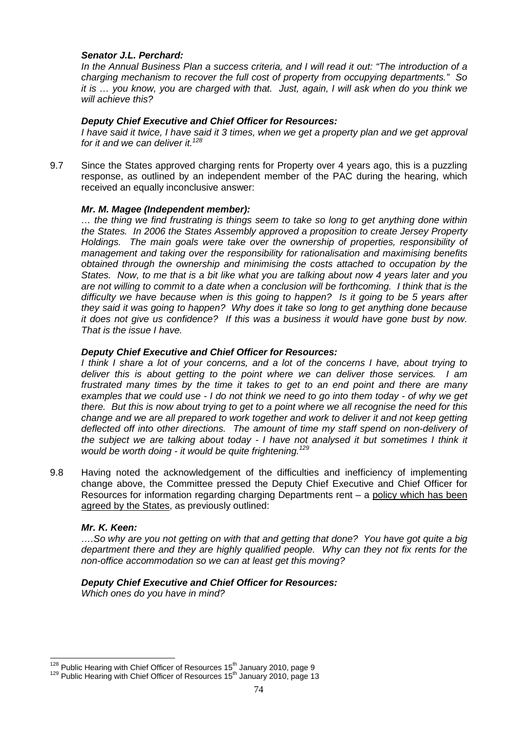***Senator J.L. Perchard:***

*In the Annual Business Plan a success criteria, and I will read it out: "The introduction of a charging mechanism to recover the full cost of property from occupying departments." So it is … you know, you are charged with that. Just, again, I will ask when do you think we will achieve this?*

***Deputy Chief Executive and Chief Officer for Resources:***

*I have said it twice, I have said it 3 times, when we get a property plan and we get approval for it and we can deliver it.*[128]

9.7 Since the States approved charging rents for Property over 4 years ago, this is a puzzling response, as outlined by an independent member of the PAC during the hearing, which received an equally inconclusive answer:

***Mr. M. Magee (Independent member):***

*… the thing we find frustrating is things seem to take so long to get anything done within the States. In 2006 the States Assembly approved a proposition to create Jersey Property Holdings. The main goals were take over the ownership of properties, responsibility of management and taking over the responsibility for rationalisation and maximising benefits obtained through the ownership and minimising the costs attached to occupation by the States. Now, to me that is a bit like what you are talking about now 4 years later and you are not willing to commit to a date when a conclusion will be forthcoming. I think that is the difficulty we have because when is this going to happen? Is it going to be 5 years after they said it was going to happen? Why does it take so long to get anything done because it does not give us confidence? If this was a business it would have gone bust by now. That is the issue I have.*

***Deputy Chief Executive and Chief Officer for Resources:***

*I think I share a lot of your concerns, and a lot of the concerns I have, about trying to deliver this is about getting to the point where we can deliver those services. I am frustrated many times by the time it takes to get to an end point and there are many examples that we could use - I do not think we need to go into them today - of why we get there. But this is now about trying to get to a point where we all recognise the need for this change and we are all prepared to work together and work to deliver it and not keep getting deflected off into other directions. The amount of time my staff spend on non-delivery of the subject we are talking about today - I have not analysed it but sometimes I think it would be worth doing - it would be quite frightening.*[129]

9.8 Having noted the acknowledgement of the difficulties and inefficiency of implementing change above, the Committee pressed the Deputy Chief Executive and Chief Officer for Resources for information regarding charging Departments rent – a <u>policy which has been agreed by the States</u>, as previously outlined:

***Mr. K. Keen:***

*….So why are you not getting on with that and getting that done? You have got quite a big department there and they are highly qualified people. Why can they not fix rents for the non-office accommodation so we can at least get this moving?*

***Deputy Chief Executive and Chief Officer for Resources:***

*Which ones do you have in mind?*

---

[128] Public Hearing with Chief Officer of Resources 15th January 2010, page 9

[129] Public Hearing with Chief Officer of Resources 15th January 2010, page 13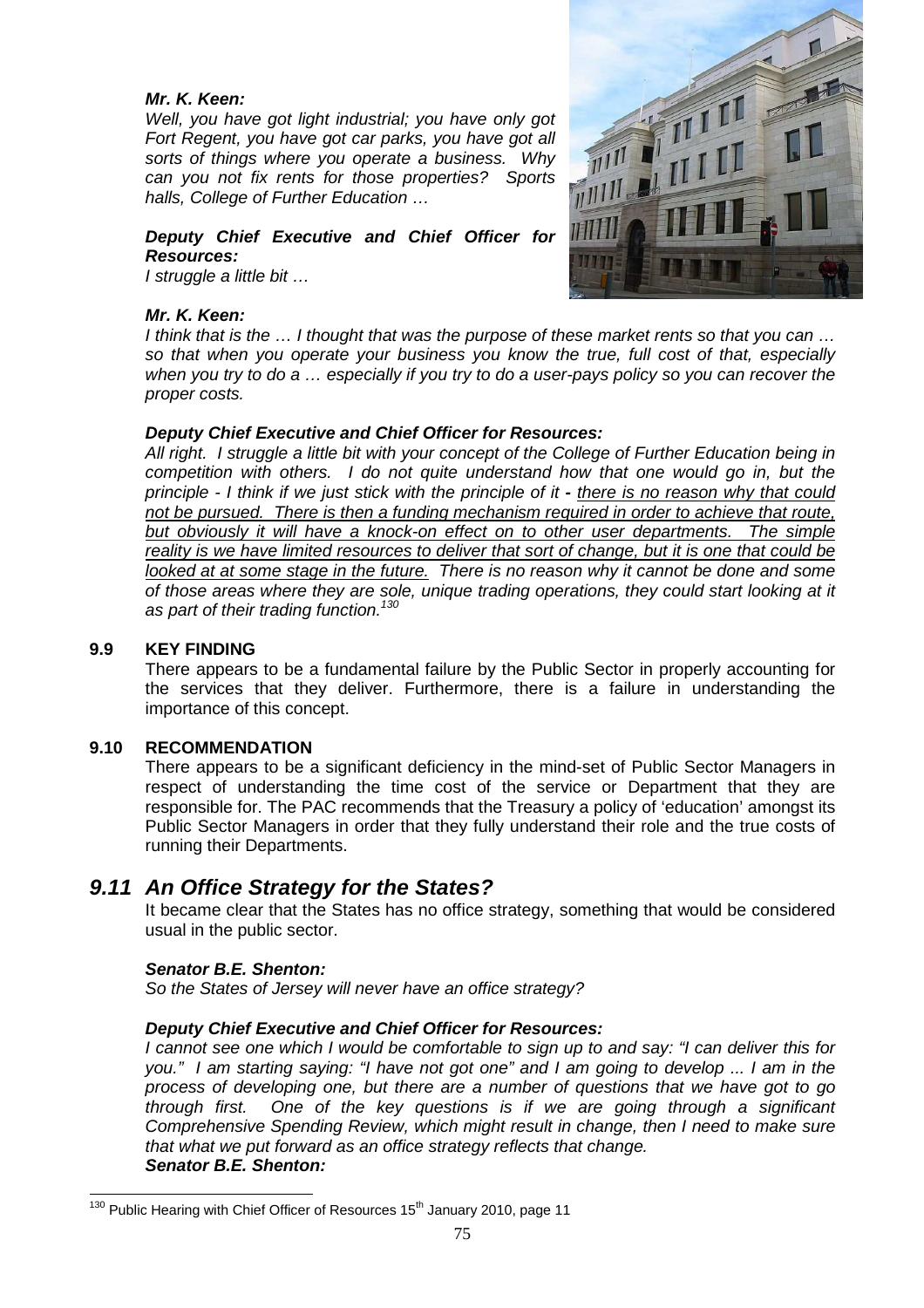***Mr. K. Keen:***

*Well, you have got light industrial; you have only got Fort Regent, you have got car parks, you have got all sorts of things where you operate a business. Why can you not fix rents for those properties? Sports halls, College of Further Education …*

***Deputy Chief Executive and Chief Officer for Resources:***

*I struggle a little bit …*

***Mr. K. Keen:***

*I think that is the … I thought that was the purpose of these market rents so that you can … so that when you operate your business you know the true, full cost of that, especially when you try to do a … especially if you try to do a user-pays policy so you can recover the proper costs.*

***Deputy Chief Executive and Chief Officer for Resources:***

*All right. I struggle a little bit with your concept of the College of Further Education being in competition with others. I do not quite understand how that one would go in, but the principle - I think if we just stick with the principle of it - <u>there is no reason why that could not be pursued. There is then a funding mechanism required in order to achieve that route, but obviously it will have a knock-on effect on to other user departments. The simple reality is we have limited resources to deliver that sort of change, but it is one that could be looked at at some stage in the future.</u> There is no reason why it cannot be done and some of those areas where they are sole, unique trading operations, they could start looking at it as part of their trading function.*[130]

**9.9 KEY FINDING**

There appears to be a fundamental failure by the Public Sector in properly accounting for the services that they deliver. Furthermore, there is a failure in understanding the importance of this concept.

**9.10 RECOMMENDATION**

There appears to be a significant deficiency in the mind-set of Public Sector Managers in respect of understanding the time cost of the service or Department that they are responsible for. The PAC recommends that the Treasury a policy of 'education' amongst its Public Sector Managers in order that they fully understand their role and the true costs of running their Departments.

## *9.11 An Office Strategy for the States?*

It became clear that the States has no office strategy, something that would be considered usual in the public sector.

***Senator B.E. Shenton:***

*So the States of Jersey will never have an office strategy?*

***Deputy Chief Executive and Chief Officer for Resources:***

*I cannot see one which I would be comfortable to sign up to and say: "I can deliver this for you." I am starting saying: "I have not got one" and I am going to develop ... I am in the process of developing one, but there are a number of questions that we have got to go through first. One of the key questions is if we are going through a significant Comprehensive Spending Review, which might result in change, then I need to make sure that what we put forward as an office strategy reflects that change.*

***Senator B.E. Shenton:***

[130] Public Hearing with Chief Officer of Resources 15th January 2010, page 11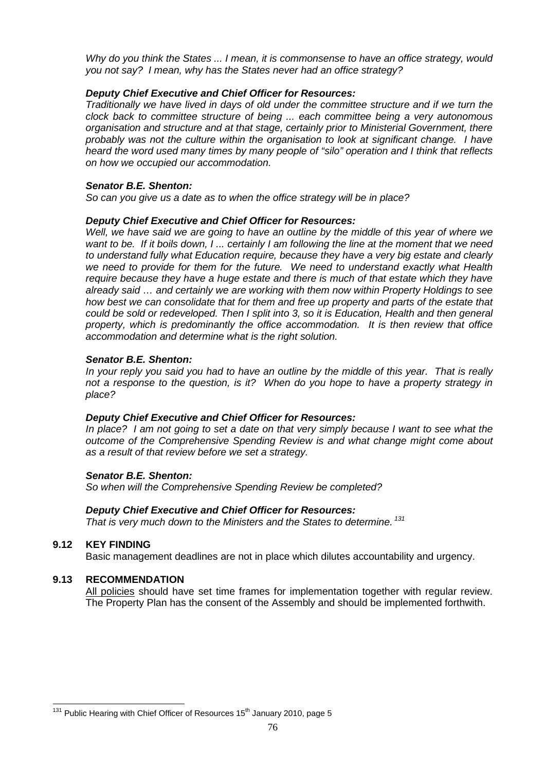*Why do you think the States ... I mean, it is commonsense to have an office strategy, would you not say? I mean, why has the States never had an office strategy?*

***Deputy Chief Executive and Chief Officer for Resources:***
*Traditionally we have lived in days of old under the committee structure and if we turn the clock back to committee structure of being ... each committee being a very autonomous organisation and structure and at that stage, certainly prior to Ministerial Government, there probably was not the culture within the organisation to look at significant change. I have heard the word used many times by many people of "silo" operation and I think that reflects on how we occupied our accommodation.*

***Senator B.E. Shenton:***
*So can you give us a date as to when the office strategy will be in place?*

***Deputy Chief Executive and Chief Officer for Resources:***
*Well, we have said we are going to have an outline by the middle of this year of where we want to be. If it boils down, I ... certainly I am following the line at the moment that we need to understand fully what Education require, because they have a very big estate and clearly we need to provide for them for the future. We need to understand exactly what Health require because they have a huge estate and there is much of that estate which they have already said … and certainly we are working with them now within Property Holdings to see how best we can consolidate that for them and free up property and parts of the estate that could be sold or redeveloped. Then I split into 3, so it is Education, Health and then general property, which is predominantly the office accommodation. It is then review that office accommodation and determine what is the right solution.*

***Senator B.E. Shenton:***
*In your reply you said you had to have an outline by the middle of this year. That is really not a response to the question, is it? When do you hope to have a property strategy in place?*

***Deputy Chief Executive and Chief Officer for Resources:***
*In place? I am not going to set a date on that very simply because I want to see what the outcome of the Comprehensive Spending Review is and what change might come about as a result of that review before we set a strategy.*

***Senator B.E. Shenton:***
*So when will the Comprehensive Spending Review be completed?*

***Deputy Chief Executive and Chief Officer for Resources:***
*That is very much down to the Ministers and the States to determine.* [131]

**9.12 KEY FINDING**

Basic management deadlines are not in place which dilutes accountability and urgency.

**9.13 RECOMMENDATION**

All policies should have set time frames for implementation together with regular review. The Property Plan has the consent of the Assembly and should be implemented forthwith.

---

[131] Public Hearing with Chief Officer of Resources 15th January 2010, page 5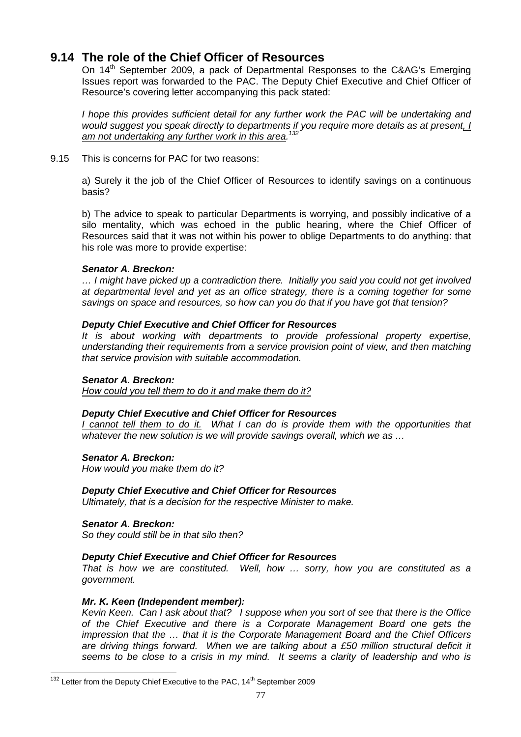## 9.14 The role of the Chief Officer of Resources

On 14th September 2009, a pack of Departmental Responses to the C&AG's Emerging Issues report was forwarded to the PAC. The Deputy Chief Executive and Chief Officer of Resource's covering letter accompanying this pack stated:

*I hope this provides sufficient detail for any further work the PAC will be undertaking and would suggest you speak directly to departments if you require more details as at present, <u>I am not undertaking any further work in this area.</u>*[132]

9.15 This is concerns for PAC for two reasons:

a) Surely it the job of the Chief Officer of Resources to identify savings on a continuous basis?

b) The advice to speak to particular Departments is worrying, and possibly indicative of a silo mentality, which was echoed in the public hearing, where the Chief Officer of Resources said that it was not within his power to oblige Departments to do anything: that his role was more to provide expertise:

***Senator A. Breckon:***
*… I might have picked up a contradiction there. Initially you said you could not get involved at departmental level and yet as an office strategy, there is a coming together for some savings on space and resources, so how can you do that if you have got that tension?*

***Deputy Chief Executive and Chief Officer for Resources***
*It is about working with departments to provide professional property expertise, understanding their requirements from a service provision point of view, and then matching that service provision with suitable accommodation.*

***Senator A. Breckon:***
*<u>How could you tell them to do it and make them do it?</u>*

***Deputy Chief Executive and Chief Officer for Resources***
*<u>I cannot tell them to do it.</u> What I can do is provide them with the opportunities that whatever the new solution is we will provide savings overall, which we as …*

***Senator A. Breckon:***
*How would you make them do it?*

***Deputy Chief Executive and Chief Officer for Resources***
*Ultimately, that is a decision for the respective Minister to make.*

***Senator A. Breckon:***
*So they could still be in that silo then?*

***Deputy Chief Executive and Chief Officer for Resources***
*That is how we are constituted. Well, how … sorry, how you are constituted as a government.*

***Mr. K. Keen (Independent member):***
*Kevin Keen. Can I ask about that? I suppose when you sort of see that there is the Office of the Chief Executive and there is a Corporate Management Board one gets the impression that the … that it is the Corporate Management Board and the Chief Officers are driving things forward. When we are talking about a £50 million structural deficit it seems to be close to a crisis in my mind. It seems a clarity of leadership and who is*

[132] Letter from the Deputy Chief Executive to the PAC, 14th September 2009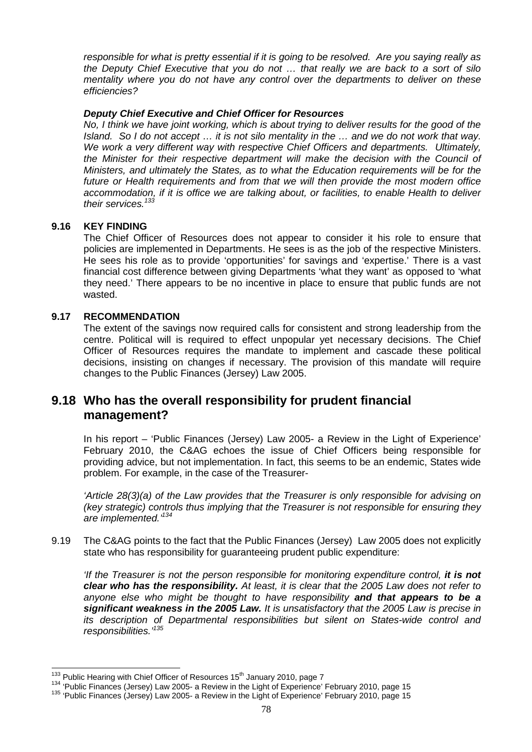*responsible for what is pretty essential if it is going to be resolved. Are you saying really as the Deputy Chief Executive that you do not … that really we are back to a sort of silo mentality where you do not have any control over the departments to deliver on these efficiencies?*

***Deputy Chief Executive and Chief Officer for Resources***

*No, I think we have joint working, which is about trying to deliver results for the good of the Island. So I do not accept … it is not silo mentality in the … and we do not work that way. We work a very different way with respective Chief Officers and departments. Ultimately, the Minister for their respective department will make the decision with the Council of Ministers, and ultimately the States, as to what the Education requirements will be for the future or Health requirements and from that we will then provide the most modern office accommodation, if it is office we are talking about, or facilities, to enable Health to deliver their services.*[133]

**9.16 KEY FINDING**

The Chief Officer of Resources does not appear to consider it his role to ensure that policies are implemented in Departments. He sees is as the job of the respective Ministers. He sees his role as to provide 'opportunities' for savings and 'expertise.' There is a vast financial cost difference between giving Departments 'what they want' as opposed to 'what they need.' There appears to be no incentive in place to ensure that public funds are not wasted.

**9.17 RECOMMENDATION**

The extent of the savings now required calls for consistent and strong leadership from the centre. Political will is required to effect unpopular yet necessary decisions. The Chief Officer of Resources requires the mandate to implement and cascade these political decisions, insisting on changes if necessary. The provision of this mandate will require changes to the Public Finances (Jersey) Law 2005.

## 9.18 Who has the overall responsibility for prudent financial management?

In his report – 'Public Finances (Jersey) Law 2005- a Review in the Light of Experience' February 2010, the C&AG echoes the issue of Chief Officers being responsible for providing advice, but not implementation. In fact, this seems to be an endemic, States wide problem. For example, in the case of the Treasurer-

*'Article 28(3)(a) of the Law provides that the Treasurer is only responsible for advising on (key strategic) controls thus implying that the Treasurer is not responsible for ensuring they are implemented.'*[134]

9.19 The C&AG points to the fact that the Public Finances (Jersey) Law 2005 does not explicitly state who has responsibility for guaranteeing prudent public expenditure:

*'If the Treasurer is not the person responsible for monitoring expenditure control, **it is not clear who has the responsibility.** At least, it is clear that the 2005 Law does not refer to anyone else who might be thought to have responsibility **and that appears to be a significant weakness in the 2005 Law.** It is unsatisfactory that the 2005 Law is precise in its description of Departmental responsibilities but silent on States-wide control and responsibilities.'*[135]

---

[133] Public Hearing with Chief Officer of Resources 15th January 2010, page 7

[134] 'Public Finances (Jersey) Law 2005- a Review in the Light of Experience' February 2010, page 15

[135] 'Public Finances (Jersey) Law 2005- a Review in the Light of Experience' February 2010, page 15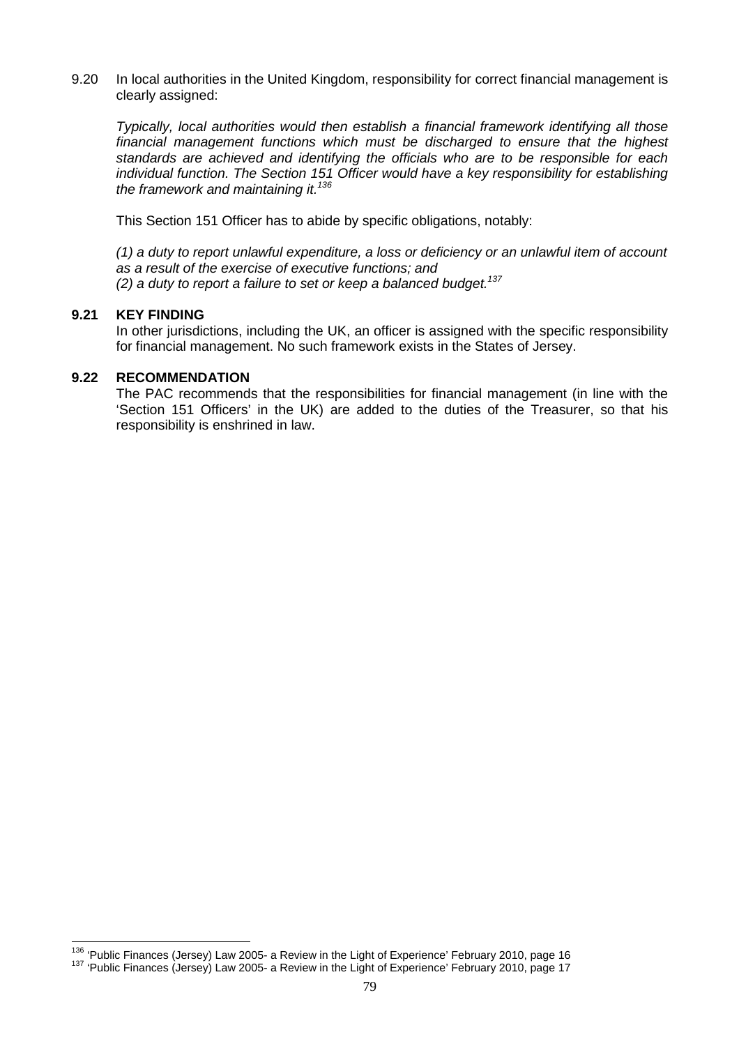9.20 In local authorities in the United Kingdom, responsibility for correct financial management is clearly assigned:

*Typically, local authorities would then establish a financial framework identifying all those financial management functions which must be discharged to ensure that the highest standards are achieved and identifying the officials who are to be responsible for each individual function. The Section 151 Officer would have a key responsibility for establishing the framework and maintaining it.*[136]

This Section 151 Officer has to abide by specific obligations, notably:

*(1) a duty to report unlawful expenditure, a loss or deficiency or an unlawful item of account as a result of the exercise of executive functions; and*
*(2) a duty to report a failure to set or keep a balanced budget.*[137]

**9.21 KEY FINDING**

In other jurisdictions, including the UK, an officer is assigned with the specific responsibility for financial management. No such framework exists in the States of Jersey.

**9.22 RECOMMENDATION**

The PAC recommends that the responsibilities for financial management (in line with the 'Section 151 Officers' in the UK) are added to the duties of the Treasurer, so that his responsibility is enshrined in law.

---

[136] 'Public Finances (Jersey) Law 2005- a Review in the Light of Experience' February 2010, page 16
[137] 'Public Finances (Jersey) Law 2005- a Review in the Light of Experience' February 2010, page 17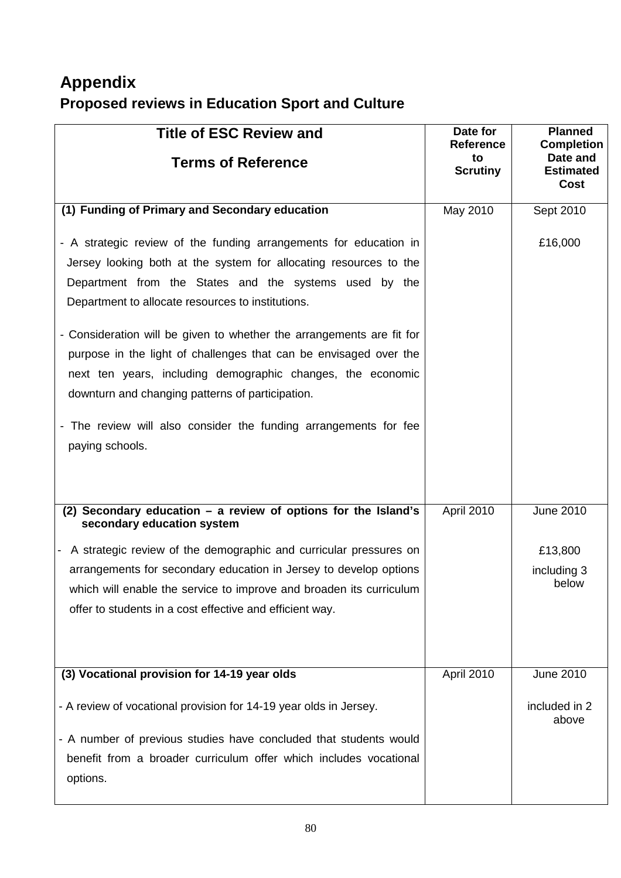# Appendix

## Proposed reviews in Education Sport and Culture

| Title of ESC Review and Terms of Reference | Date for Reference to Scrutiny | Planned Completion Date and Estimated Cost |
|---|---|---|
| **(1) Funding of Primary and Secondary education**<br><br>- A strategic review of the funding arrangements for education in Jersey looking both at the system for allocating resources to the Department from the States and the systems used by the Department to allocate resources to institutions.<br><br>- Consideration will be given to whether the arrangements are fit for purpose in the light of challenges that can be envisaged over the next ten years, including demographic changes, the economic downturn and changing patterns of participation.<br><br>- The review will also consider the funding arrangements for fee paying schools. | May 2010 | Sept 2010<br><br>£16,000 |
| **(2) Secondary education – a review of options for the Island's secondary education system**<br><br>- A strategic review of the demographic and curricular pressures on arrangements for secondary education in Jersey to develop options which will enable the service to improve and broaden its curriculum offer to students in a cost effective and efficient way. | April 2010 | June 2010<br><br>£13,800<br><br>including 3 below |
| **(3) Vocational provision for 14-19 year olds**<br><br>- A review of vocational provision for 14-19 year olds in Jersey.<br><br>- A number of previous studies have concluded that students would benefit from a broader curriculum offer which includes vocational options. | April 2010 | June 2010<br><br>included in 2 above |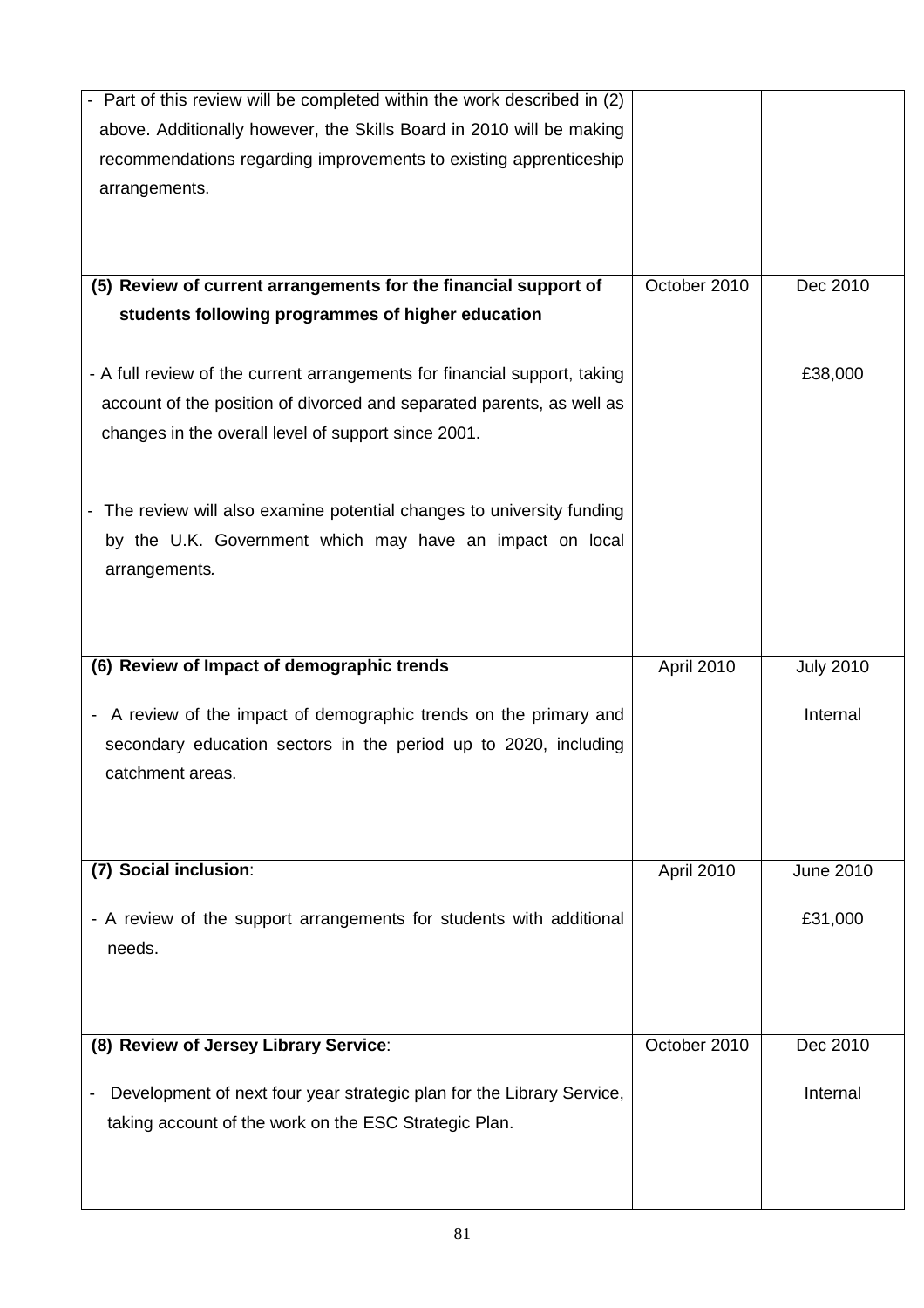| | | |
|---|---|---|
| - Part of this review will be completed within the work described in (2) above. Additionally however, the Skills Board in 2010 will be making recommendations regarding improvements to existing apprenticeship arrangements. | | |
| **(5) Review of current arrangements for the financial support of students following programmes of higher education**<br><br>- A full review of the current arrangements for financial support, taking account of the position of divorced and separated parents, as well as changes in the overall level of support since 2001.<br><br>- The review will also examine potential changes to university funding by the U.K. Government which may have an impact on local arrangements. | October 2010 | Dec 2010<br><br>£38,000 |
| **(6) Review of Impact of demographic trends**<br><br>- A review of the impact of demographic trends on the primary and secondary education sectors in the period up to 2020, including catchment areas. | April 2010 | July 2010<br><br>Internal |
| **(7) Social inclusion**:<br><br>- A review of the support arrangements for students with additional needs. | April 2010 | June 2010<br><br>£31,000 |
| **(8) Review of Jersey Library Service**:<br><br>- Development of next four year strategic plan for the Library Service, taking account of the work on the ESC Strategic Plan. | October 2010 | Dec 2010<br><br>Internal |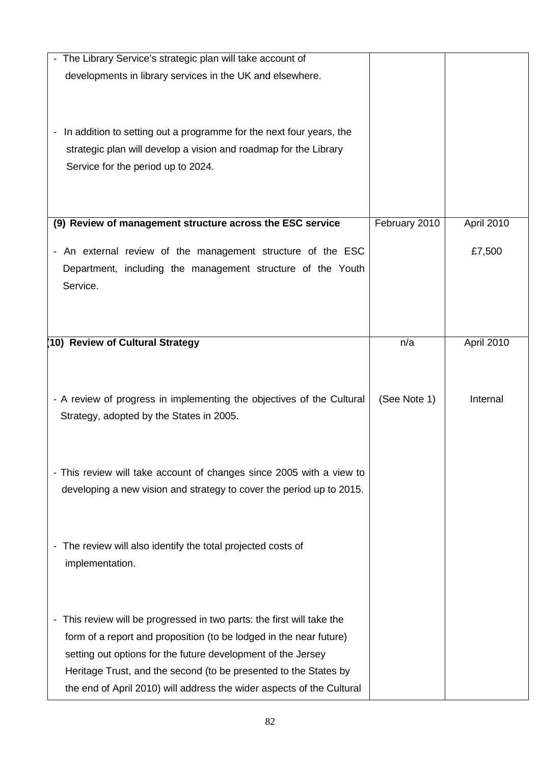| | | |
|---|---|---|
| - The Library Service's strategic plan will take account of developments in library services in the UK and elsewhere.<br><br>- In addition to setting out a programme for the next four years, the strategic plan will develop a vision and roadmap for the Library Service for the period up to 2024. | | |
| **(9) Review of management structure across the ESC service**<br><br>- An external review of the management structure of the ESC Department, including the management structure of the Youth Service. | February 2010 | April 2010<br><br>£7,500 |
| **(10) Review of Cultural Strategy**<br><br>- A review of progress in implementing the objectives of the Cultural Strategy, adopted by the States in 2005.<br><br>- This review will take account of changes since 2005 with a view to developing a new vision and strategy to cover the period up to 2015.<br><br>- The review will also identify the total projected costs of implementation.<br><br>- This review will be progressed in two parts: the first will take the form of a report and proposition (to be lodged in the near future) setting out options for the future development of the Jersey Heritage Trust, and the second (to be presented to the States by the end of April 2010) will address the wider aspects of the Cultural | n/a<br><br>(See Note 1) | April 2010<br><br>Internal |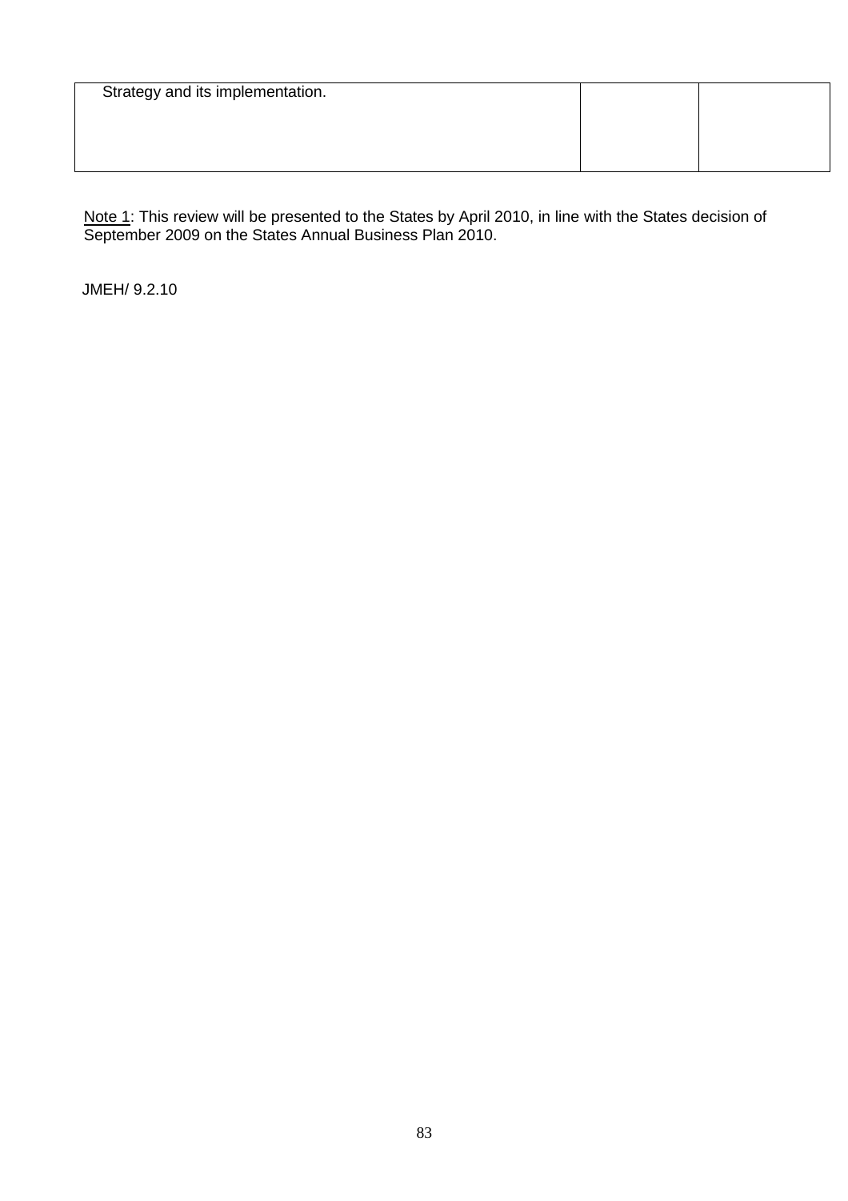| | | |
|---|---|---|
| Strategy and its implementation. | | |

Note 1: This review will be presented to the States by April 2010, in line with the States decision of September 2009 on the States Annual Business Plan 2010.

JMEH/ 9.2.10